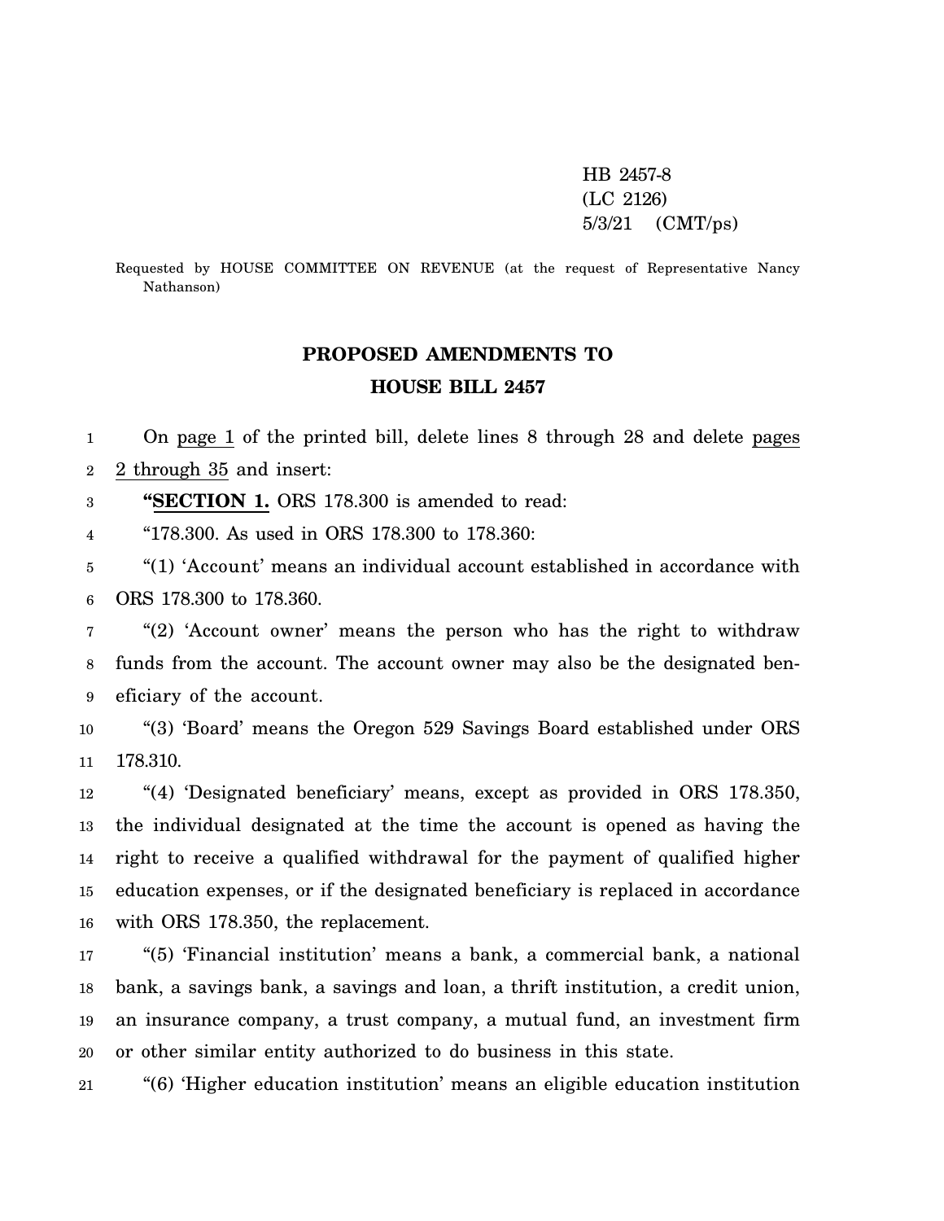HB 2457-8
(LC 2126)
5/3/21 (CMT/ps)

Requested by HOUSE COMMITTEE ON REVENUE (at the request of Representative Nancy Nathanson)

## PROPOSED AMENDMENTS TO
## HOUSE BILL 2457

On page 1 of the printed bill, delete lines 8 through 28 and delete pages 2 through 35 and insert:

"**SECTION 1.** ORS 178.300 is amended to read:

"178.300. As used in ORS 178.300 to 178.360:

"(1) 'Account' means an individual account established in accordance with ORS 178.300 to 178.360.

"(2) 'Account owner' means the person who has the right to withdraw funds from the account. The account owner may also be the designated beneficiary of the account.

"(3) 'Board' means the Oregon 529 Savings Board established under ORS 178.310.

"(4) 'Designated beneficiary' means, except as provided in ORS 178.350, the individual designated at the time the account is opened as having the right to receive a qualified withdrawal for the payment of qualified higher education expenses, or if the designated beneficiary is replaced in accordance with ORS 178.350, the replacement.

"(5) 'Financial institution' means a bank, a commercial bank, a national bank, a savings bank, a savings and loan, a thrift institution, a credit union, an insurance company, a trust company, a mutual fund, an investment firm or other similar entity authorized to do business in this state.

"(6) 'Higher education institution' means an eligible education institution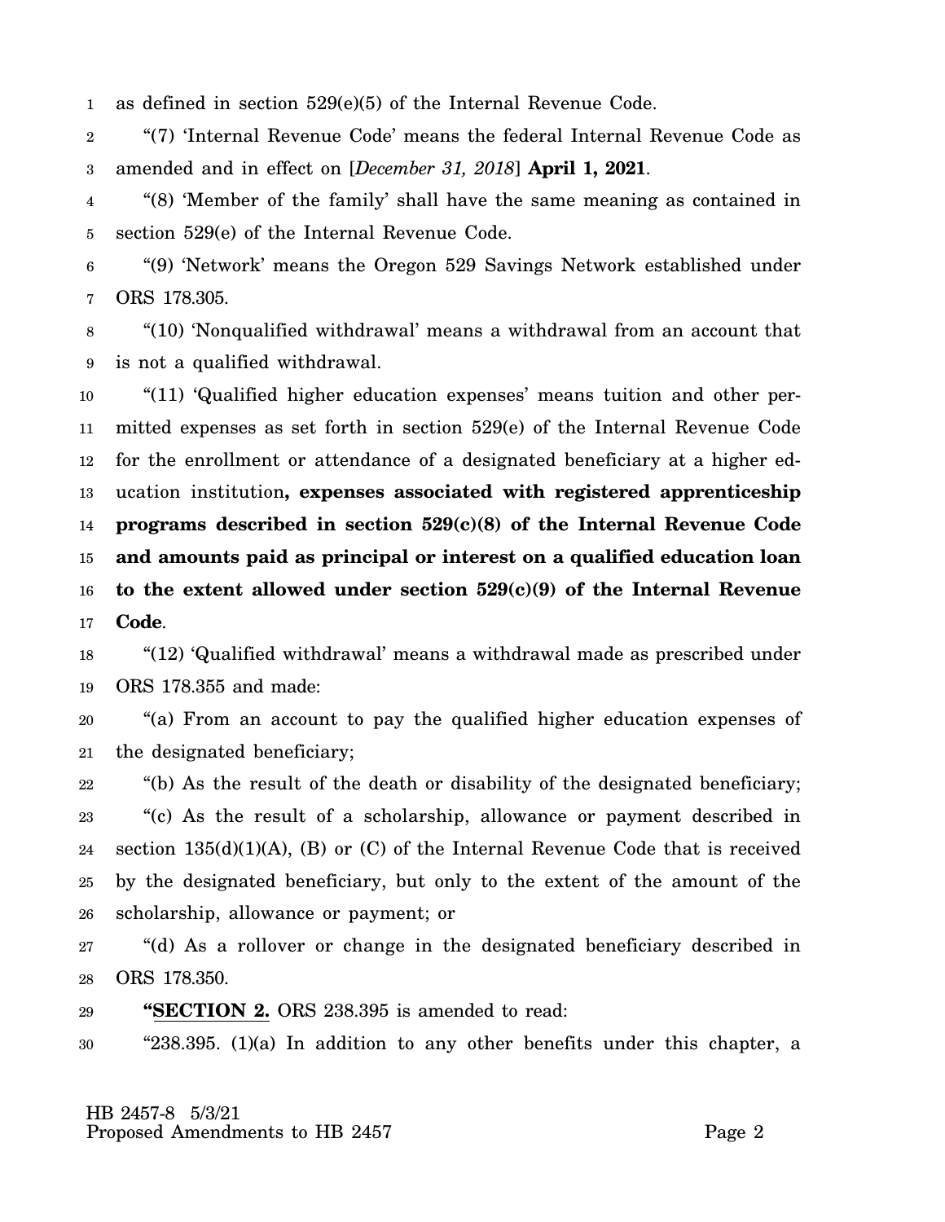as defined in section 529(e)(5) of the Internal Revenue Code.

"(7) 'Internal Revenue Code' means the federal Internal Revenue Code as amended and in effect on [*December 31, 2018*] **April 1, 2021**.

"(8) 'Member of the family' shall have the same meaning as contained in section 529(e) of the Internal Revenue Code.

"(9) 'Network' means the Oregon 529 Savings Network established under ORS 178.305.

"(10) 'Nonqualified withdrawal' means a withdrawal from an account that is not a qualified withdrawal.

"(11) 'Qualified higher education expenses' means tuition and other permitted expenses as set forth in section 529(e) of the Internal Revenue Code for the enrollment or attendance of a designated beneficiary at a higher education institution**, expenses associated with registered apprenticeship programs described in section 529(c)(8) of the Internal Revenue Code and amounts paid as principal or interest on a qualified education loan to the extent allowed under section 529(c)(9) of the Internal Revenue Code**.

"(12) 'Qualified withdrawal' means a withdrawal made as prescribed under ORS 178.355 and made:

"(a) From an account to pay the qualified higher education expenses of the designated beneficiary;

"(b) As the result of the death or disability of the designated beneficiary;

"(c) As the result of a scholarship, allowance or payment described in section 135(d)(1)(A), (B) or (C) of the Internal Revenue Code that is received by the designated beneficiary, but only to the extent of the amount of the scholarship, allowance or payment; or

"(d) As a rollover or change in the designated beneficiary described in ORS 178.350.

"**SECTION 2.** ORS 238.395 is amended to read:

"238.395. (1)(a) In addition to any other benefits under this chapter, a

HB 2457-8 5/3/21
Proposed Amendments to HB 2457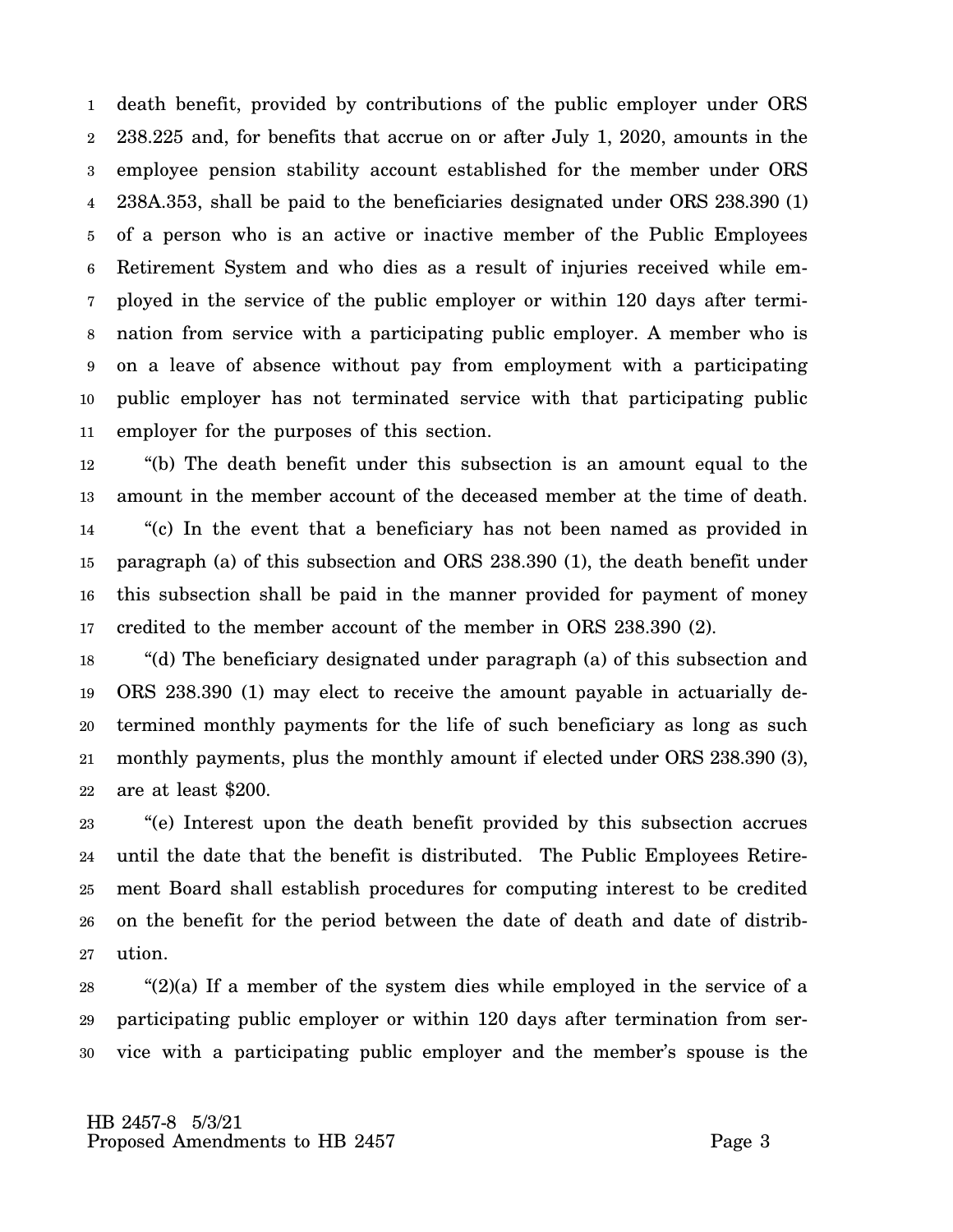death benefit, provided by contributions of the public employer under ORS 238.225 and, for benefits that accrue on or after July 1, 2020, amounts in the employee pension stability account established for the member under ORS 238A.353, shall be paid to the beneficiaries designated under ORS 238.390 (1) of a person who is an active or inactive member of the Public Employees Retirement System and who dies as a result of injuries received while employed in the service of the public employer or within 120 days after termination from service with a participating public employer. A member who is on a leave of absence without pay from employment with a participating public employer has not terminated service with that participating public employer for the purposes of this section.

"(b) The death benefit under this subsection is an amount equal to the amount in the member account of the deceased member at the time of death.

"(c) In the event that a beneficiary has not been named as provided in paragraph (a) of this subsection and ORS 238.390 (1), the death benefit under this subsection shall be paid in the manner provided for payment of money credited to the member account of the member in ORS 238.390 (2).

"(d) The beneficiary designated under paragraph (a) of this subsection and ORS 238.390 (1) may elect to receive the amount payable in actuarially determined monthly payments for the life of such beneficiary as long as such monthly payments, plus the monthly amount if elected under ORS 238.390 (3), are at least $200.

"(e) Interest upon the death benefit provided by this subsection accrues until the date that the benefit is distributed. The Public Employees Retirement Board shall establish procedures for computing interest to be credited on the benefit for the period between the date of death and date of distribution.

"(2)(a) If a member of the system dies while employed in the service of a participating public employer or within 120 days after termination from service with a participating public employer and the member's spouse is the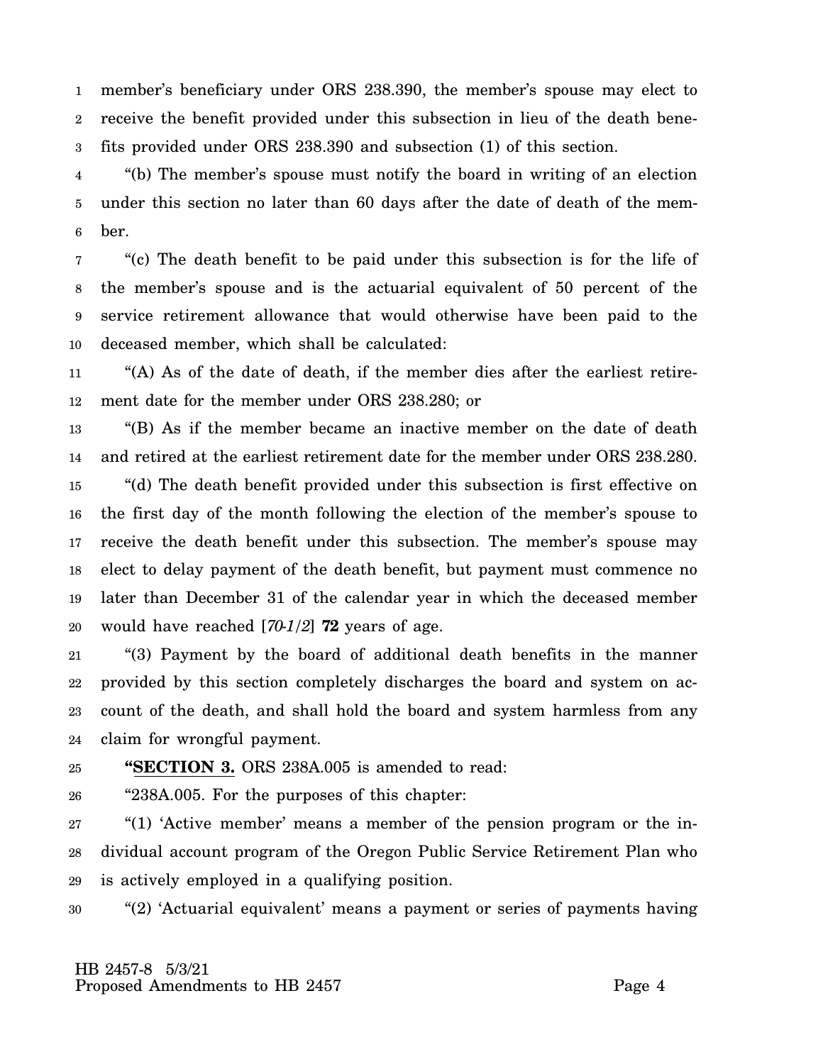member's beneficiary under ORS 238.390, the member's spouse may elect to receive the benefit provided under this subsection in lieu of the death benefits provided under ORS 238.390 and subsection (1) of this section.

"(b) The member's spouse must notify the board in writing of an election under this section no later than 60 days after the date of death of the member.

"(c) The death benefit to be paid under this subsection is for the life of the member's spouse and is the actuarial equivalent of 50 percent of the service retirement allowance that would otherwise have been paid to the deceased member, which shall be calculated:

"(A) As of the date of death, if the member dies after the earliest retirement date for the member under ORS 238.280; or

"(B) As if the member became an inactive member on the date of death and retired at the earliest retirement date for the member under ORS 238.280.

"(d) The death benefit provided under this subsection is first effective on the first day of the month following the election of the member's spouse to receive the death benefit under this subsection. The member's spouse may elect to delay payment of the death benefit, but payment must commence no later than December 31 of the calendar year in which the deceased member would have reached [*70-1/2*] **72** years of age.

"(3) Payment by the board of additional death benefits in the manner provided by this section completely discharges the board and system on account of the death, and shall hold the board and system harmless from any claim for wrongful payment.

**"SECTION 3.** ORS 238A.005 is amended to read:

"238A.005. For the purposes of this chapter:

"(1) 'Active member' means a member of the pension program or the individual account program of the Oregon Public Service Retirement Plan who is actively employed in a qualifying position.

"(2) 'Actuarial equivalent' means a payment or series of payments having

HB 2457-8 5/3/21
Proposed Amendments to HB 2457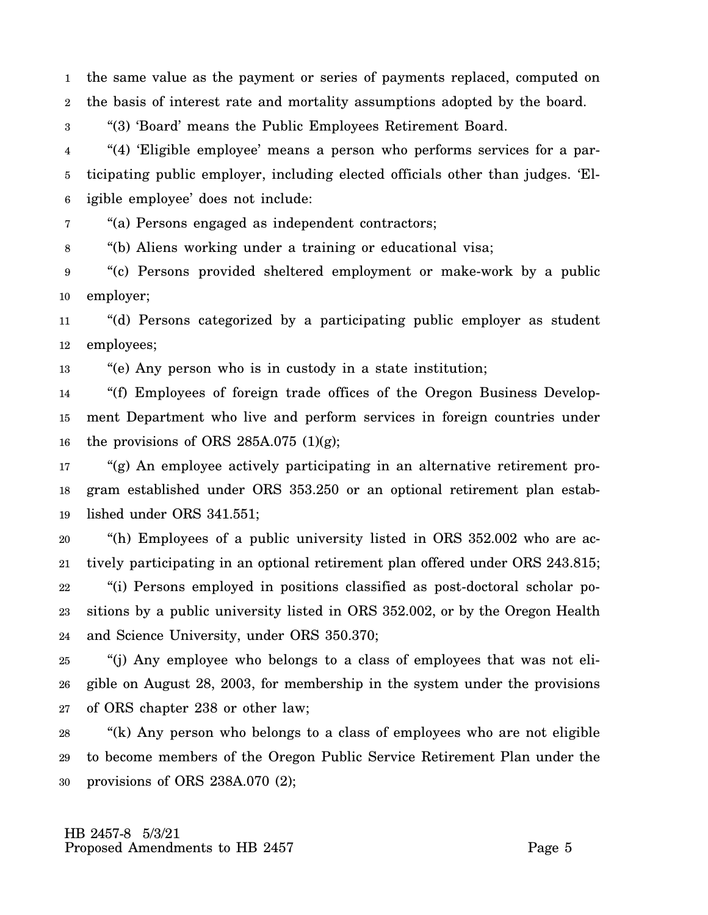the same value as the payment or series of payments replaced, computed on the basis of interest rate and mortality assumptions adopted by the board.

"(3) 'Board' means the Public Employees Retirement Board.

"(4) 'Eligible employee' means a person who performs services for a participating public employer, including elected officials other than judges. 'Eligible employee' does not include:

"(a) Persons engaged as independent contractors;

"(b) Aliens working under a training or educational visa;

"(c) Persons provided sheltered employment or make-work by a public employer;

"(d) Persons categorized by a participating public employer as student employees;

"(e) Any person who is in custody in a state institution;

"(f) Employees of foreign trade offices of the Oregon Business Development Department who live and perform services in foreign countries under the provisions of ORS 285A.075 (1)(g);

"(g) An employee actively participating in an alternative retirement program established under ORS 353.250 or an optional retirement plan established under ORS 341.551;

"(h) Employees of a public university listed in ORS 352.002 who are actively participating in an optional retirement plan offered under ORS 243.815;

"(i) Persons employed in positions classified as post-doctoral scholar positions by a public university listed in ORS 352.002, or by the Oregon Health and Science University, under ORS 350.370;

"(j) Any employee who belongs to a class of employees that was not eligible on August 28, 2003, for membership in the system under the provisions of ORS chapter 238 or other law;

"(k) Any person who belongs to a class of employees who are not eligible to become members of the Oregon Public Service Retirement Plan under the provisions of ORS 238A.070 (2);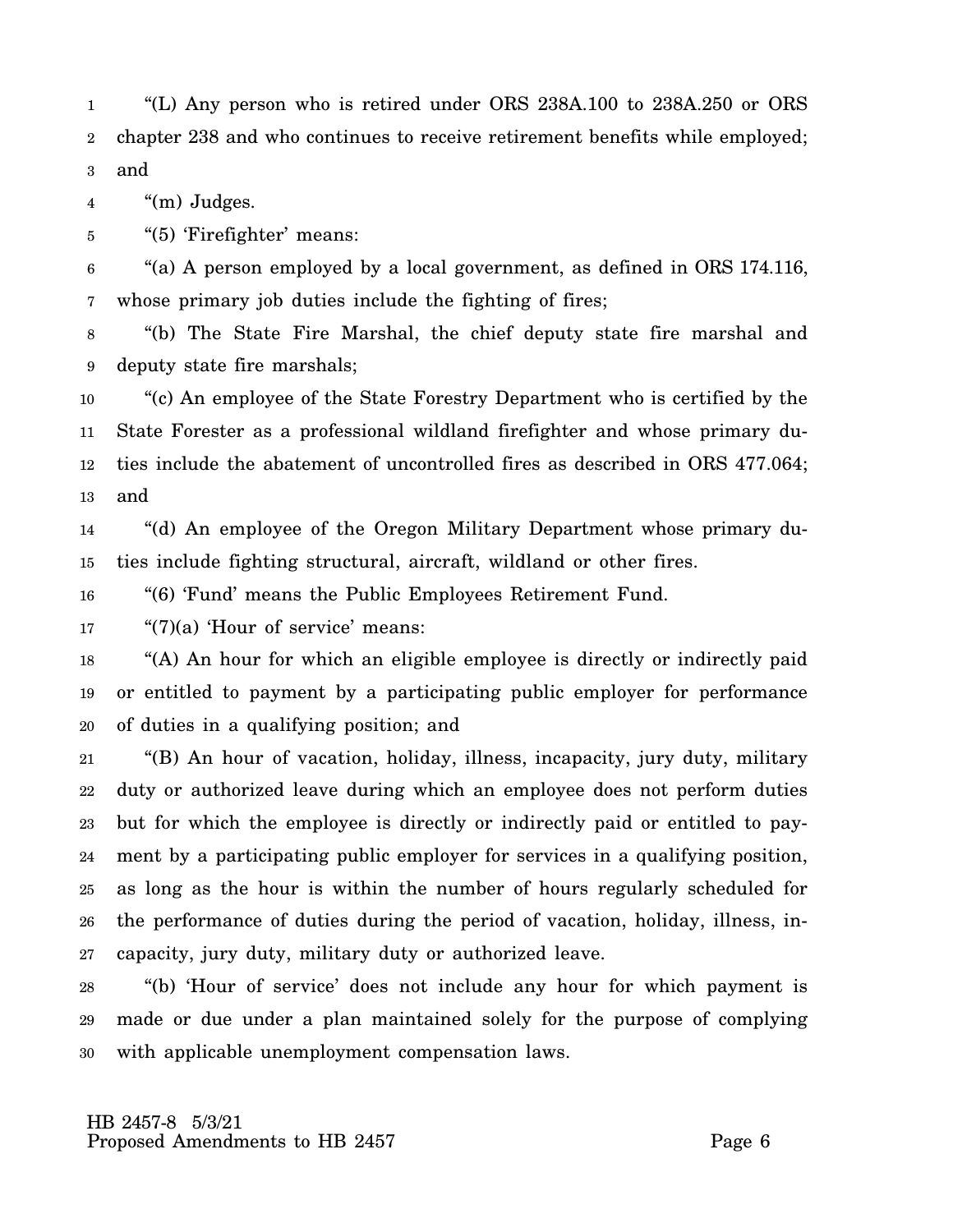"(L) Any person who is retired under ORS 238A.100 to 238A.250 or ORS chapter 238 and who continues to receive retirement benefits while employed; and

"(m) Judges.

"(5) 'Firefighter' means:

"(a) A person employed by a local government, as defined in ORS 174.116, whose primary job duties include the fighting of fires;

"(b) The State Fire Marshal, the chief deputy state fire marshal and deputy state fire marshals;

"(c) An employee of the State Forestry Department who is certified by the State Forester as a professional wildland firefighter and whose primary duties include the abatement of uncontrolled fires as described in ORS 477.064; and

"(d) An employee of the Oregon Military Department whose primary duties include fighting structural, aircraft, wildland or other fires.

"(6) 'Fund' means the Public Employees Retirement Fund.

"(7)(a) 'Hour of service' means:

"(A) An hour for which an eligible employee is directly or indirectly paid or entitled to payment by a participating public employer for performance of duties in a qualifying position; and

"(B) An hour of vacation, holiday, illness, incapacity, jury duty, military duty or authorized leave during which an employee does not perform duties but for which the employee is directly or indirectly paid or entitled to payment by a participating public employer for services in a qualifying position, as long as the hour is within the number of hours regularly scheduled for the performance of duties during the period of vacation, holiday, illness, incapacity, jury duty, military duty or authorized leave.

"(b) 'Hour of service' does not include any hour for which payment is made or due under a plan maintained solely for the purpose of complying with applicable unemployment compensation laws.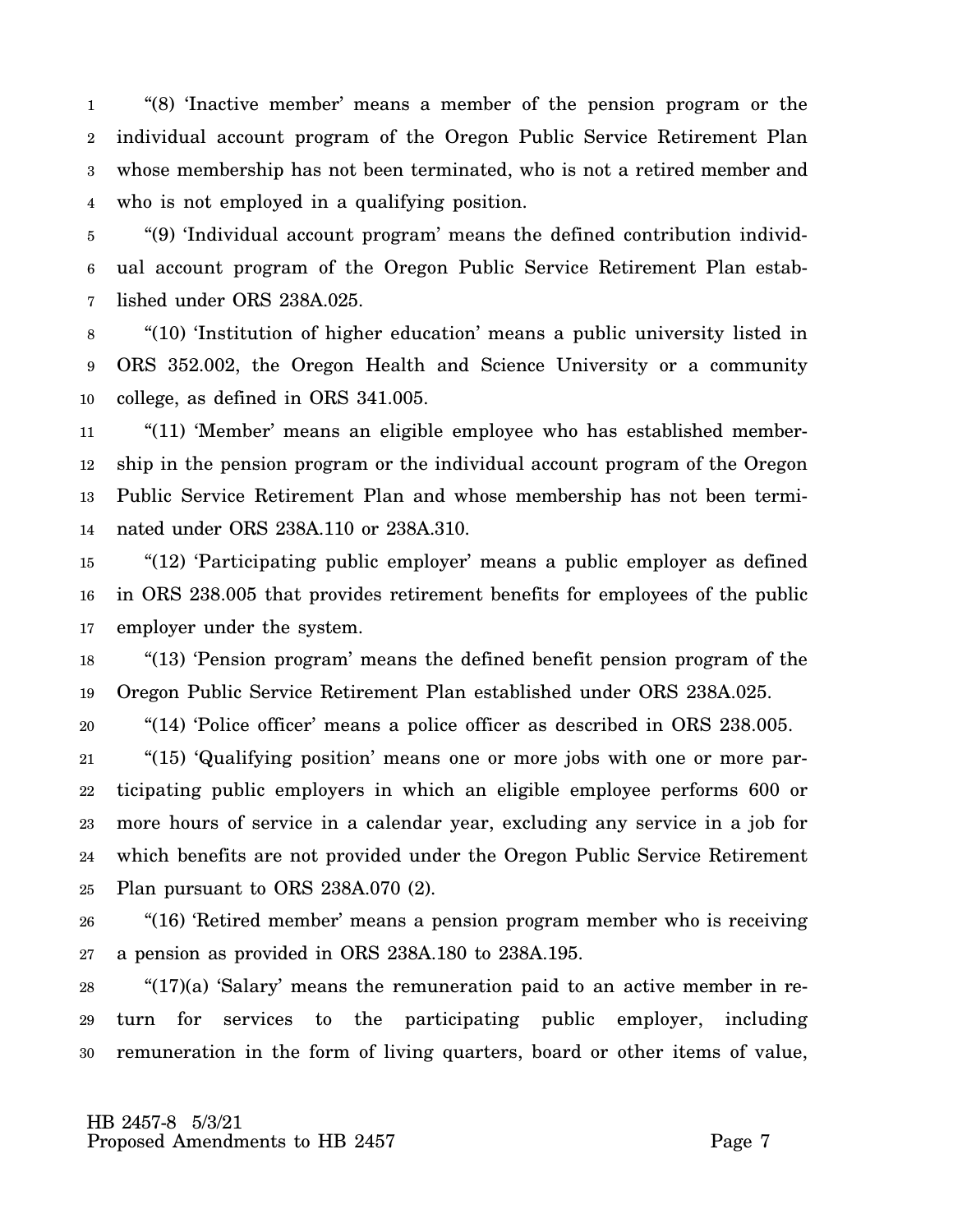"(8) 'Inactive member' means a member of the pension program or the individual account program of the Oregon Public Service Retirement Plan whose membership has not been terminated, who is not a retired member and who is not employed in a qualifying position.

"(9) 'Individual account program' means the defined contribution individual account program of the Oregon Public Service Retirement Plan established under ORS 238A.025.

"(10) 'Institution of higher education' means a public university listed in ORS 352.002, the Oregon Health and Science University or a community college, as defined in ORS 341.005.

"(11) 'Member' means an eligible employee who has established membership in the pension program or the individual account program of the Oregon Public Service Retirement Plan and whose membership has not been terminated under ORS 238A.110 or 238A.310.

"(12) 'Participating public employer' means a public employer as defined in ORS 238.005 that provides retirement benefits for employees of the public employer under the system.

"(13) 'Pension program' means the defined benefit pension program of the Oregon Public Service Retirement Plan established under ORS 238A.025.

"(14) 'Police officer' means a police officer as described in ORS 238.005.

"(15) 'Qualifying position' means one or more jobs with one or more participating public employers in which an eligible employee performs 600 or more hours of service in a calendar year, excluding any service in a job for which benefits are not provided under the Oregon Public Service Retirement Plan pursuant to ORS 238A.070 (2).

"(16) 'Retired member' means a pension program member who is receiving a pension as provided in ORS 238A.180 to 238A.195.

"(17)(a) 'Salary' means the remuneration paid to an active member in return for services to the participating public employer, including remuneration in the form of living quarters, board or other items of value,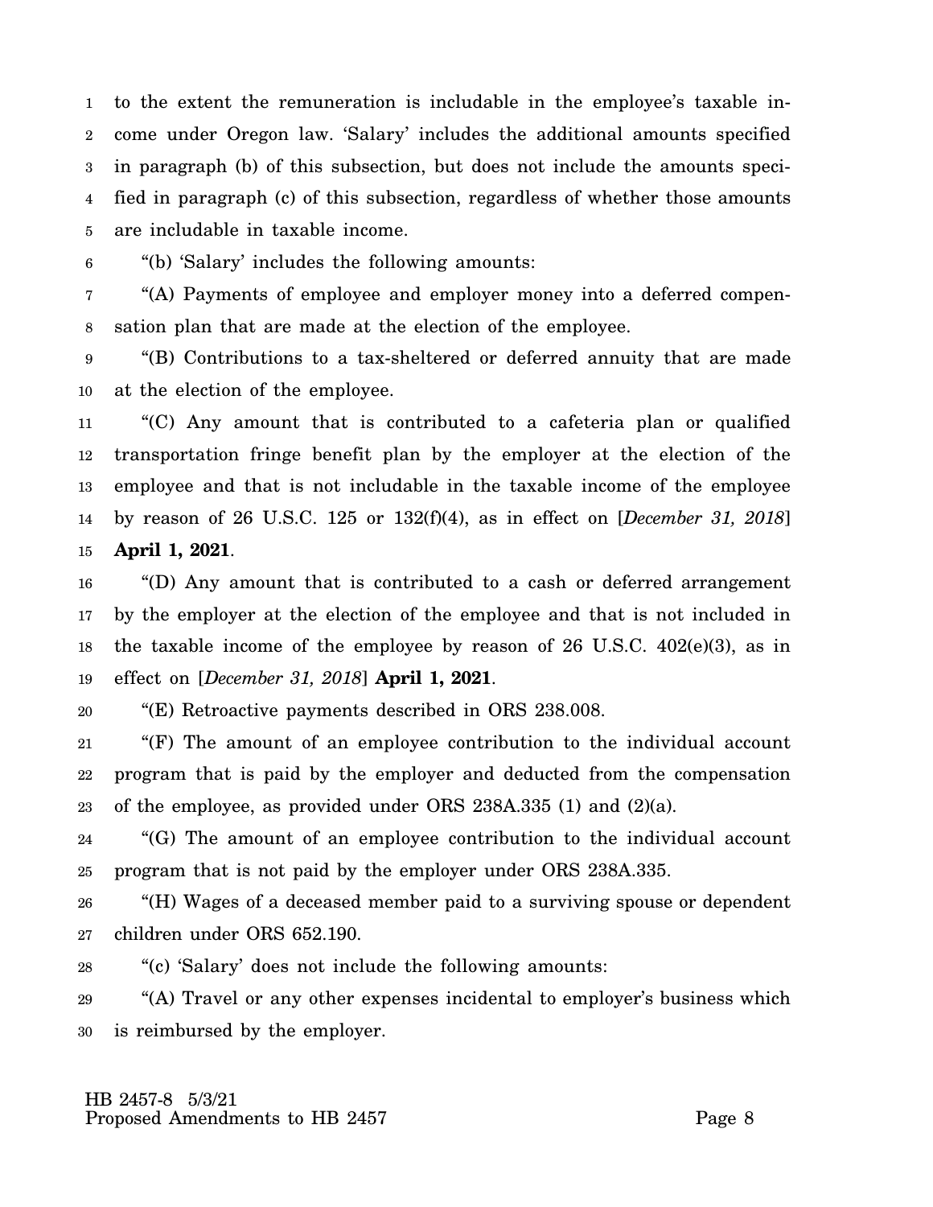to the extent the remuneration is includable in the employee's taxable income under Oregon law. 'Salary' includes the additional amounts specified in paragraph (b) of this subsection, but does not include the amounts specified in paragraph (c) of this subsection, regardless of whether those amounts are includable in taxable income.

"(b) 'Salary' includes the following amounts:

"(A) Payments of employee and employer money into a deferred compensation plan that are made at the election of the employee.

"(B) Contributions to a tax-sheltered or deferred annuity that are made at the election of the employee.

"(C) Any amount that is contributed to a cafeteria plan or qualified transportation fringe benefit plan by the employer at the election of the employee and that is not includable in the taxable income of the employee by reason of 26 U.S.C. 125 or 132(f)(4), as in effect on [*December 31, 2018*] **April 1, 2021**.

"(D) Any amount that is contributed to a cash or deferred arrangement by the employer at the election of the employee and that is not included in the taxable income of the employee by reason of 26 U.S.C. 402(e)(3), as in effect on [*December 31, 2018*] **April 1, 2021**.

"(E) Retroactive payments described in ORS 238.008.

"(F) The amount of an employee contribution to the individual account program that is paid by the employer and deducted from the compensation of the employee, as provided under ORS 238A.335 (1) and (2)(a).

"(G) The amount of an employee contribution to the individual account program that is not paid by the employer under ORS 238A.335.

"(H) Wages of a deceased member paid to a surviving spouse or dependent children under ORS 652.190.

"(c) 'Salary' does not include the following amounts:

"(A) Travel or any other expenses incidental to employer's business which is reimbursed by the employer.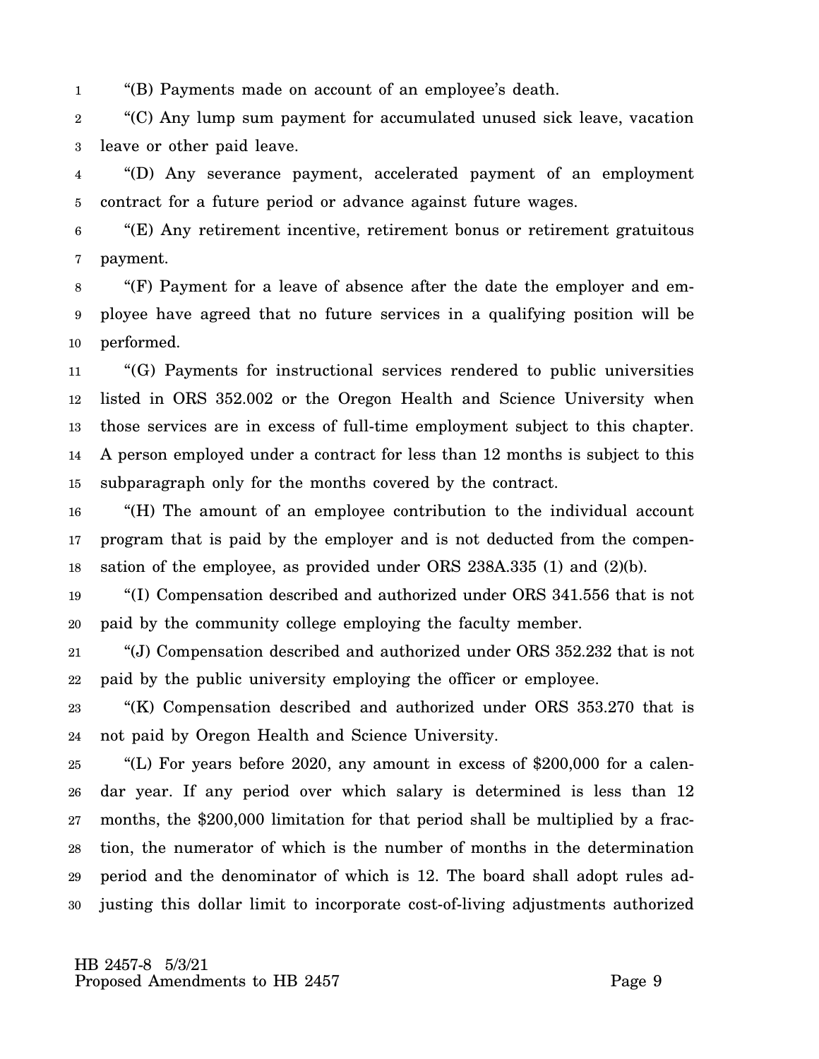"(B) Payments made on account of an employee's death.

"(C) Any lump sum payment for accumulated unused sick leave, vacation leave or other paid leave.

"(D) Any severance payment, accelerated payment of an employment contract for a future period or advance against future wages.

"(E) Any retirement incentive, retirement bonus or retirement gratuitous payment.

"(F) Payment for a leave of absence after the date the employer and employee have agreed that no future services in a qualifying position will be performed.

"(G) Payments for instructional services rendered to public universities listed in ORS 352.002 or the Oregon Health and Science University when those services are in excess of full-time employment subject to this chapter. A person employed under a contract for less than 12 months is subject to this subparagraph only for the months covered by the contract.

"(H) The amount of an employee contribution to the individual account program that is paid by the employer and is not deducted from the compensation of the employee, as provided under ORS 238A.335 (1) and (2)(b).

"(I) Compensation described and authorized under ORS 341.556 that is not paid by the community college employing the faculty member.

"(J) Compensation described and authorized under ORS 352.232 that is not paid by the public university employing the officer or employee.

"(K) Compensation described and authorized under ORS 353.270 that is not paid by Oregon Health and Science University.

"(L) For years before 2020, any amount in excess of $200,000 for a calendar year. If any period over which salary is determined is less than 12 months, the $200,000 limitation for that period shall be multiplied by a fraction, the numerator of which is the number of months in the determination period and the denominator of which is 12. The board shall adopt rules adjusting this dollar limit to incorporate cost-of-living adjustments authorized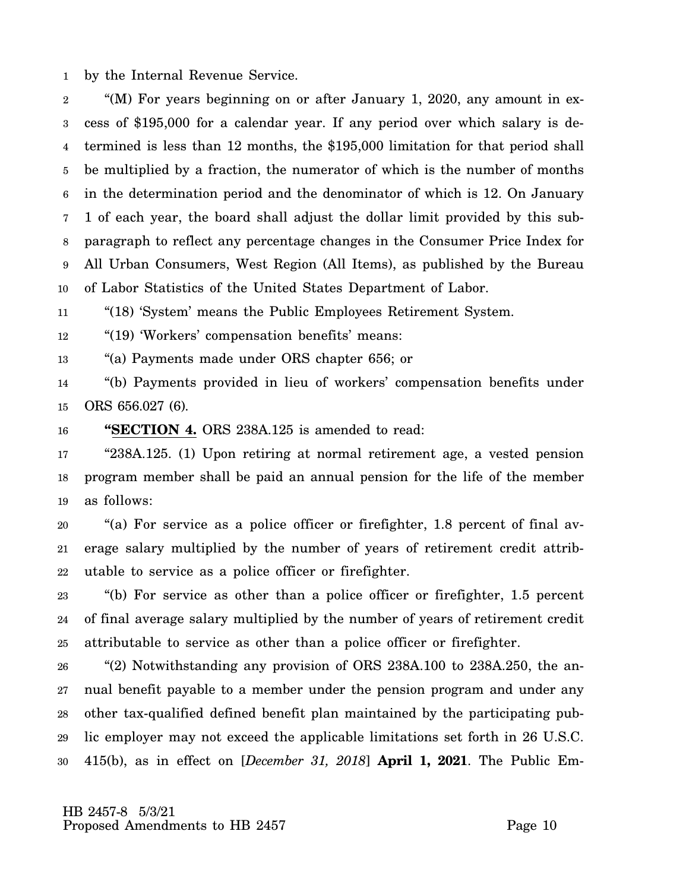by the Internal Revenue Service.

"(M) For years beginning on or after January 1, 2020, any amount in excess of $195,000 for a calendar year. If any period over which salary is determined is less than 12 months, the $195,000 limitation for that period shall be multiplied by a fraction, the numerator of which is the number of months in the determination period and the denominator of which is 12. On January 1 of each year, the board shall adjust the dollar limit provided by this subparagraph to reflect any percentage changes in the Consumer Price Index for All Urban Consumers, West Region (All Items), as published by the Bureau of Labor Statistics of the United States Department of Labor.

"(18) 'System' means the Public Employees Retirement System.

"(19) 'Workers' compensation benefits' means:

"(a) Payments made under ORS chapter 656; or

"(b) Payments provided in lieu of workers' compensation benefits under ORS 656.027 (6).

**"SECTION 4.** ORS 238A.125 is amended to read:

"238A.125. (1) Upon retiring at normal retirement age, a vested pension program member shall be paid an annual pension for the life of the member as follows:

"(a) For service as a police officer or firefighter, 1.8 percent of final average salary multiplied by the number of years of retirement credit attributable to service as a police officer or firefighter.

"(b) For service as other than a police officer or firefighter, 1.5 percent of final average salary multiplied by the number of years of retirement credit attributable to service as other than a police officer or firefighter.

"(2) Notwithstanding any provision of ORS 238A.100 to 238A.250, the annual benefit payable to a member under the pension program and under any other tax-qualified defined benefit plan maintained by the participating public employer may not exceed the applicable limitations set forth in 26 U.S.C. 415(b), as in effect on [*December 31, 2018*] **April 1, 2021**. The Public Em-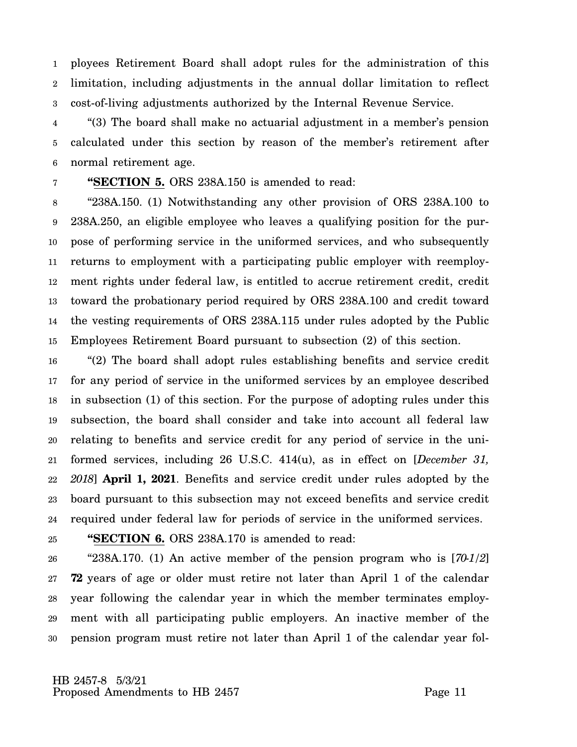ployees Retirement Board shall adopt rules for the administration of this limitation, including adjustments in the annual dollar limitation to reflect cost-of-living adjustments authorized by the Internal Revenue Service.

"(3) The board shall make no actuarial adjustment in a member's pension calculated under this section by reason of the member's retirement after normal retirement age.

"**SECTION 5.** ORS 238A.150 is amended to read:

"238A.150. (1) Notwithstanding any other provision of ORS 238A.100 to 238A.250, an eligible employee who leaves a qualifying position for the purpose of performing service in the uniformed services, and who subsequently returns to employment with a participating public employer with reemployment rights under federal law, is entitled to accrue retirement credit, credit toward the probationary period required by ORS 238A.100 and credit toward the vesting requirements of ORS 238A.115 under rules adopted by the Public Employees Retirement Board pursuant to subsection (2) of this section.

"(2) The board shall adopt rules establishing benefits and service credit for any period of service in the uniformed services by an employee described in subsection (1) of this section. For the purpose of adopting rules under this subsection, the board shall consider and take into account all federal law relating to benefits and service credit for any period of service in the uniformed services, including 26 U.S.C. 414(u), as in effect on [*December 31, 2018*] **April 1, 2021**. Benefits and service credit under rules adopted by the board pursuant to this subsection may not exceed benefits and service credit required under federal law for periods of service in the uniformed services.

"**SECTION 6.** ORS 238A.170 is amended to read:

"238A.170. (1) An active member of the pension program who is [*70-1/2*] **72** years of age or older must retire not later than April 1 of the calendar year following the calendar year in which the member terminates employment with all participating public employers. An inactive member of the pension program must retire not later than April 1 of the calendar year fol-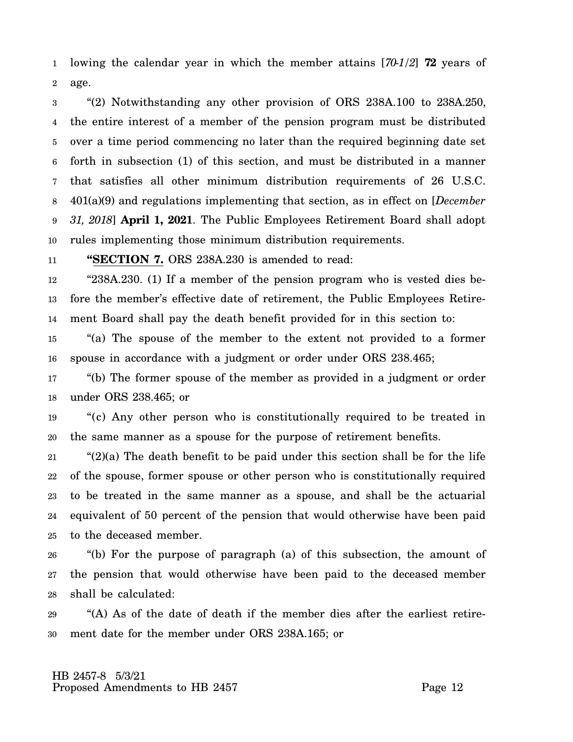lowing the calendar year in which the member attains [*70-1/2*] **72** years of age.

"(2) Notwithstanding any other provision of ORS 238A.100 to 238A.250, the entire interest of a member of the pension program must be distributed over a time period commencing no later than the required beginning date set forth in subsection (1) of this section, and must be distributed in a manner that satisfies all other minimum distribution requirements of 26 U.S.C. 401(a)(9) and regulations implementing that section, as in effect on [*December 31, 2018*] **April 1, 2021**. The Public Employees Retirement Board shall adopt rules implementing those minimum distribution requirements.

**"SECTION 7.** ORS 238A.230 is amended to read:

"238A.230. (1) If a member of the pension program who is vested dies before the member's effective date of retirement, the Public Employees Retirement Board shall pay the death benefit provided for in this section to:

"(a) The spouse of the member to the extent not provided to a former spouse in accordance with a judgment or order under ORS 238.465;

"(b) The former spouse of the member as provided in a judgment or order under ORS 238.465; or

"(c) Any other person who is constitutionally required to be treated in the same manner as a spouse for the purpose of retirement benefits.

"(2)(a) The death benefit to be paid under this section shall be for the life of the spouse, former spouse or other person who is constitutionally required to be treated in the same manner as a spouse, and shall be the actuarial equivalent of 50 percent of the pension that would otherwise have been paid to the deceased member.

"(b) For the purpose of paragraph (a) of this subsection, the amount of the pension that would otherwise have been paid to the deceased member shall be calculated:

"(A) As of the date of death if the member dies after the earliest retirement date for the member under ORS 238A.165; or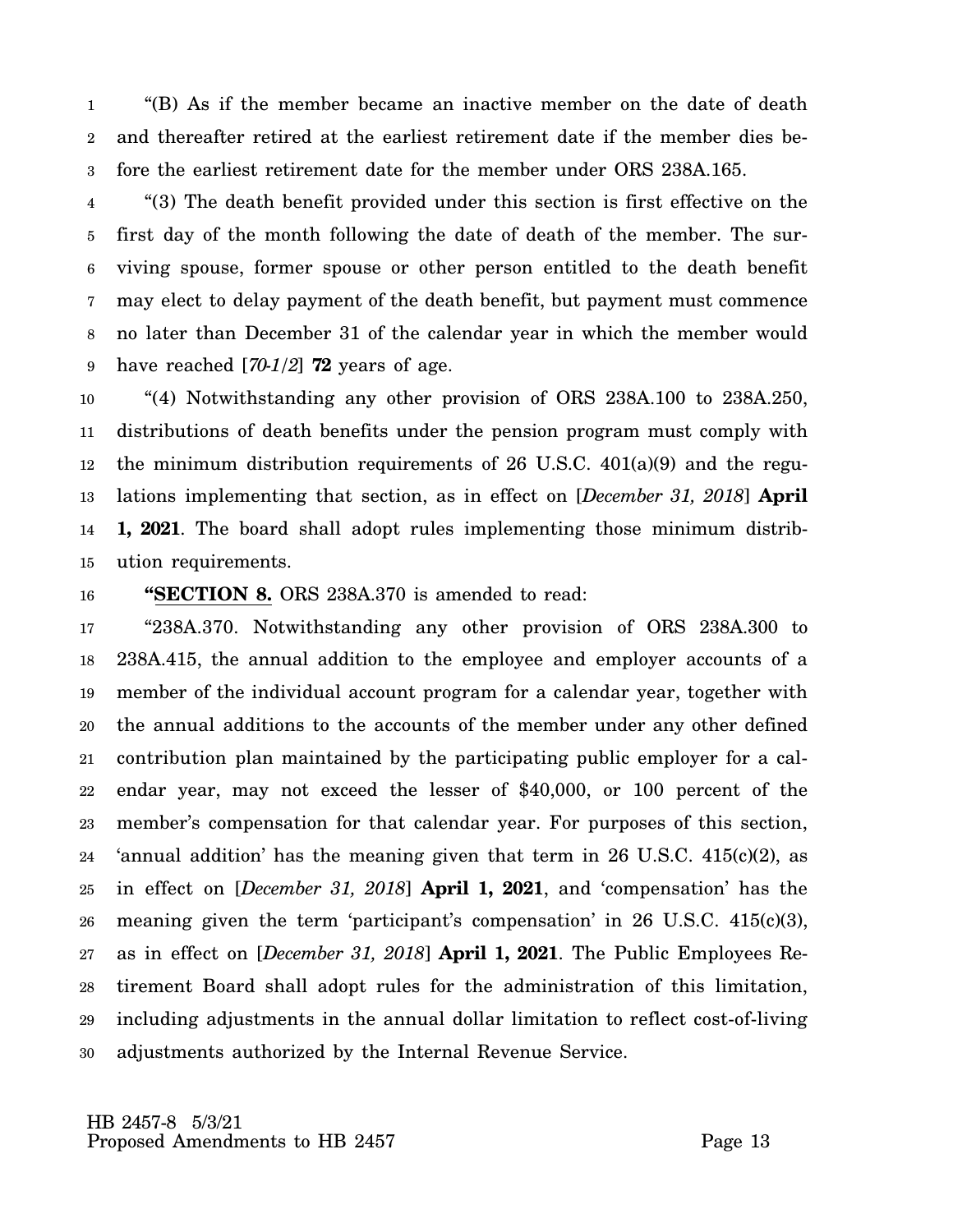"(B) As if the member became an inactive member on the date of death and thereafter retired at the earliest retirement date if the member dies before the earliest retirement date for the member under ORS 238A.165.

"(3) The death benefit provided under this section is first effective on the first day of the month following the date of death of the member. The surviving spouse, former spouse or other person entitled to the death benefit may elect to delay payment of the death benefit, but payment must commence no later than December 31 of the calendar year in which the member would have reached [*70-1/2*] **72** years of age.

"(4) Notwithstanding any other provision of ORS 238A.100 to 238A.250, distributions of death benefits under the pension program must comply with the minimum distribution requirements of 26 U.S.C. 401(a)(9) and the regulations implementing that section, as in effect on [*December 31, 2018*] **April 1, 2021**. The board shall adopt rules implementing those minimum distribution requirements.

**"SECTION 8.** ORS 238A.370 is amended to read:

"238A.370. Notwithstanding any other provision of ORS 238A.300 to 238A.415, the annual addition to the employee and employer accounts of a member of the individual account program for a calendar year, together with the annual additions to the accounts of the member under any other defined contribution plan maintained by the participating public employer for a calendar year, may not exceed the lesser of $40,000, or 100 percent of the member's compensation for that calendar year. For purposes of this section, 'annual addition' has the meaning given that term in 26 U.S.C. 415(c)(2), as in effect on [*December 31, 2018*] **April 1, 2021**, and 'compensation' has the meaning given the term 'participant's compensation' in 26 U.S.C. 415(c)(3), as in effect on [*December 31, 2018*] **April 1, 2021**. The Public Employees Retirement Board shall adopt rules for the administration of this limitation, including adjustments in the annual dollar limitation to reflect cost-of-living adjustments authorized by the Internal Revenue Service.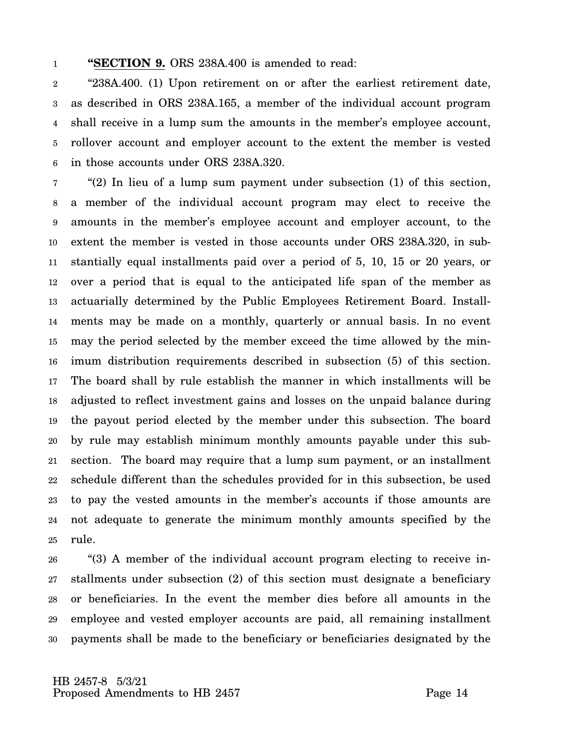**"SECTION 9.** ORS 238A.400 is amended to read:

"238A.400. (1) Upon retirement on or after the earliest retirement date, as described in ORS 238A.165, a member of the individual account program shall receive in a lump sum the amounts in the member's employee account, rollover account and employer account to the extent the member is vested in those accounts under ORS 238A.320.

"(2) In lieu of a lump sum payment under subsection (1) of this section, a member of the individual account program may elect to receive the amounts in the member's employee account and employer account, to the extent the member is vested in those accounts under ORS 238A.320, in substantially equal installments paid over a period of 5, 10, 15 or 20 years, or over a period that is equal to the anticipated life span of the member as actuarially determined by the Public Employees Retirement Board. Installments may be made on a monthly, quarterly or annual basis. In no event may the period selected by the member exceed the time allowed by the minimum distribution requirements described in subsection (5) of this section. The board shall by rule establish the manner in which installments will be adjusted to reflect investment gains and losses on the unpaid balance during the payout period elected by the member under this subsection. The board by rule may establish minimum monthly amounts payable under this subsection. The board may require that a lump sum payment, or an installment schedule different than the schedules provided for in this subsection, be used to pay the vested amounts in the member's accounts if those amounts are not adequate to generate the minimum monthly amounts specified by the rule.

"(3) A member of the individual account program electing to receive installments under subsection (2) of this section must designate a beneficiary or beneficiaries. In the event the member dies before all amounts in the employee and vested employer accounts are paid, all remaining installment payments shall be made to the beneficiary or beneficiaries designated by the

HB 2457-8 5/3/21
Proposed Amendments to HB 2457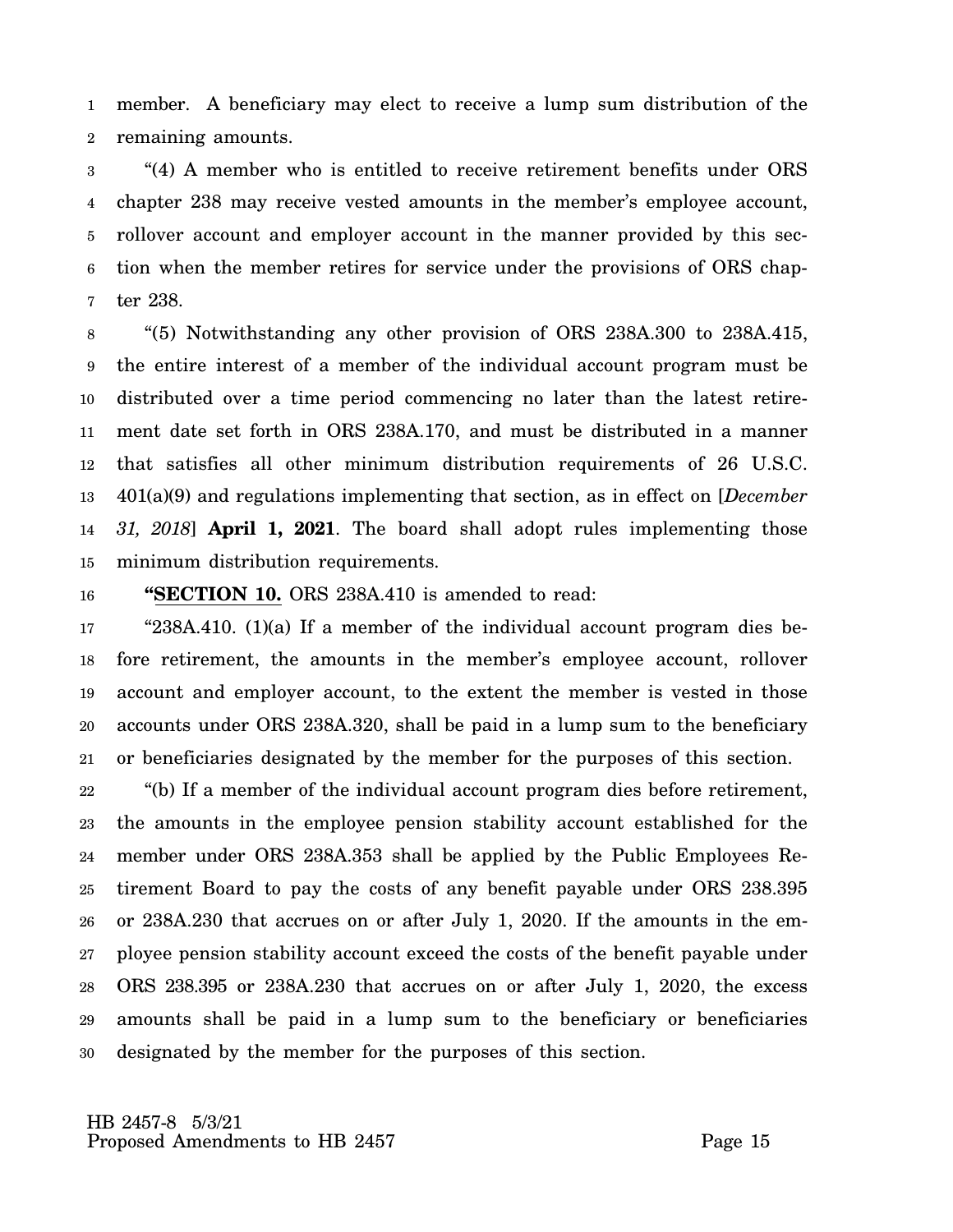member. A beneficiary may elect to receive a lump sum distribution of the remaining amounts.

"(4) A member who is entitled to receive retirement benefits under ORS chapter 238 may receive vested amounts in the member's employee account, rollover account and employer account in the manner provided by this section when the member retires for service under the provisions of ORS chapter 238.

"(5) Notwithstanding any other provision of ORS 238A.300 to 238A.415, the entire interest of a member of the individual account program must be distributed over a time period commencing no later than the latest retirement date set forth in ORS 238A.170, and must be distributed in a manner that satisfies all other minimum distribution requirements of 26 U.S.C. 401(a)(9) and regulations implementing that section, as in effect on [*December 31, 2018*] **April 1, 2021**. The board shall adopt rules implementing those minimum distribution requirements.

**"SECTION 10.** ORS 238A.410 is amended to read:

"238A.410. (1)(a) If a member of the individual account program dies before retirement, the amounts in the member's employee account, rollover account and employer account, to the extent the member is vested in those accounts under ORS 238A.320, shall be paid in a lump sum to the beneficiary or beneficiaries designated by the member for the purposes of this section.

"(b) If a member of the individual account program dies before retirement, the amounts in the employee pension stability account established for the member under ORS 238A.353 shall be applied by the Public Employees Retirement Board to pay the costs of any benefit payable under ORS 238.395 or 238A.230 that accrues on or after July 1, 2020. If the amounts in the employee pension stability account exceed the costs of the benefit payable under ORS 238.395 or 238A.230 that accrues on or after July 1, 2020, the excess amounts shall be paid in a lump sum to the beneficiary or beneficiaries designated by the member for the purposes of this section.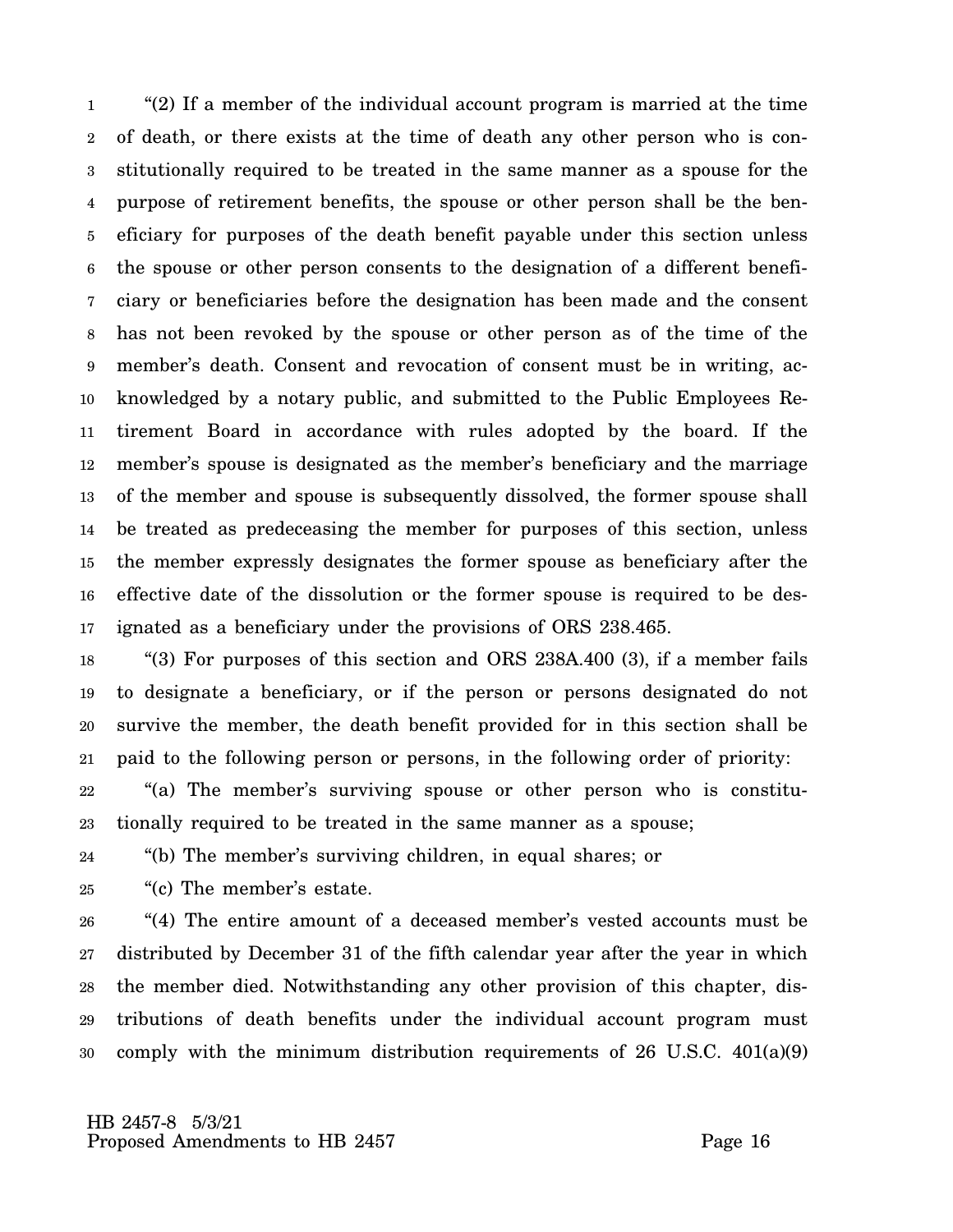"(2) If a member of the individual account program is married at the time of death, or there exists at the time of death any other person who is constitutionally required to be treated in the same manner as a spouse for the purpose of retirement benefits, the spouse or other person shall be the beneficiary for purposes of the death benefit payable under this section unless the spouse or other person consents to the designation of a different beneficiary or beneficiaries before the designation has been made and the consent has not been revoked by the spouse or other person as of the time of the member's death. Consent and revocation of consent must be in writing, acknowledged by a notary public, and submitted to the Public Employees Retirement Board in accordance with rules adopted by the board. If the member's spouse is designated as the member's beneficiary and the marriage of the member and spouse is subsequently dissolved, the former spouse shall be treated as predeceasing the member for purposes of this section, unless the member expressly designates the former spouse as beneficiary after the effective date of the dissolution or the former spouse is required to be designated as a beneficiary under the provisions of ORS 238.465.

"(3) For purposes of this section and ORS 238A.400 (3), if a member fails to designate a beneficiary, or if the person or persons designated do not survive the member, the death benefit provided for in this section shall be paid to the following person or persons, in the following order of priority:

"(a) The member's surviving spouse or other person who is constitutionally required to be treated in the same manner as a spouse;

"(b) The member's surviving children, in equal shares; or

"(c) The member's estate.

"(4) The entire amount of a deceased member's vested accounts must be distributed by December 31 of the fifth calendar year after the year in which the member died. Notwithstanding any other provision of this chapter, distributions of death benefits under the individual account program must comply with the minimum distribution requirements of 26 U.S.C. 401(a)(9)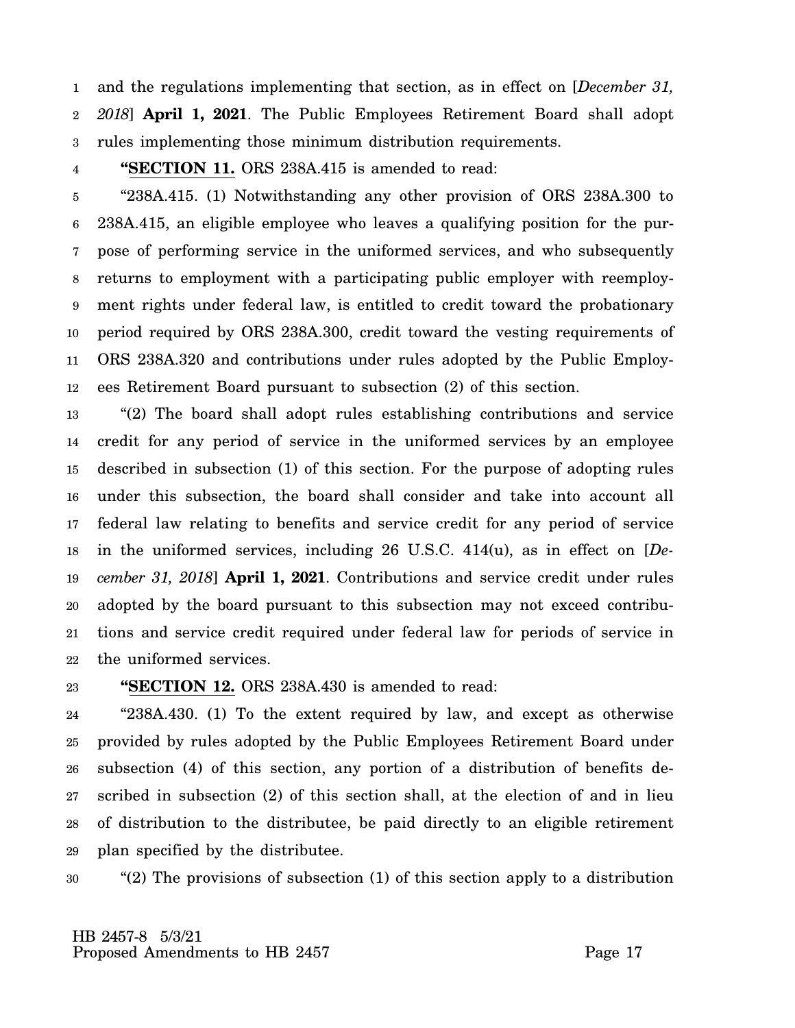and the regulations implementing that section, as in effect on [*December 31, 2018*] **April 1, 2021**. The Public Employees Retirement Board shall adopt rules implementing those minimum distribution requirements.

"**SECTION 11.** ORS 238A.415 is amended to read:

"238A.415. (1) Notwithstanding any other provision of ORS 238A.300 to 238A.415, an eligible employee who leaves a qualifying position for the purpose of performing service in the uniformed services, and who subsequently returns to employment with a participating public employer with reemployment rights under federal law, is entitled to credit toward the probationary period required by ORS 238A.300, credit toward the vesting requirements of ORS 238A.320 and contributions under rules adopted by the Public Employees Retirement Board pursuant to subsection (2) of this section.

"(2) The board shall adopt rules establishing contributions and service credit for any period of service in the uniformed services by an employee described in subsection (1) of this section. For the purpose of adopting rules under this subsection, the board shall consider and take into account all federal law relating to benefits and service credit for any period of service in the uniformed services, including 26 U.S.C. 414(u), as in effect on [*December 31, 2018*] **April 1, 2021**. Contributions and service credit under rules adopted by the board pursuant to this subsection may not exceed contributions and service credit required under federal law for periods of service in the uniformed services.

"**SECTION 12.** ORS 238A.430 is amended to read:

"238A.430. (1) To the extent required by law, and except as otherwise provided by rules adopted by the Public Employees Retirement Board under subsection (4) of this section, any portion of a distribution of benefits described in subsection (2) of this section shall, at the election of and in lieu of distribution to the distributee, be paid directly to an eligible retirement plan specified by the distributee.

"(2) The provisions of subsection (1) of this section apply to a distribution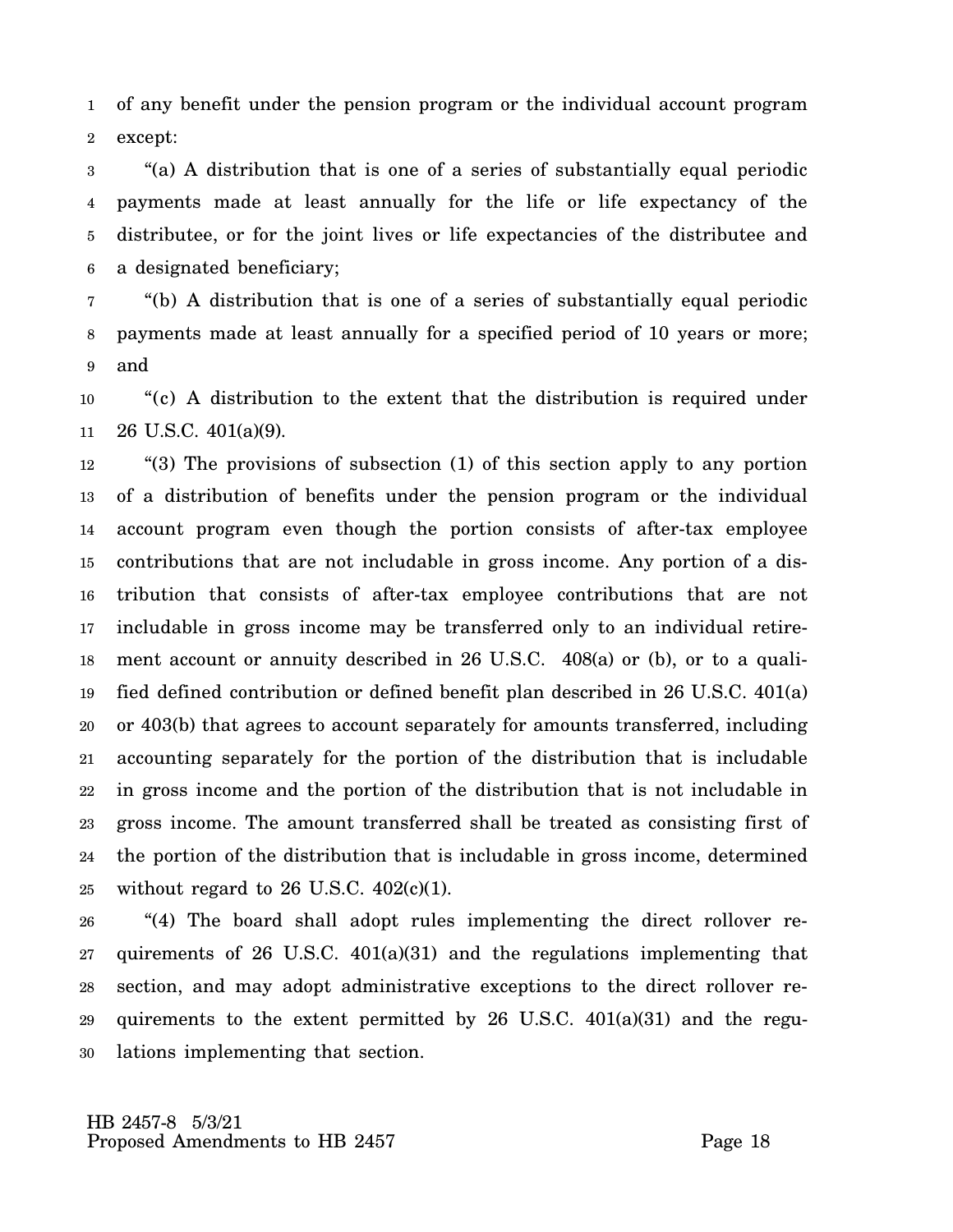of any benefit under the pension program or the individual account program except:

"(a) A distribution that is one of a series of substantially equal periodic payments made at least annually for the life or life expectancy of the distributee, or for the joint lives or life expectancies of the distributee and a designated beneficiary;

"(b) A distribution that is one of a series of substantially equal periodic payments made at least annually for a specified period of 10 years or more; and

"(c) A distribution to the extent that the distribution is required under 26 U.S.C. 401(a)(9).

"(3) The provisions of subsection (1) of this section apply to any portion of a distribution of benefits under the pension program or the individual account program even though the portion consists of after-tax employee contributions that are not includable in gross income. Any portion of a distribution that consists of after-tax employee contributions that are not includable in gross income may be transferred only to an individual retirement account or annuity described in 26 U.S.C. 408(a) or (b), or to a qualified defined contribution or defined benefit plan described in 26 U.S.C. 401(a) or 403(b) that agrees to account separately for amounts transferred, including accounting separately for the portion of the distribution that is includable in gross income and the portion of the distribution that is not includable in gross income. The amount transferred shall be treated as consisting first of the portion of the distribution that is includable in gross income, determined without regard to 26 U.S.C. 402(c)(1).

"(4) The board shall adopt rules implementing the direct rollover requirements of 26 U.S.C. 401(a)(31) and the regulations implementing that section, and may adopt administrative exceptions to the direct rollover requirements to the extent permitted by 26 U.S.C. 401(a)(31) and the regulations implementing that section.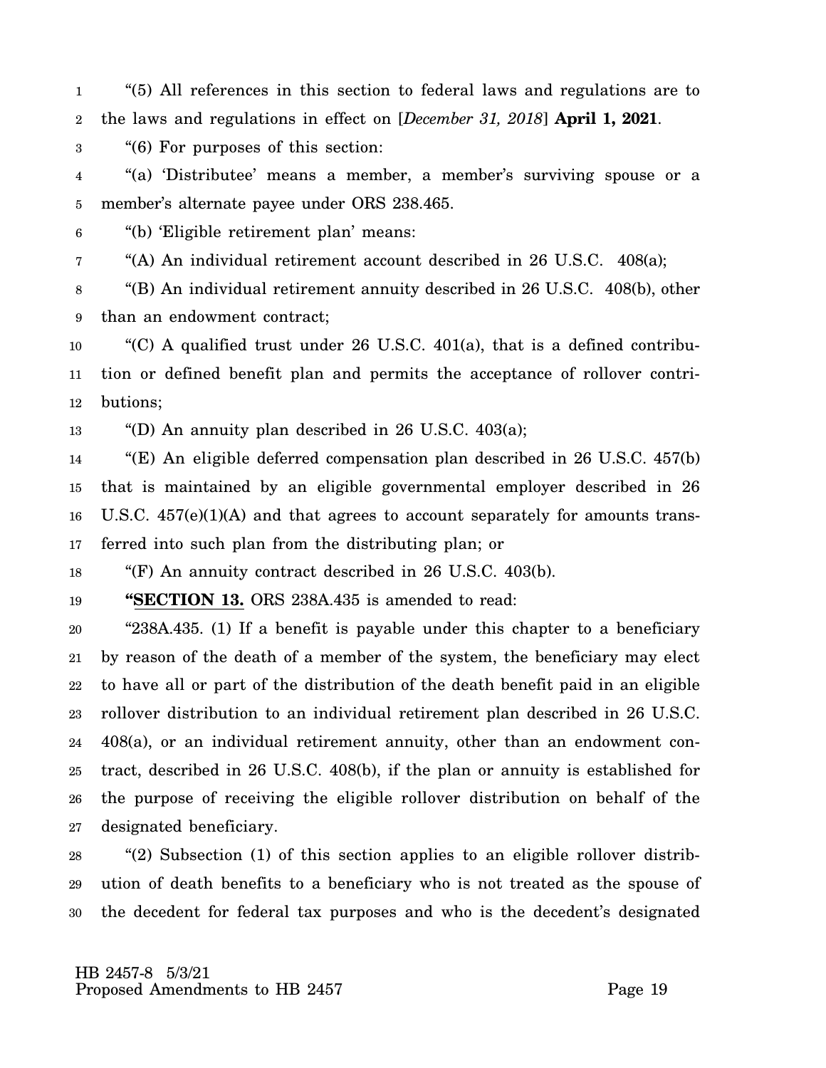"(5) All references in this section to federal laws and regulations are to the laws and regulations in effect on [*December 31, 2018*] **April 1, 2021**.

"(6) For purposes of this section:

"(a) 'Distributee' means a member, a member's surviving spouse or a member's alternate payee under ORS 238.465.

"(b) 'Eligible retirement plan' means:

"(A) An individual retirement account described in 26 U.S.C. 408(a);

"(B) An individual retirement annuity described in 26 U.S.C. 408(b), other than an endowment contract;

"(C) A qualified trust under 26 U.S.C. 401(a), that is a defined contribution or defined benefit plan and permits the acceptance of rollover contributions;

"(D) An annuity plan described in 26 U.S.C. 403(a);

"(E) An eligible deferred compensation plan described in 26 U.S.C. 457(b) that is maintained by an eligible governmental employer described in 26 U.S.C. 457(e)(1)(A) and that agrees to account separately for amounts transferred into such plan from the distributing plan; or

"(F) An annuity contract described in 26 U.S.C. 403(b).

**"SECTION 13.** ORS 238A.435 is amended to read:

"238A.435. (1) If a benefit is payable under this chapter to a beneficiary by reason of the death of a member of the system, the beneficiary may elect to have all or part of the distribution of the death benefit paid in an eligible rollover distribution to an individual retirement plan described in 26 U.S.C. 408(a), or an individual retirement annuity, other than an endowment contract, described in 26 U.S.C. 408(b), if the plan or annuity is established for the purpose of receiving the eligible rollover distribution on behalf of the designated beneficiary.

"(2) Subsection (1) of this section applies to an eligible rollover distribution of death benefits to a beneficiary who is not treated as the spouse of the decedent for federal tax purposes and who is the decedent's designated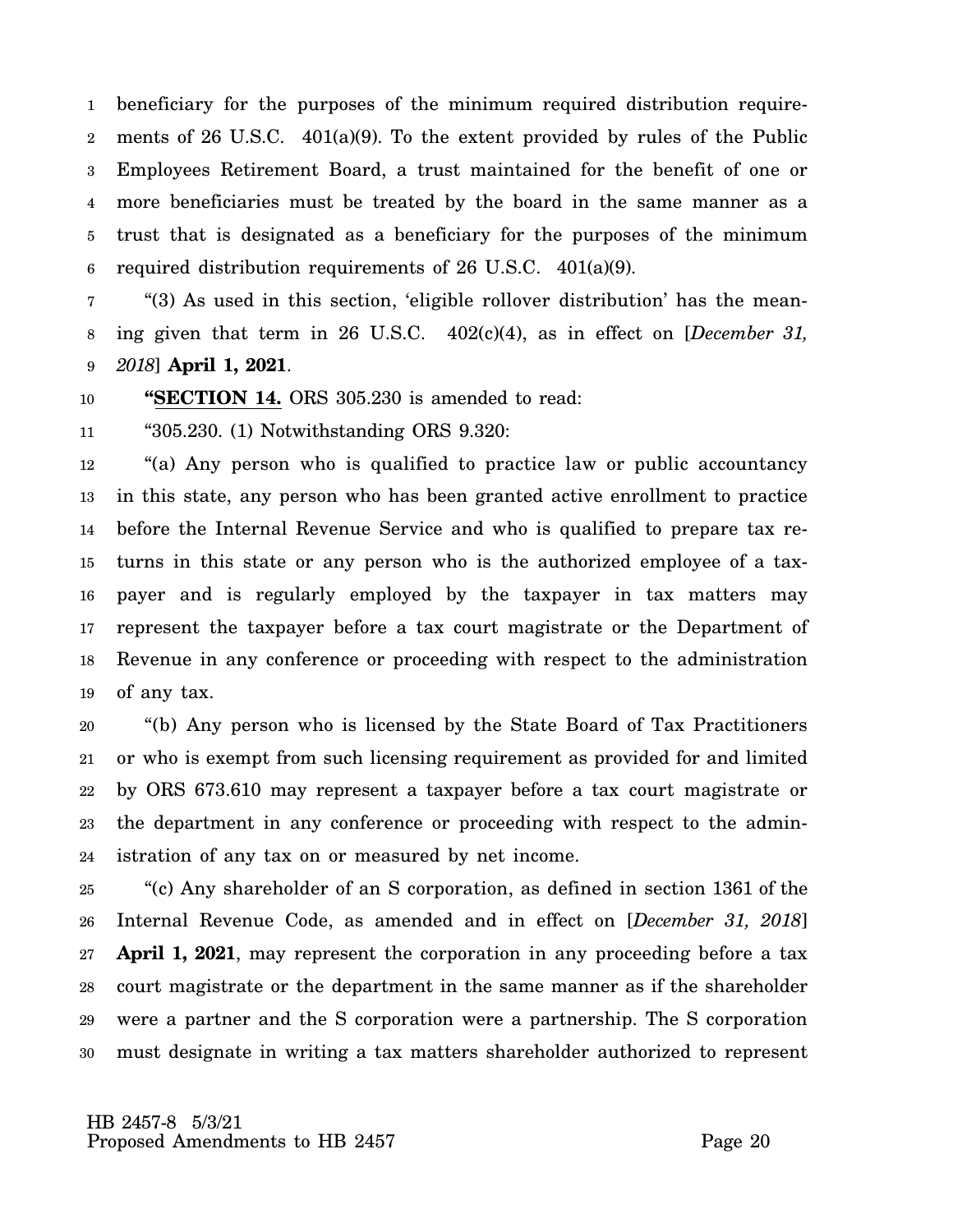beneficiary for the purposes of the minimum required distribution requirements of 26 U.S.C. 401(a)(9). To the extent provided by rules of the Public Employees Retirement Board, a trust maintained for the benefit of one or more beneficiaries must be treated by the board in the same manner as a trust that is designated as a beneficiary for the purposes of the minimum required distribution requirements of 26 U.S.C. 401(a)(9).

"(3) As used in this section, 'eligible rollover distribution' has the meaning given that term in 26 U.S.C. 402(c)(4), as in effect on [*December 31, 2018*] **April 1, 2021**.

"**SECTION 14.** ORS 305.230 is amended to read:

"305.230. (1) Notwithstanding ORS 9.320:

"(a) Any person who is qualified to practice law or public accountancy in this state, any person who has been granted active enrollment to practice before the Internal Revenue Service and who is qualified to prepare tax returns in this state or any person who is the authorized employee of a taxpayer and is regularly employed by the taxpayer in tax matters may represent the taxpayer before a tax court magistrate or the Department of Revenue in any conference or proceeding with respect to the administration of any tax.

"(b) Any person who is licensed by the State Board of Tax Practitioners or who is exempt from such licensing requirement as provided for and limited by ORS 673.610 may represent a taxpayer before a tax court magistrate or the department in any conference or proceeding with respect to the administration of any tax on or measured by net income.

"(c) Any shareholder of an S corporation, as defined in section 1361 of the Internal Revenue Code, as amended and in effect on [*December 31, 2018*] **April 1, 2021**, may represent the corporation in any proceeding before a tax court magistrate or the department in the same manner as if the shareholder were a partner and the S corporation were a partnership. The S corporation must designate in writing a tax matters shareholder authorized to represent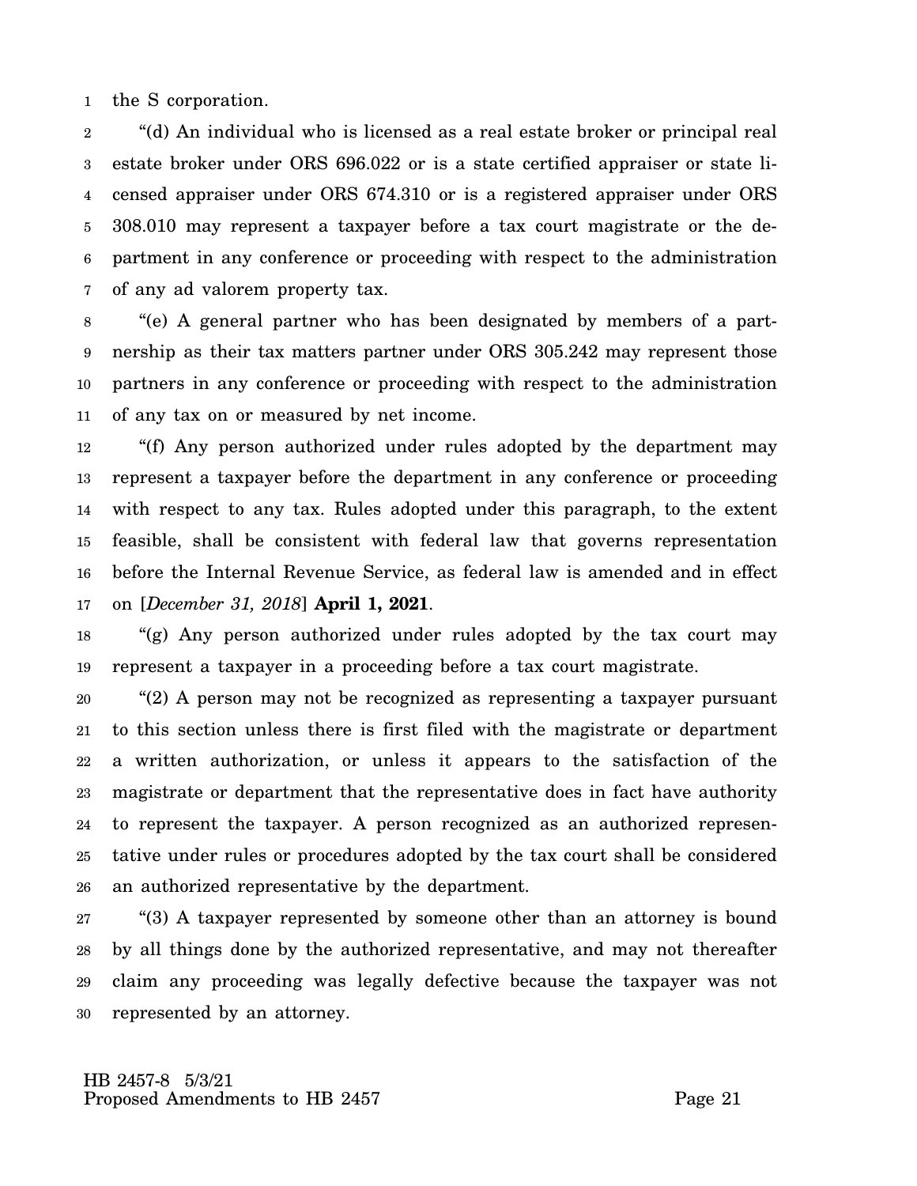the S corporation.

"(d) An individual who is licensed as a real estate broker or principal real estate broker under ORS 696.022 or is a state certified appraiser or state licensed appraiser under ORS 674.310 or is a registered appraiser under ORS 308.010 may represent a taxpayer before a tax court magistrate or the department in any conference or proceeding with respect to the administration of any ad valorem property tax.

"(e) A general partner who has been designated by members of a partnership as their tax matters partner under ORS 305.242 may represent those partners in any conference or proceeding with respect to the administration of any tax on or measured by net income.

"(f) Any person authorized under rules adopted by the department may represent a taxpayer before the department in any conference or proceeding with respect to any tax. Rules adopted under this paragraph, to the extent feasible, shall be consistent with federal law that governs representation before the Internal Revenue Service, as federal law is amended and in effect on [*December 31, 2018*] **April 1, 2021**.

"(g) Any person authorized under rules adopted by the tax court may represent a taxpayer in a proceeding before a tax court magistrate.

"(2) A person may not be recognized as representing a taxpayer pursuant to this section unless there is first filed with the magistrate or department a written authorization, or unless it appears to the satisfaction of the magistrate or department that the representative does in fact have authority to represent the taxpayer. A person recognized as an authorized representative under rules or procedures adopted by the tax court shall be considered an authorized representative by the department.

"(3) A taxpayer represented by someone other than an attorney is bound by all things done by the authorized representative, and may not thereafter claim any proceeding was legally defective because the taxpayer was not represented by an attorney.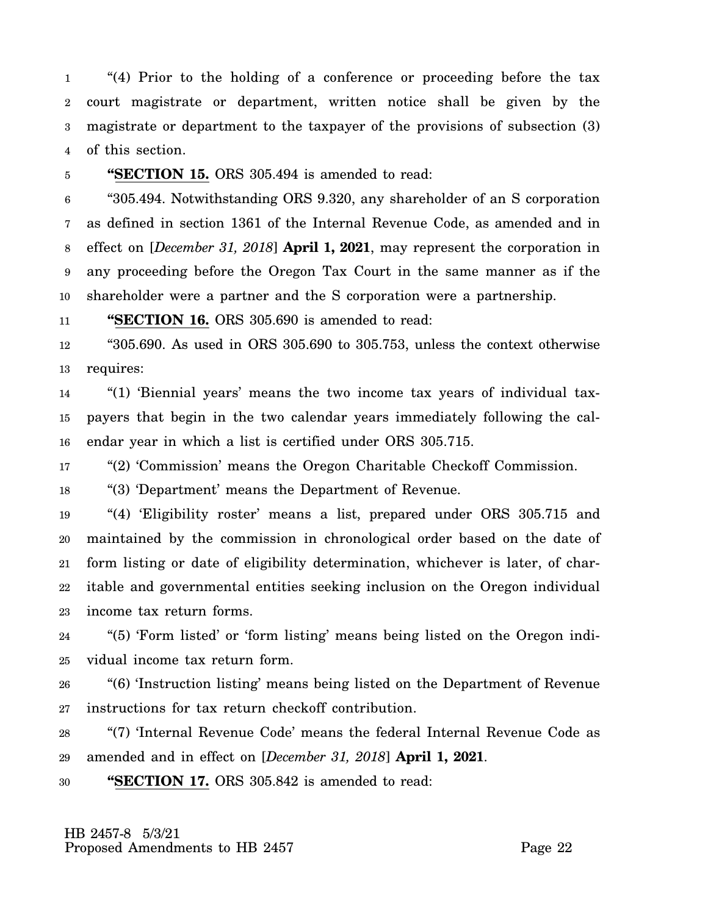"(4) Prior to the holding of a conference or proceeding before the tax court magistrate or department, written notice shall be given by the magistrate or department to the taxpayer of the provisions of subsection (3) of this section.

"**SECTION 15.** ORS 305.494 is amended to read:

"305.494. Notwithstanding ORS 9.320, any shareholder of an S corporation as defined in section 1361 of the Internal Revenue Code, as amended and in effect on [*December 31, 2018*] **April 1, 2021**, may represent the corporation in any proceeding before the Oregon Tax Court in the same manner as if the shareholder were a partner and the S corporation were a partnership.

"**SECTION 16.** ORS 305.690 is amended to read:

"305.690. As used in ORS 305.690 to 305.753, unless the context otherwise requires:

"(1) 'Biennial years' means the two income tax years of individual taxpayers that begin in the two calendar years immediately following the calendar year in which a list is certified under ORS 305.715.

"(2) 'Commission' means the Oregon Charitable Checkoff Commission.

"(3) 'Department' means the Department of Revenue.

"(4) 'Eligibility roster' means a list, prepared under ORS 305.715 and maintained by the commission in chronological order based on the date of form listing or date of eligibility determination, whichever is later, of charitable and governmental entities seeking inclusion on the Oregon individual income tax return forms.

"(5) 'Form listed' or 'form listing' means being listed on the Oregon individual income tax return form.

"(6) 'Instruction listing' means being listed on the Department of Revenue instructions for tax return checkoff contribution.

"(7) 'Internal Revenue Code' means the federal Internal Revenue Code as amended and in effect on [*December 31, 2018*] **April 1, 2021**.

"**SECTION 17.** ORS 305.842 is amended to read: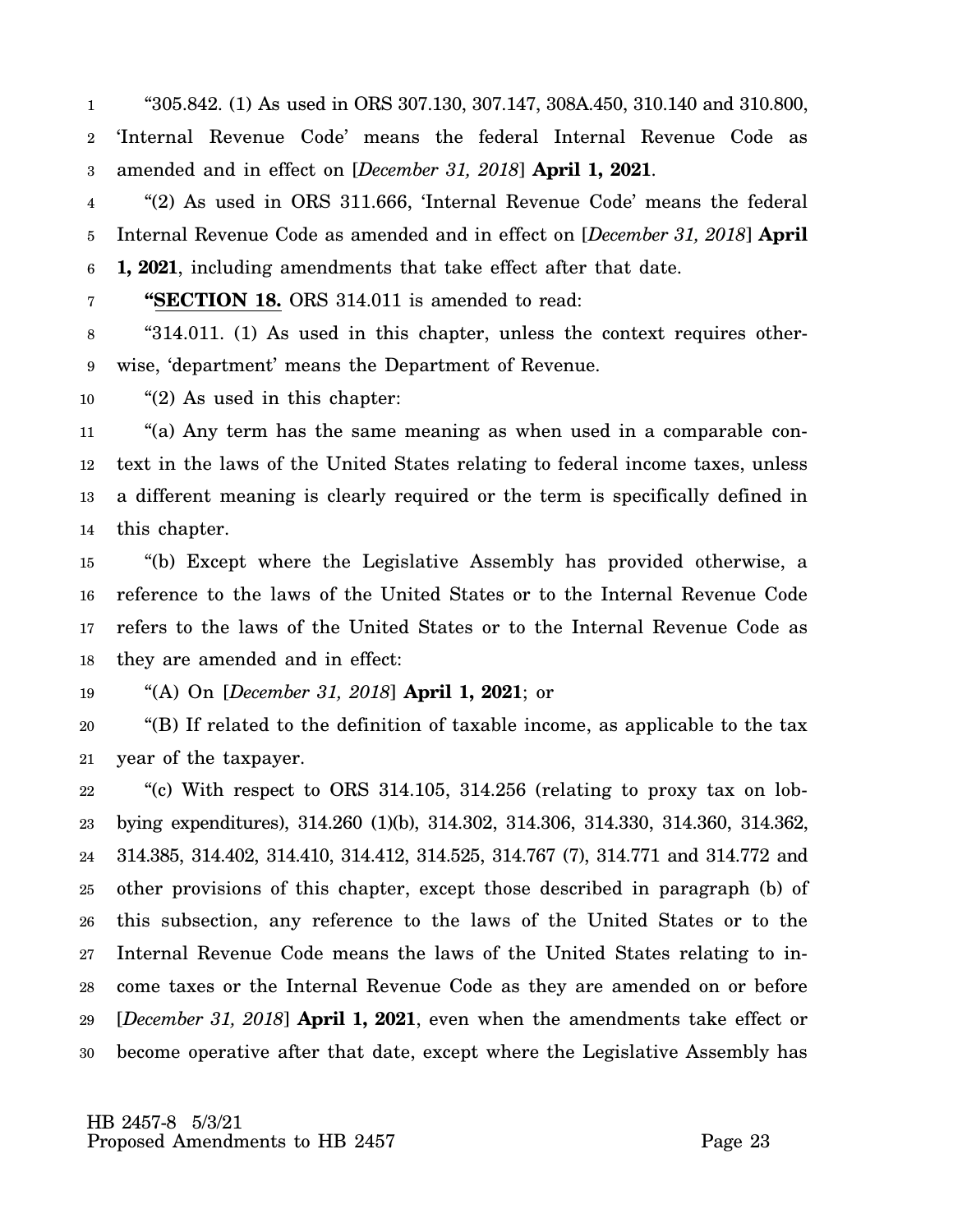"305.842. (1) As used in ORS 307.130, 307.147, 308A.450, 310.140 and 310.800, 'Internal Revenue Code' means the federal Internal Revenue Code as amended and in effect on [*December 31, 2018*] **April 1, 2021**.

"(2) As used in ORS 311.666, 'Internal Revenue Code' means the federal Internal Revenue Code as amended and in effect on [*December 31, 2018*] **April 1, 2021**, including amendments that take effect after that date.

**"SECTION 18.** ORS 314.011 is amended to read:

"314.011. (1) As used in this chapter, unless the context requires otherwise, 'department' means the Department of Revenue.

"(2) As used in this chapter:

"(a) Any term has the same meaning as when used in a comparable context in the laws of the United States relating to federal income taxes, unless a different meaning is clearly required or the term is specifically defined in this chapter.

"(b) Except where the Legislative Assembly has provided otherwise, a reference to the laws of the United States or to the Internal Revenue Code refers to the laws of the United States or to the Internal Revenue Code as they are amended and in effect:

"(A) On [*December 31, 2018*] **April 1, 2021**; or

"(B) If related to the definition of taxable income, as applicable to the tax year of the taxpayer.

"(c) With respect to ORS 314.105, 314.256 (relating to proxy tax on lobbying expenditures), 314.260 (1)(b), 314.302, 314.306, 314.330, 314.360, 314.362, 314.385, 314.402, 314.410, 314.412, 314.525, 314.767 (7), 314.771 and 314.772 and other provisions of this chapter, except those described in paragraph (b) of this subsection, any reference to the laws of the United States or to the Internal Revenue Code means the laws of the United States relating to income taxes or the Internal Revenue Code as they are amended on or before [*December 31, 2018*] **April 1, 2021**, even when the amendments take effect or become operative after that date, except where the Legislative Assembly has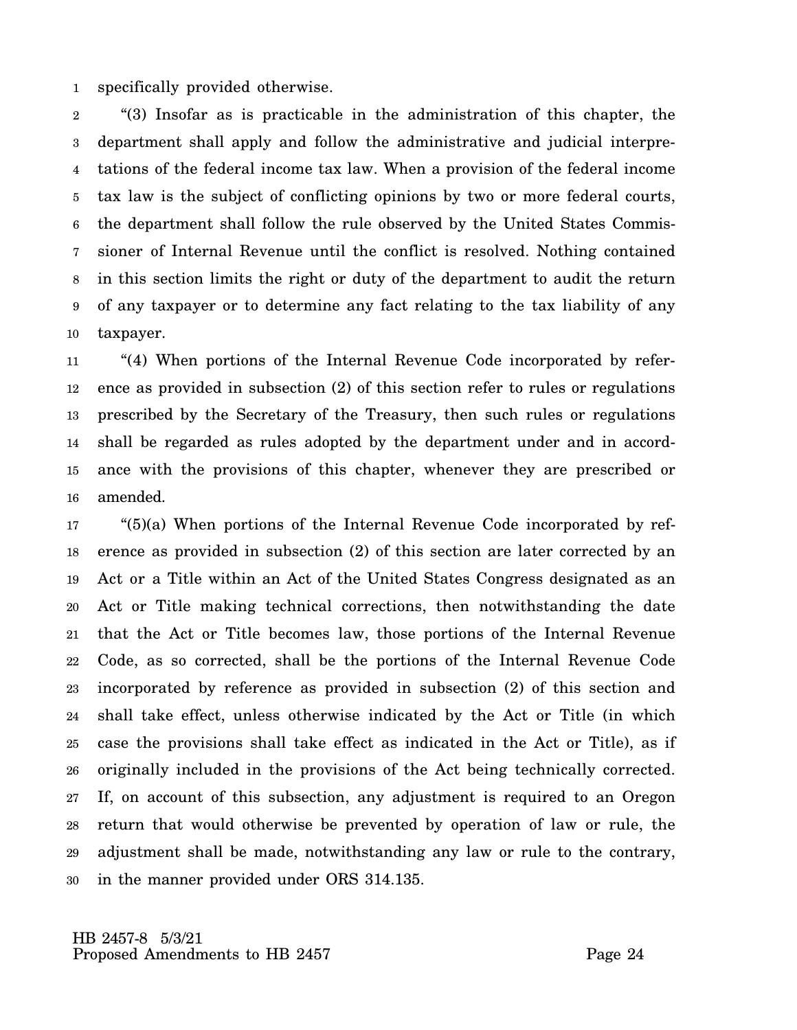specifically provided otherwise.

"(3) Insofar as is practicable in the administration of this chapter, the department shall apply and follow the administrative and judicial interpretations of the federal income tax law. When a provision of the federal income tax law is the subject of conflicting opinions by two or more federal courts, the department shall follow the rule observed by the United States Commissioner of Internal Revenue until the conflict is resolved. Nothing contained in this section limits the right or duty of the department to audit the return of any taxpayer or to determine any fact relating to the tax liability of any taxpayer.

"(4) When portions of the Internal Revenue Code incorporated by reference as provided in subsection (2) of this section refer to rules or regulations prescribed by the Secretary of the Treasury, then such rules or regulations shall be regarded as rules adopted by the department under and in accordance with the provisions of this chapter, whenever they are prescribed or amended.

"(5)(a) When portions of the Internal Revenue Code incorporated by reference as provided in subsection (2) of this section are later corrected by an Act or a Title within an Act of the United States Congress designated as an Act or Title making technical corrections, then notwithstanding the date that the Act or Title becomes law, those portions of the Internal Revenue Code, as so corrected, shall be the portions of the Internal Revenue Code incorporated by reference as provided in subsection (2) of this section and shall take effect, unless otherwise indicated by the Act or Title (in which case the provisions shall take effect as indicated in the Act or Title), as if originally included in the provisions of the Act being technically corrected. If, on account of this subsection, any adjustment is required to an Oregon return that would otherwise be prevented by operation of law or rule, the adjustment shall be made, notwithstanding any law or rule to the contrary, in the manner provided under ORS 314.135.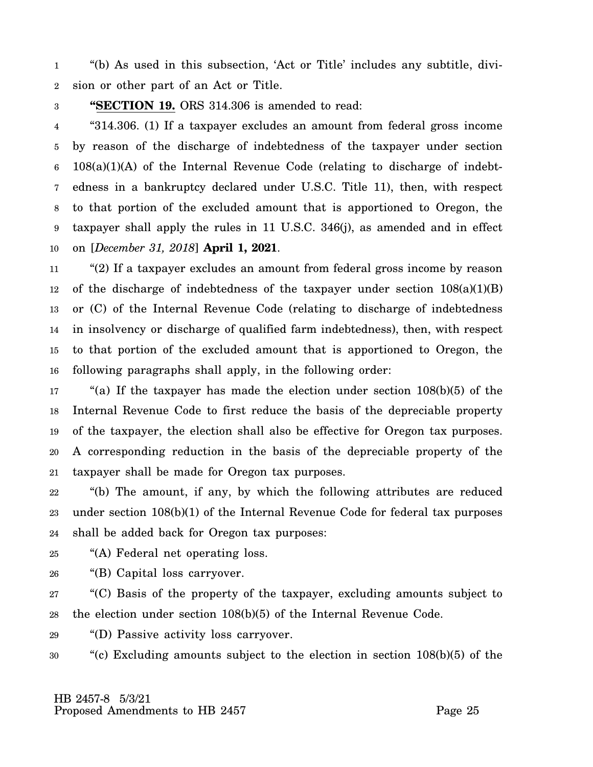"(b) As used in this subsection, 'Act or Title' includes any subtitle, division or other part of an Act or Title.

**"SECTION 19.** ORS 314.306 is amended to read:

"314.306. (1) If a taxpayer excludes an amount from federal gross income by reason of the discharge of indebtedness of the taxpayer under section 108(a)(1)(A) of the Internal Revenue Code (relating to discharge of indebtedness in a bankruptcy declared under U.S.C. Title 11), then, with respect to that portion of the excluded amount that is apportioned to Oregon, the taxpayer shall apply the rules in 11 U.S.C. 346(j), as amended and in effect on [*December 31, 2018*] **April 1, 2021**.

"(2) If a taxpayer excludes an amount from federal gross income by reason of the discharge of indebtedness of the taxpayer under section 108(a)(1)(B) or (C) of the Internal Revenue Code (relating to discharge of indebtedness in insolvency or discharge of qualified farm indebtedness), then, with respect to that portion of the excluded amount that is apportioned to Oregon, the following paragraphs shall apply, in the following order:

"(a) If the taxpayer has made the election under section 108(b)(5) of the Internal Revenue Code to first reduce the basis of the depreciable property of the taxpayer, the election shall also be effective for Oregon tax purposes. A corresponding reduction in the basis of the depreciable property of the taxpayer shall be made for Oregon tax purposes.

"(b) The amount, if any, by which the following attributes are reduced under section 108(b)(1) of the Internal Revenue Code for federal tax purposes shall be added back for Oregon tax purposes:

"(A) Federal net operating loss.

"(B) Capital loss carryover.

"(C) Basis of the property of the taxpayer, excluding amounts subject to the election under section 108(b)(5) of the Internal Revenue Code.

"(D) Passive activity loss carryover.

"(c) Excluding amounts subject to the election in section 108(b)(5) of the

HB 2457-8 5/3/21
Proposed Amendments to HB 2457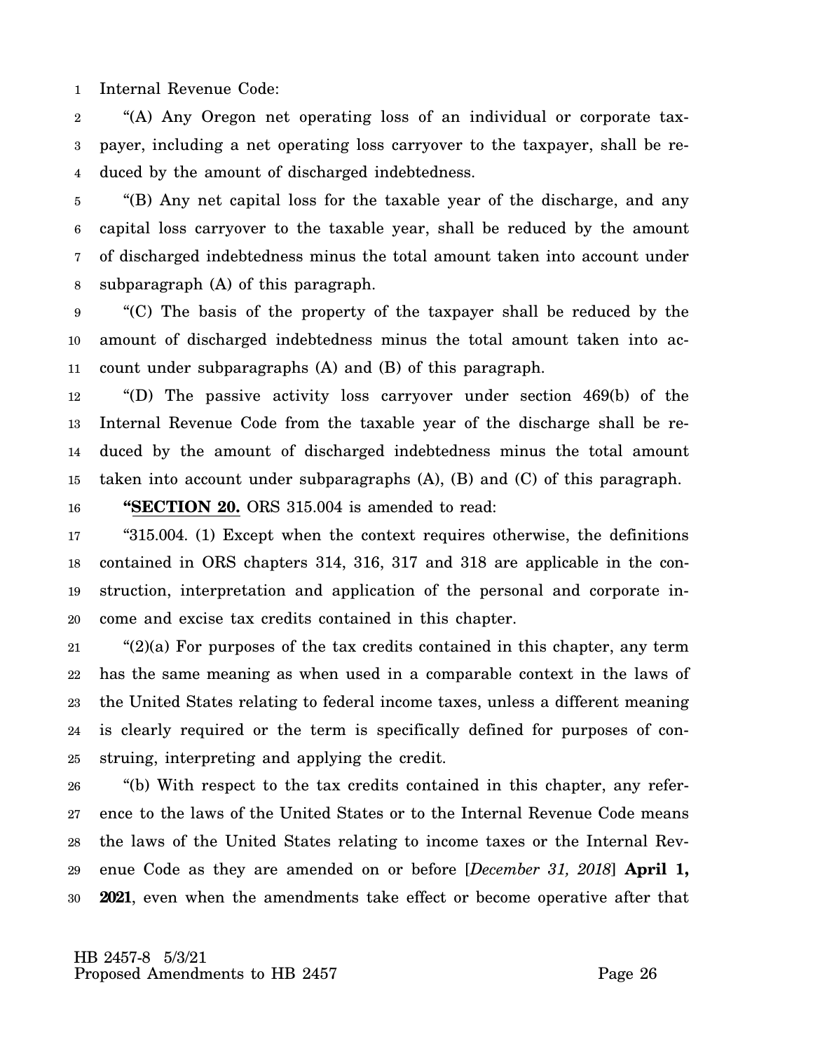Internal Revenue Code:

"(A) Any Oregon net operating loss of an individual or corporate taxpayer, including a net operating loss carryover to the taxpayer, shall be reduced by the amount of discharged indebtedness.

"(B) Any net capital loss for the taxable year of the discharge, and any capital loss carryover to the taxable year, shall be reduced by the amount of discharged indebtedness minus the total amount taken into account under subparagraph (A) of this paragraph.

"(C) The basis of the property of the taxpayer shall be reduced by the amount of discharged indebtedness minus the total amount taken into account under subparagraphs (A) and (B) of this paragraph.

"(D) The passive activity loss carryover under section 469(b) of the Internal Revenue Code from the taxable year of the discharge shall be reduced by the amount of discharged indebtedness minus the total amount taken into account under subparagraphs (A), (B) and (C) of this paragraph.

**"SECTION 20.** ORS 315.004 is amended to read:

"315.004. (1) Except when the context requires otherwise, the definitions contained in ORS chapters 314, 316, 317 and 318 are applicable in the construction, interpretation and application of the personal and corporate income and excise tax credits contained in this chapter.

"(2)(a) For purposes of the tax credits contained in this chapter, any term has the same meaning as when used in a comparable context in the laws of the United States relating to federal income taxes, unless a different meaning is clearly required or the term is specifically defined for purposes of construing, interpreting and applying the credit.

"(b) With respect to the tax credits contained in this chapter, any reference to the laws of the United States or to the Internal Revenue Code means the laws of the United States relating to income taxes or the Internal Revenue Code as they are amended on or before [*December 31, 2018*] **April 1, 2021**, even when the amendments take effect or become operative after that

HB 2457-8 5/3/21
Proposed Amendments to HB 2457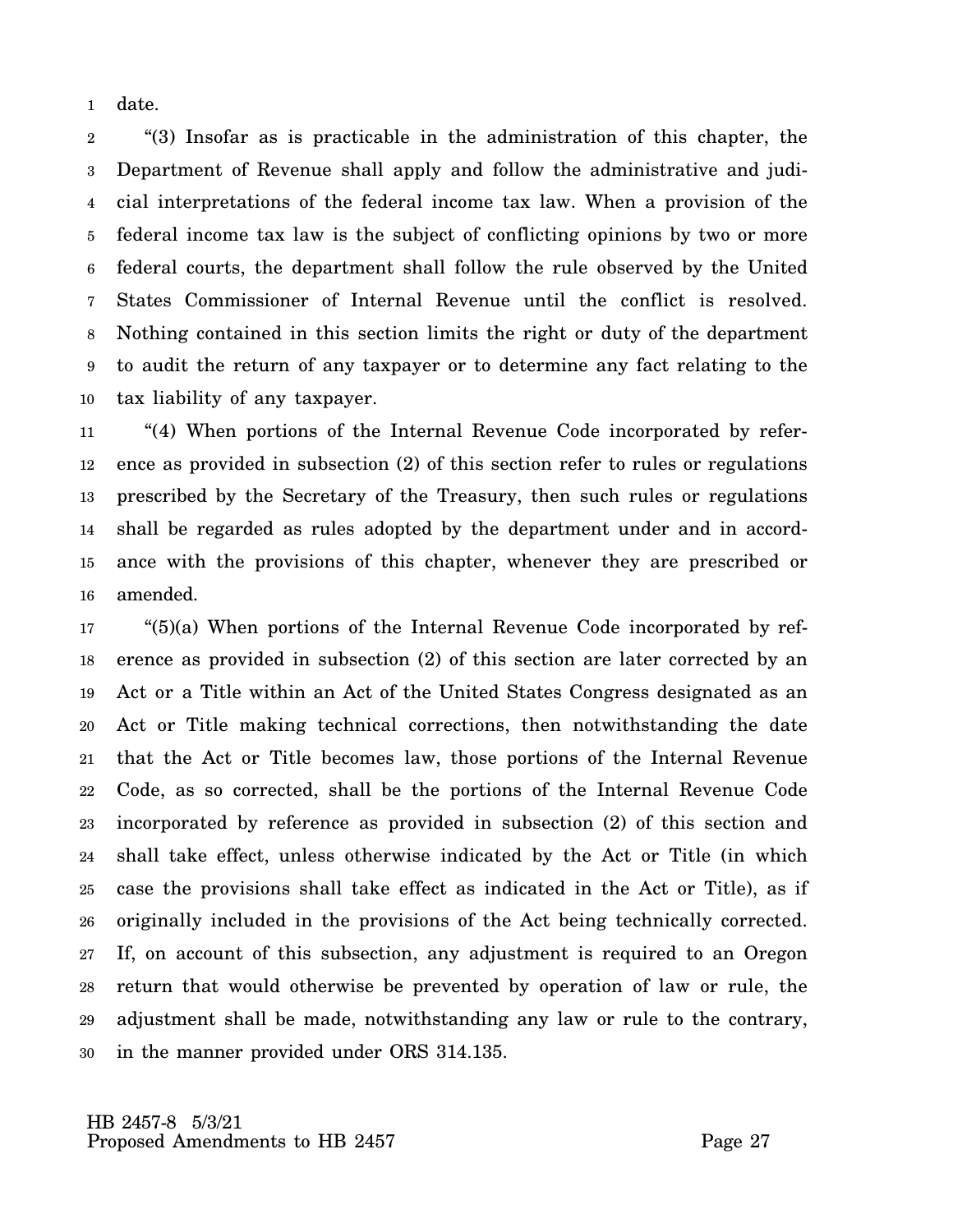date.

"(3) Insofar as is practicable in the administration of this chapter, the Department of Revenue shall apply and follow the administrative and judicial interpretations of the federal income tax law. When a provision of the federal income tax law is the subject of conflicting opinions by two or more federal courts, the department shall follow the rule observed by the United States Commissioner of Internal Revenue until the conflict is resolved. Nothing contained in this section limits the right or duty of the department to audit the return of any taxpayer or to determine any fact relating to the tax liability of any taxpayer.

"(4) When portions of the Internal Revenue Code incorporated by reference as provided in subsection (2) of this section refer to rules or regulations prescribed by the Secretary of the Treasury, then such rules or regulations shall be regarded as rules adopted by the department under and in accordance with the provisions of this chapter, whenever they are prescribed or amended.

"(5)(a) When portions of the Internal Revenue Code incorporated by reference as provided in subsection (2) of this section are later corrected by an Act or a Title within an Act of the United States Congress designated as an Act or Title making technical corrections, then notwithstanding the date that the Act or Title becomes law, those portions of the Internal Revenue Code, as so corrected, shall be the portions of the Internal Revenue Code incorporated by reference as provided in subsection (2) of this section and shall take effect, unless otherwise indicated by the Act or Title (in which case the provisions shall take effect as indicated in the Act or Title), as if originally included in the provisions of the Act being technically corrected. If, on account of this subsection, any adjustment is required to an Oregon return that would otherwise be prevented by operation of law or rule, the adjustment shall be made, notwithstanding any law or rule to the contrary, in the manner provided under ORS 314.135.

HB 2457-8 5/3/21
Proposed Amendments to HB 2457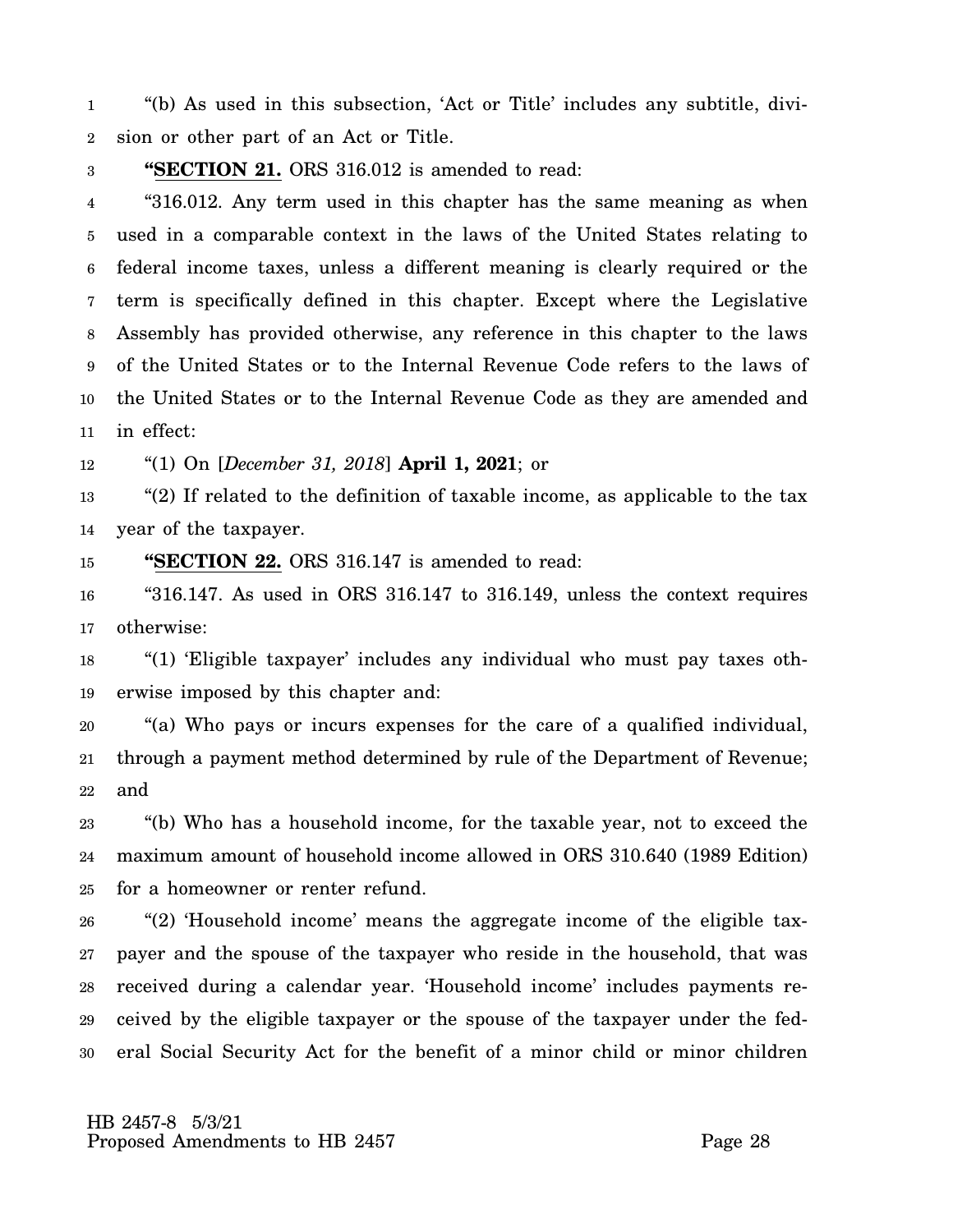"(b) As used in this subsection, 'Act or Title' includes any subtitle, division or other part of an Act or Title.

"**SECTION 21.** ORS 316.012 is amended to read:

"316.012. Any term used in this chapter has the same meaning as when used in a comparable context in the laws of the United States relating to federal income taxes, unless a different meaning is clearly required or the term is specifically defined in this chapter. Except where the Legislative Assembly has provided otherwise, any reference in this chapter to the laws of the United States or to the Internal Revenue Code refers to the laws of the United States or to the Internal Revenue Code as they are amended and in effect:

"(1) On [*December 31, 2018*] **April 1, 2021**; or

"(2) If related to the definition of taxable income, as applicable to the tax year of the taxpayer.

"**SECTION 22.** ORS 316.147 is amended to read:

"316.147. As used in ORS 316.147 to 316.149, unless the context requires otherwise:

"(1) 'Eligible taxpayer' includes any individual who must pay taxes otherwise imposed by this chapter and:

"(a) Who pays or incurs expenses for the care of a qualified individual, through a payment method determined by rule of the Department of Revenue; and

"(b) Who has a household income, for the taxable year, not to exceed the maximum amount of household income allowed in ORS 310.640 (1989 Edition) for a homeowner or renter refund.

"(2) 'Household income' means the aggregate income of the eligible taxpayer and the spouse of the taxpayer who reside in the household, that was received during a calendar year. 'Household income' includes payments received by the eligible taxpayer or the spouse of the taxpayer under the federal Social Security Act for the benefit of a minor child or minor children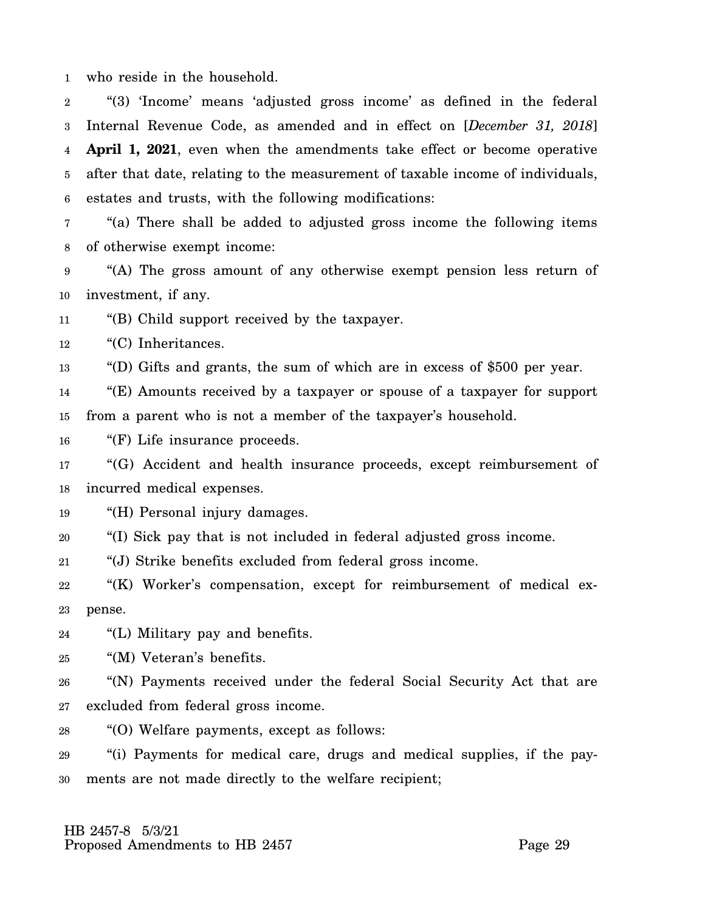who reside in the household.

"(3) 'Income' means 'adjusted gross income' as defined in the federal Internal Revenue Code, as amended and in effect on [*December 31, 2018*] **April 1, 2021**, even when the amendments take effect or become operative after that date, relating to the measurement of taxable income of individuals, estates and trusts, with the following modifications:

"(a) There shall be added to adjusted gross income the following items of otherwise exempt income:

"(A) The gross amount of any otherwise exempt pension less return of investment, if any.

"(B) Child support received by the taxpayer.

"(C) Inheritances.

"(D) Gifts and grants, the sum of which are in excess of $500 per year.

"(E) Amounts received by a taxpayer or spouse of a taxpayer for support from a parent who is not a member of the taxpayer's household.

"(F) Life insurance proceeds.

"(G) Accident and health insurance proceeds, except reimbursement of incurred medical expenses.

"(H) Personal injury damages.

"(I) Sick pay that is not included in federal adjusted gross income.

"(J) Strike benefits excluded from federal gross income.

"(K) Worker's compensation, except for reimbursement of medical expense.

"(L) Military pay and benefits.

"(M) Veteran's benefits.

"(N) Payments received under the federal Social Security Act that are excluded from federal gross income.

"(O) Welfare payments, except as follows:

"(i) Payments for medical care, drugs and medical supplies, if the payments are not made directly to the welfare recipient;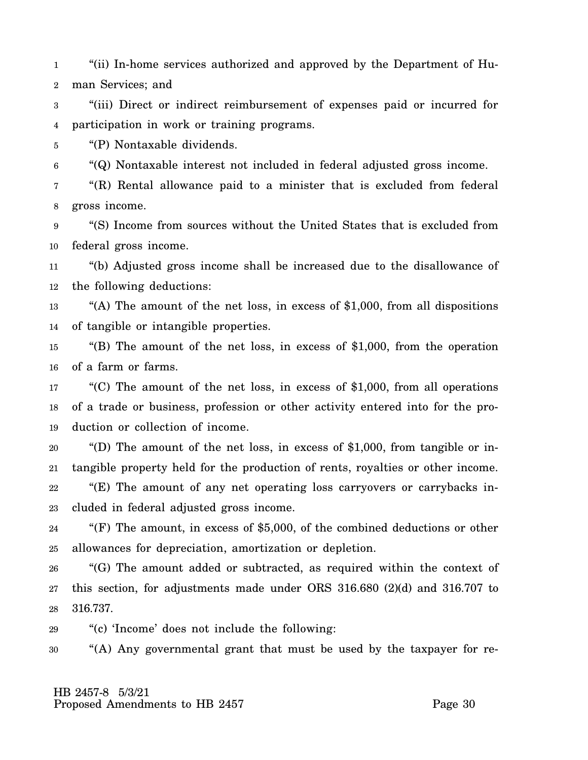"(ii) In-home services authorized and approved by the Department of Human Services; and

"(iii) Direct or indirect reimbursement of expenses paid or incurred for participation in work or training programs.

"(P) Nontaxable dividends.

"(Q) Nontaxable interest not included in federal adjusted gross income.

"(R) Rental allowance paid to a minister that is excluded from federal gross income.

"(S) Income from sources without the United States that is excluded from federal gross income.

"(b) Adjusted gross income shall be increased due to the disallowance of the following deductions:

"(A) The amount of the net loss, in excess of $1,000, from all dispositions of tangible or intangible properties.

"(B) The amount of the net loss, in excess of $1,000, from the operation of a farm or farms.

"(C) The amount of the net loss, in excess of $1,000, from all operations of a trade or business, profession or other activity entered into for the production or collection of income.

"(D) The amount of the net loss, in excess of $1,000, from tangible or intangible property held for the production of rents, royalties or other income.

"(E) The amount of any net operating loss carryovers or carrybacks included in federal adjusted gross income.

"(F) The amount, in excess of $5,000, of the combined deductions or other allowances for depreciation, amortization or depletion.

"(G) The amount added or subtracted, as required within the context of this section, for adjustments made under ORS 316.680 (2)(d) and 316.707 to 316.737.

"(c) 'Income' does not include the following:

"(A) Any governmental grant that must be used by the taxpayer for re-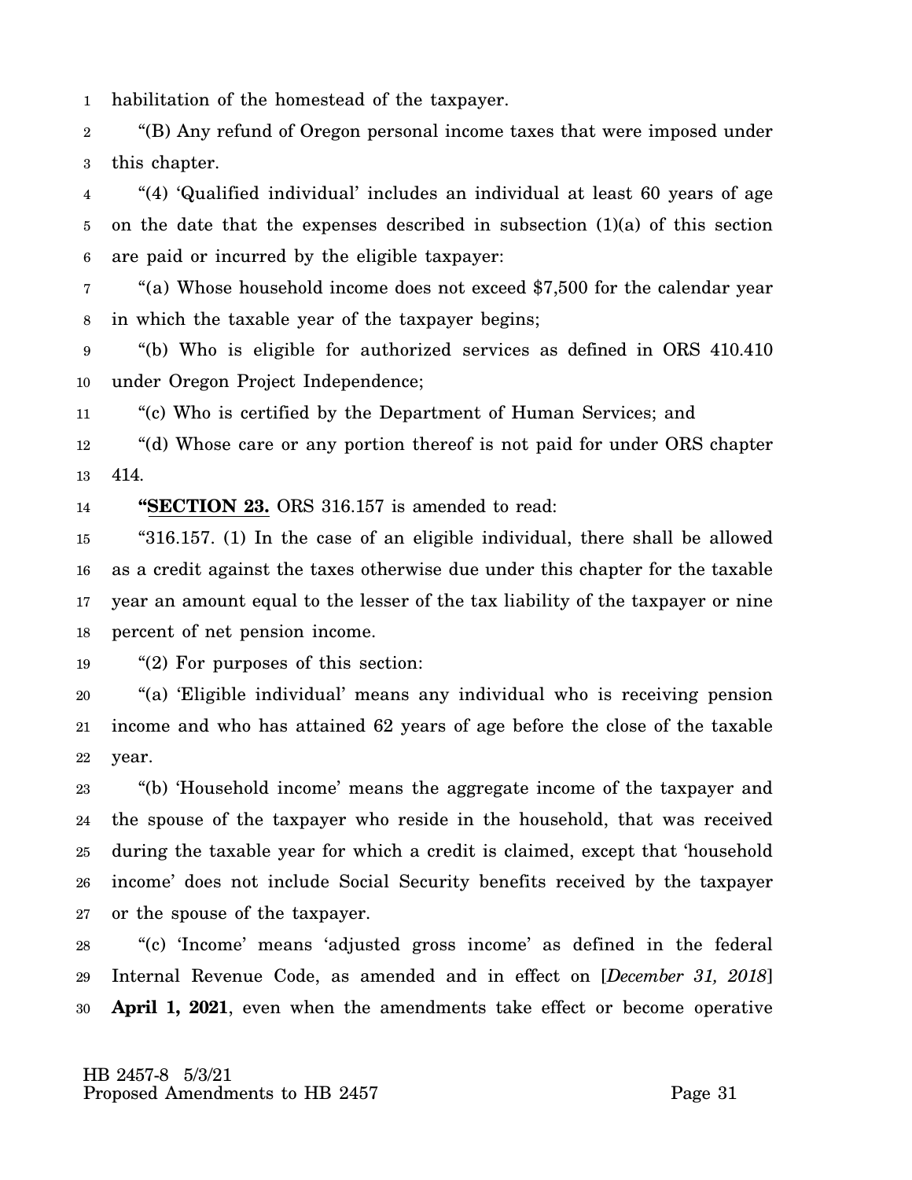habilitation of the homestead of the taxpayer.

"(B) Any refund of Oregon personal income taxes that were imposed under this chapter.

"(4) 'Qualified individual' includes an individual at least 60 years of age on the date that the expenses described in subsection (1)(a) of this section are paid or incurred by the eligible taxpayer:

"(a) Whose household income does not exceed $7,500 for the calendar year in which the taxable year of the taxpayer begins;

"(b) Who is eligible for authorized services as defined in ORS 410.410 under Oregon Project Independence;

"(c) Who is certified by the Department of Human Services; and

"(d) Whose care or any portion thereof is not paid for under ORS chapter 414.

"**SECTION 23.** ORS 316.157 is amended to read:

"316.157. (1) In the case of an eligible individual, there shall be allowed as a credit against the taxes otherwise due under this chapter for the taxable year an amount equal to the lesser of the tax liability of the taxpayer or nine percent of net pension income.

"(2) For purposes of this section:

"(a) 'Eligible individual' means any individual who is receiving pension income and who has attained 62 years of age before the close of the taxable year.

"(b) 'Household income' means the aggregate income of the taxpayer and the spouse of the taxpayer who reside in the household, that was received during the taxable year for which a credit is claimed, except that 'household income' does not include Social Security benefits received by the taxpayer or the spouse of the taxpayer.

"(c) 'Income' means 'adjusted gross income' as defined in the federal Internal Revenue Code, as amended and in effect on [*December 31, 2018*] **April 1, 2021**, even when the amendments take effect or become operative

HB 2457-8 5/3/21
Proposed Amendments to HB 2457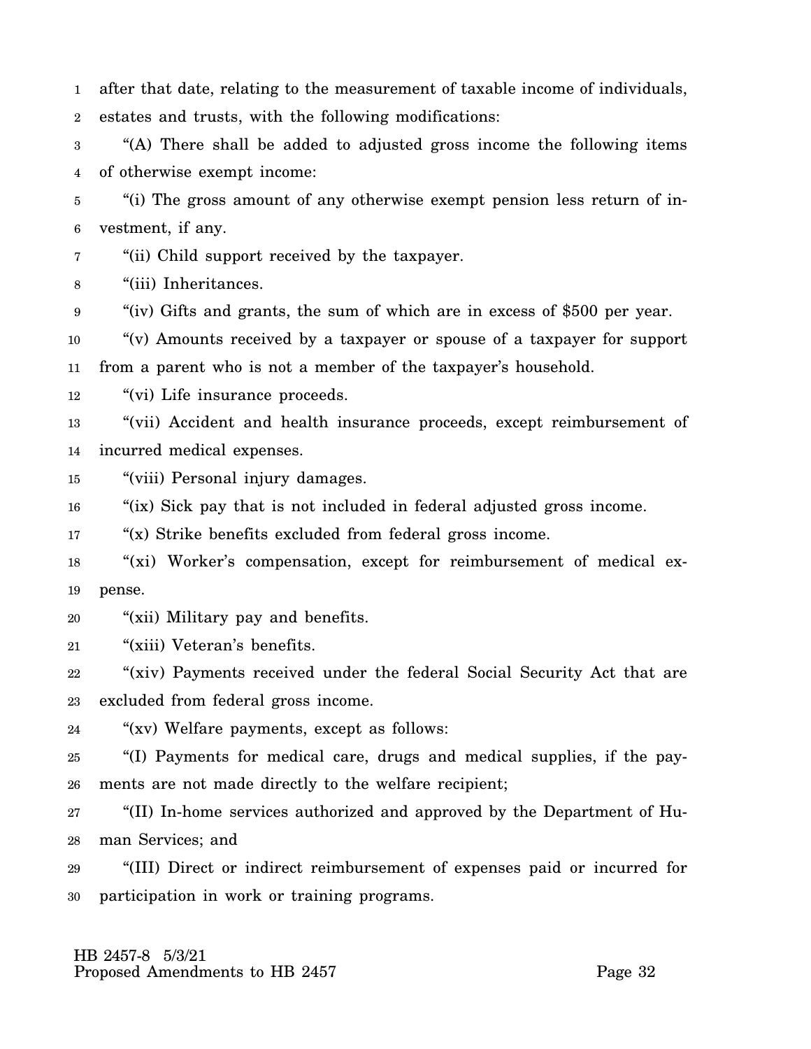after that date, relating to the measurement of taxable income of individuals, estates and trusts, with the following modifications:

"(A) There shall be added to adjusted gross income the following items of otherwise exempt income:

"(i) The gross amount of any otherwise exempt pension less return of investment, if any.

"(ii) Child support received by the taxpayer.

"(iii) Inheritances.

"(iv) Gifts and grants, the sum of which are in excess of $500 per year.

"(v) Amounts received by a taxpayer or spouse of a taxpayer for support from a parent who is not a member of the taxpayer's household.

"(vi) Life insurance proceeds.

"(vii) Accident and health insurance proceeds, except reimbursement of incurred medical expenses.

"(viii) Personal injury damages.

"(ix) Sick pay that is not included in federal adjusted gross income.

"(x) Strike benefits excluded from federal gross income.

"(xi) Worker's compensation, except for reimbursement of medical expense.

"(xii) Military pay and benefits.

"(xiii) Veteran's benefits.

"(xiv) Payments received under the federal Social Security Act that are excluded from federal gross income.

"(xv) Welfare payments, except as follows:

"(I) Payments for medical care, drugs and medical supplies, if the payments are not made directly to the welfare recipient;

"(II) In-home services authorized and approved by the Department of Human Services; and

"(III) Direct or indirect reimbursement of expenses paid or incurred for participation in work or training programs.

HB 2457-8 5/3/21
Proposed Amendments to HB 2457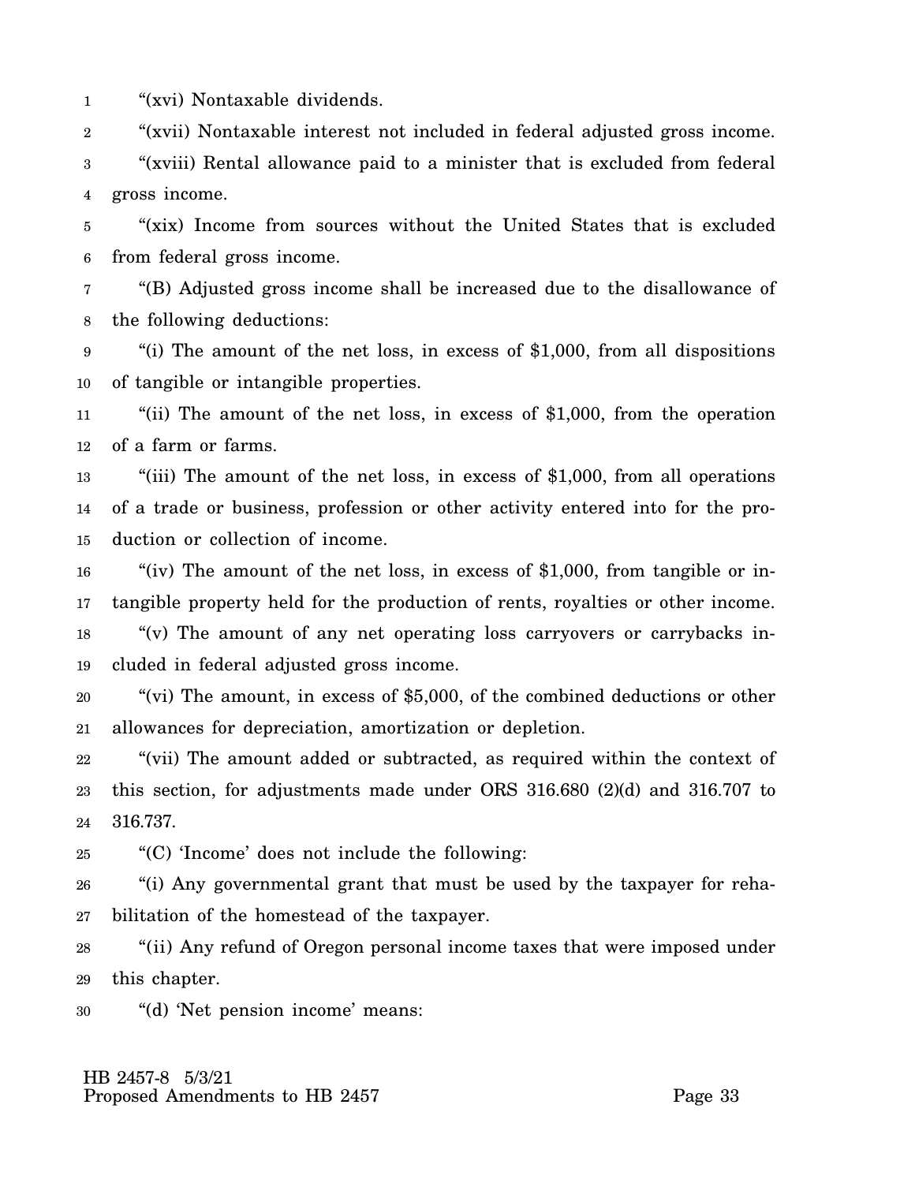"(xvi) Nontaxable dividends.

"(xvii) Nontaxable interest not included in federal adjusted gross income.

"(xviii) Rental allowance paid to a minister that is excluded from federal gross income.

"(xix) Income from sources without the United States that is excluded from federal gross income.

"(B) Adjusted gross income shall be increased due to the disallowance of the following deductions:

"(i) The amount of the net loss, in excess of $1,000, from all dispositions of tangible or intangible properties.

"(ii) The amount of the net loss, in excess of $1,000, from the operation of a farm or farms.

"(iii) The amount of the net loss, in excess of $1,000, from all operations of a trade or business, profession or other activity entered into for the production or collection of income.

"(iv) The amount of the net loss, in excess of $1,000, from tangible or intangible property held for the production of rents, royalties or other income.

"(v) The amount of any net operating loss carryovers or carrybacks included in federal adjusted gross income.

"(vi) The amount, in excess of $5,000, of the combined deductions or other allowances for depreciation, amortization or depletion.

"(vii) The amount added or subtracted, as required within the context of this section, for adjustments made under ORS 316.680 (2)(d) and 316.707 to 316.737.

"(C) 'Income' does not include the following:

"(i) Any governmental grant that must be used by the taxpayer for rehabilitation of the homestead of the taxpayer.

"(ii) Any refund of Oregon personal income taxes that were imposed under this chapter.

"(d) 'Net pension income' means: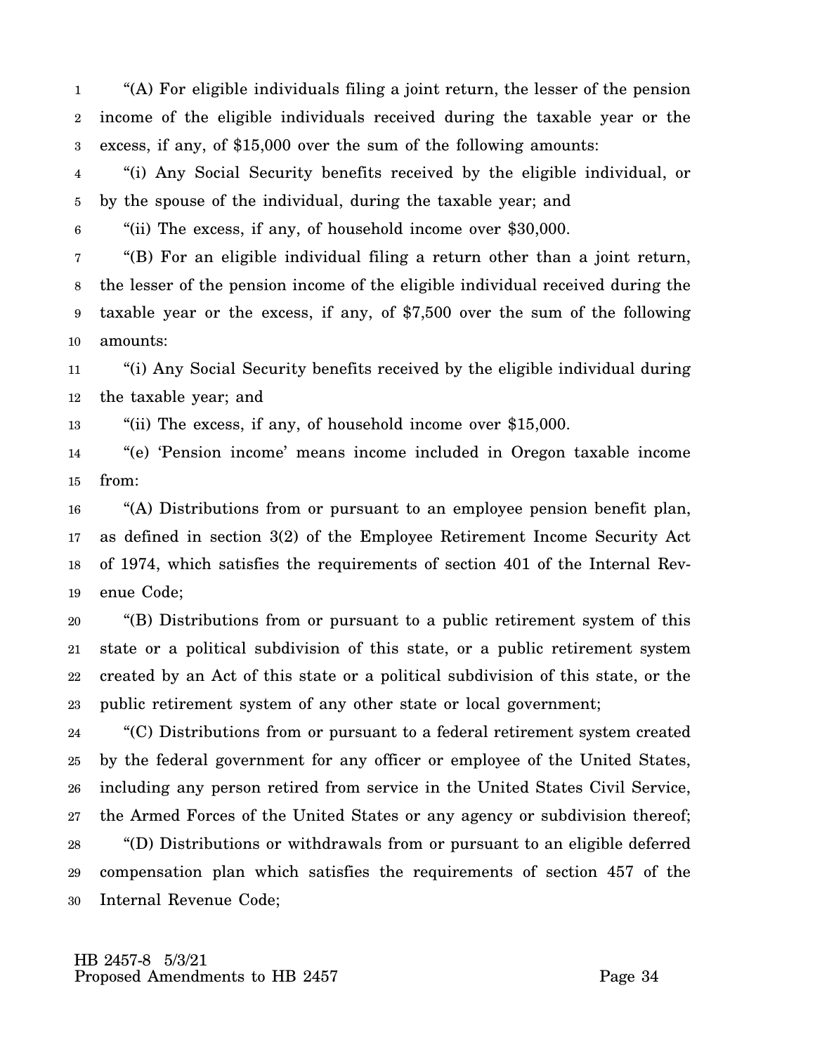"(A) For eligible individuals filing a joint return, the lesser of the pension income of the eligible individuals received during the taxable year or the excess, if any, of $15,000 over the sum of the following amounts:

"(i) Any Social Security benefits received by the eligible individual, or by the spouse of the individual, during the taxable year; and

"(ii) The excess, if any, of household income over $30,000.

"(B) For an eligible individual filing a return other than a joint return, the lesser of the pension income of the eligible individual received during the taxable year or the excess, if any, of $7,500 over the sum of the following amounts:

"(i) Any Social Security benefits received by the eligible individual during the taxable year; and

"(ii) The excess, if any, of household income over $15,000.

"(e) 'Pension income' means income included in Oregon taxable income from:

"(A) Distributions from or pursuant to an employee pension benefit plan, as defined in section 3(2) of the Employee Retirement Income Security Act of 1974, which satisfies the requirements of section 401 of the Internal Revenue Code;

"(B) Distributions from or pursuant to a public retirement system of this state or a political subdivision of this state, or a public retirement system created by an Act of this state or a political subdivision of this state, or the public retirement system of any other state or local government;

"(C) Distributions from or pursuant to a federal retirement system created by the federal government for any officer or employee of the United States, including any person retired from service in the United States Civil Service, the Armed Forces of the United States or any agency or subdivision thereof;

"(D) Distributions or withdrawals from or pursuant to an eligible deferred compensation plan which satisfies the requirements of section 457 of the Internal Revenue Code;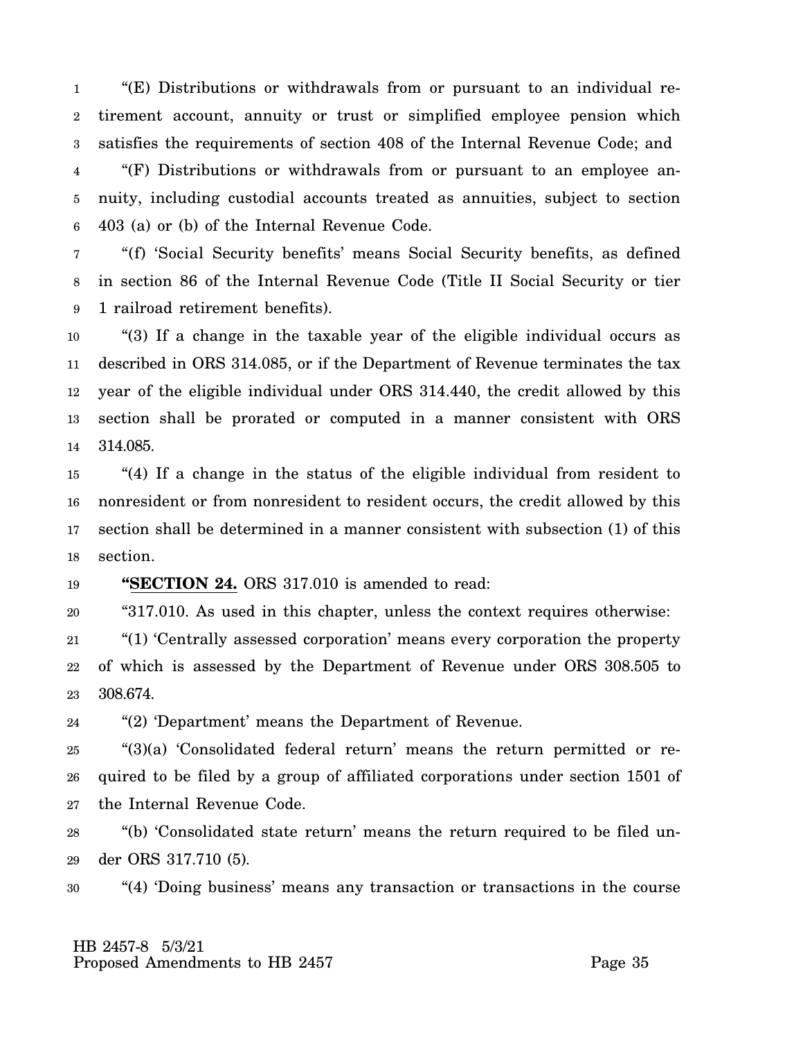"(E) Distributions or withdrawals from or pursuant to an individual retirement account, annuity or trust or simplified employee pension which satisfies the requirements of section 408 of the Internal Revenue Code; and

"(F) Distributions or withdrawals from or pursuant to an employee annuity, including custodial accounts treated as annuities, subject to section 403 (a) or (b) of the Internal Revenue Code.

"(f) 'Social Security benefits' means Social Security benefits, as defined in section 86 of the Internal Revenue Code (Title II Social Security or tier 1 railroad retirement benefits).

"(3) If a change in the taxable year of the eligible individual occurs as described in ORS 314.085, or if the Department of Revenue terminates the tax year of the eligible individual under ORS 314.440, the credit allowed by this section shall be prorated or computed in a manner consistent with ORS 314.085.

"(4) If a change in the status of the eligible individual from resident to nonresident or from nonresident to resident occurs, the credit allowed by this section shall be determined in a manner consistent with subsection (1) of this section.

**"SECTION 24.** ORS 317.010 is amended to read:

"317.010. As used in this chapter, unless the context requires otherwise:

"(1) 'Centrally assessed corporation' means every corporation the property of which is assessed by the Department of Revenue under ORS 308.505 to 308.674.

"(2) 'Department' means the Department of Revenue.

"(3)(a) 'Consolidated federal return' means the return permitted or required to be filed by a group of affiliated corporations under section 1501 of the Internal Revenue Code.

"(b) 'Consolidated state return' means the return required to be filed under ORS 317.710 (5).

"(4) 'Doing business' means any transaction or transactions in the course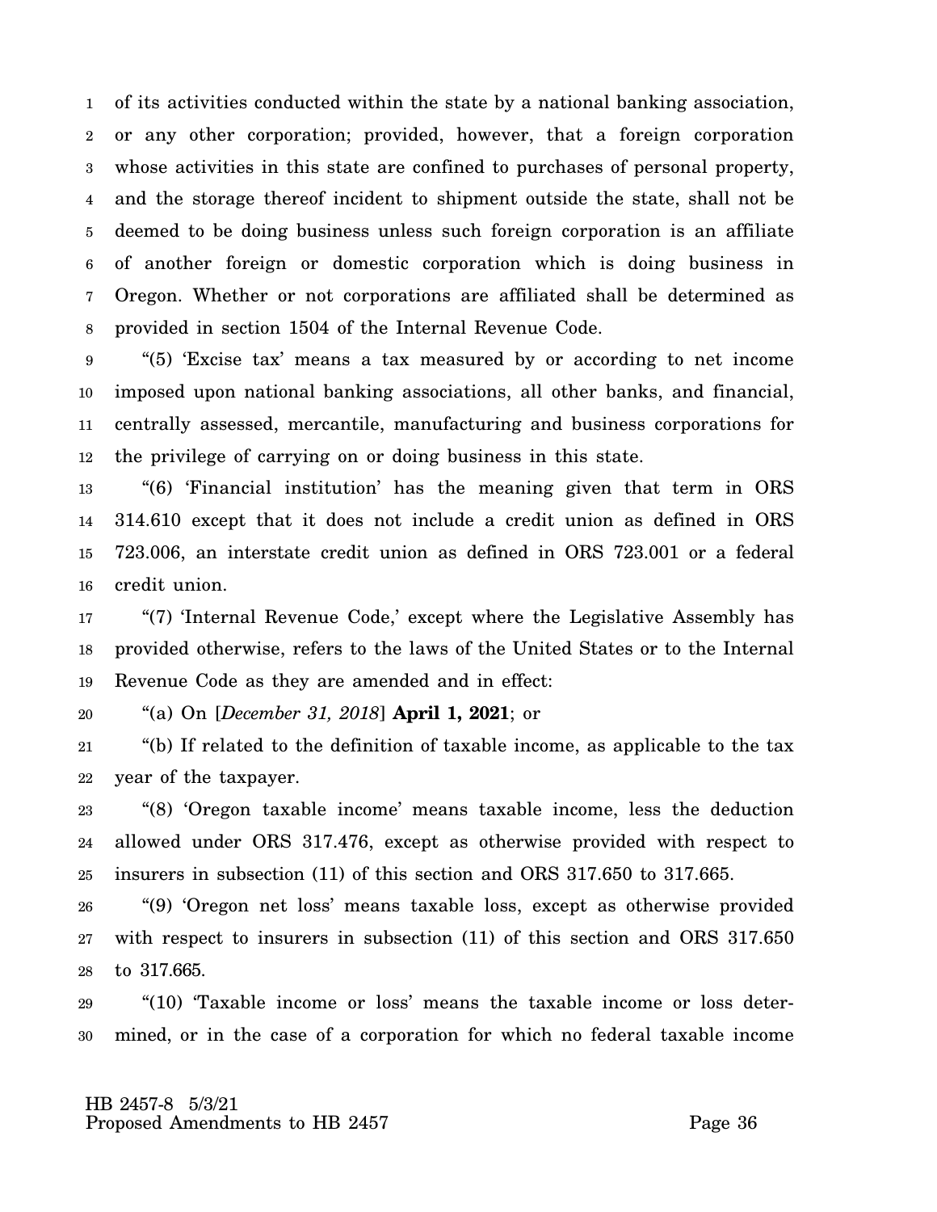of its activities conducted within the state by a national banking association, or any other corporation; provided, however, that a foreign corporation whose activities in this state are confined to purchases of personal property, and the storage thereof incident to shipment outside the state, shall not be deemed to be doing business unless such foreign corporation is an affiliate of another foreign or domestic corporation which is doing business in Oregon. Whether or not corporations are affiliated shall be determined as provided in section 1504 of the Internal Revenue Code.

"(5) 'Excise tax' means a tax measured by or according to net income imposed upon national banking associations, all other banks, and financial, centrally assessed, mercantile, manufacturing and business corporations for the privilege of carrying on or doing business in this state.

"(6) 'Financial institution' has the meaning given that term in ORS 314.610 except that it does not include a credit union as defined in ORS 723.006, an interstate credit union as defined in ORS 723.001 or a federal credit union.

"(7) 'Internal Revenue Code,' except where the Legislative Assembly has provided otherwise, refers to the laws of the United States or to the Internal Revenue Code as they are amended and in effect:

"(a) On [*December 31, 2018*] **April 1, 2021**; or

"(b) If related to the definition of taxable income, as applicable to the tax year of the taxpayer.

"(8) 'Oregon taxable income' means taxable income, less the deduction allowed under ORS 317.476, except as otherwise provided with respect to insurers in subsection (11) of this section and ORS 317.650 to 317.665.

"(9) 'Oregon net loss' means taxable loss, except as otherwise provided with respect to insurers in subsection (11) of this section and ORS 317.650 to 317.665.

"(10) 'Taxable income or loss' means the taxable income or loss determined, or in the case of a corporation for which no federal taxable income

HB 2457-8 5/3/21
Proposed Amendments to HB 2457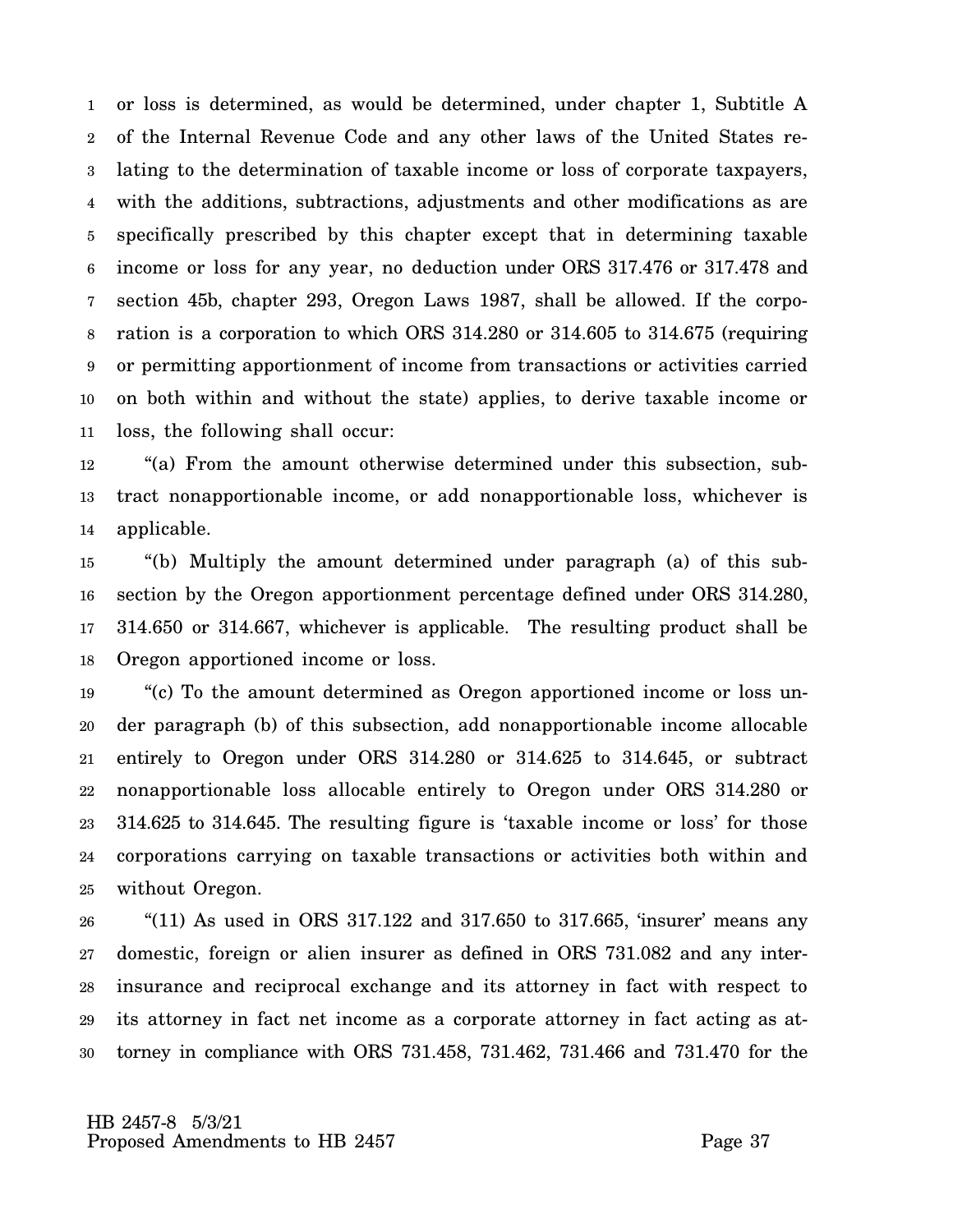or loss is determined, as would be determined, under chapter 1, Subtitle A of the Internal Revenue Code and any other laws of the United States relating to the determination of taxable income or loss of corporate taxpayers, with the additions, subtractions, adjustments and other modifications as are specifically prescribed by this chapter except that in determining taxable income or loss for any year, no deduction under ORS 317.476 or 317.478 and section 45b, chapter 293, Oregon Laws 1987, shall be allowed. If the corporation is a corporation to which ORS 314.280 or 314.605 to 314.675 (requiring or permitting apportionment of income from transactions or activities carried on both within and without the state) applies, to derive taxable income or loss, the following shall occur:

"(a) From the amount otherwise determined under this subsection, subtract nonapportionable income, or add nonapportionable loss, whichever is applicable.

"(b) Multiply the amount determined under paragraph (a) of this subsection by the Oregon apportionment percentage defined under ORS 314.280, 314.650 or 314.667, whichever is applicable. The resulting product shall be Oregon apportioned income or loss.

"(c) To the amount determined as Oregon apportioned income or loss under paragraph (b) of this subsection, add nonapportionable income allocable entirely to Oregon under ORS 314.280 or 314.625 to 314.645, or subtract nonapportionable loss allocable entirely to Oregon under ORS 314.280 or 314.625 to 314.645. The resulting figure is 'taxable income or loss' for those corporations carrying on taxable transactions or activities both within and without Oregon.

"(11) As used in ORS 317.122 and 317.650 to 317.665, 'insurer' means any domestic, foreign or alien insurer as defined in ORS 731.082 and any interinsurance and reciprocal exchange and its attorney in fact with respect to its attorney in fact net income as a corporate attorney in fact acting as attorney in compliance with ORS 731.458, 731.462, 731.466 and 731.470 for the

HB 2457-8 5/3/21
Proposed Amendments to HB 2457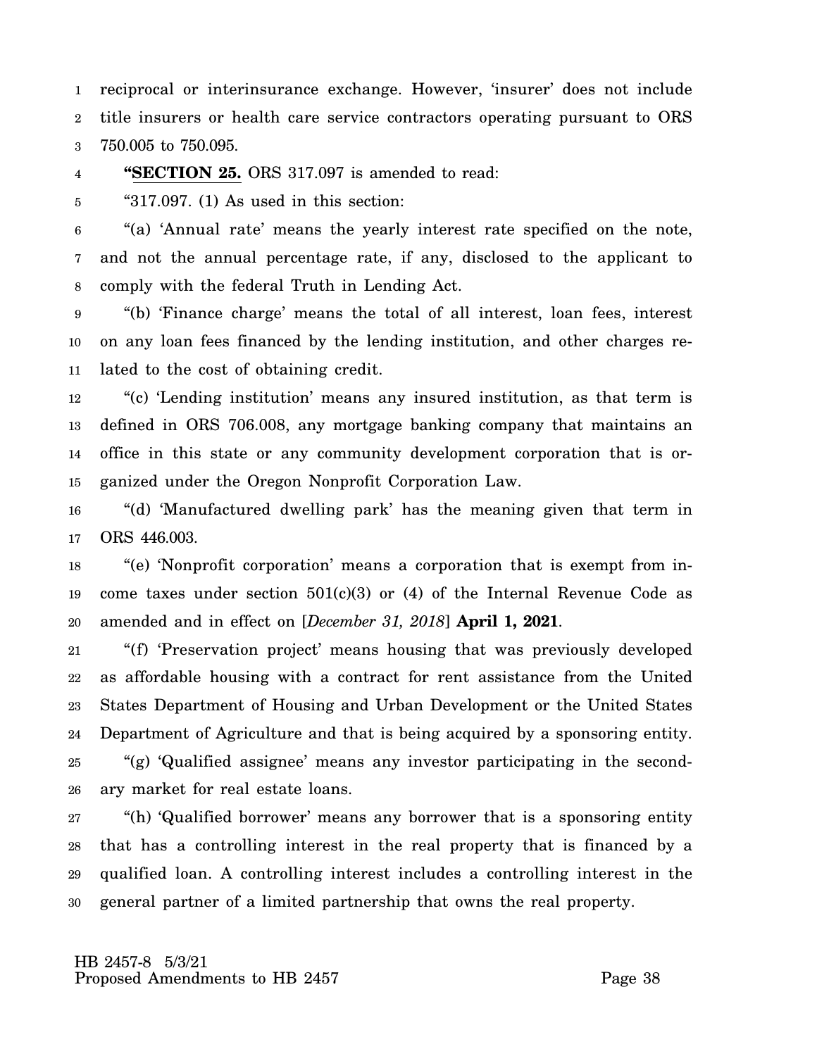reciprocal or interinsurance exchange. However, 'insurer' does not include title insurers or health care service contractors operating pursuant to ORS 750.005 to 750.095.

"**SECTION 25.** ORS 317.097 is amended to read:

"317.097. (1) As used in this section:

"(a) 'Annual rate' means the yearly interest rate specified on the note, and not the annual percentage rate, if any, disclosed to the applicant to comply with the federal Truth in Lending Act.

"(b) 'Finance charge' means the total of all interest, loan fees, interest on any loan fees financed by the lending institution, and other charges related to the cost of obtaining credit.

"(c) 'Lending institution' means any insured institution, as that term is defined in ORS 706.008, any mortgage banking company that maintains an office in this state or any community development corporation that is organized under the Oregon Nonprofit Corporation Law.

"(d) 'Manufactured dwelling park' has the meaning given that term in ORS 446.003.

"(e) 'Nonprofit corporation' means a corporation that is exempt from income taxes under section 501(c)(3) or (4) of the Internal Revenue Code as amended and in effect on [*December 31, 2018*] **April 1, 2021**.

"(f) 'Preservation project' means housing that was previously developed as affordable housing with a contract for rent assistance from the United States Department of Housing and Urban Development or the United States Department of Agriculture and that is being acquired by a sponsoring entity.

"(g) 'Qualified assignee' means any investor participating in the secondary market for real estate loans.

"(h) 'Qualified borrower' means any borrower that is a sponsoring entity that has a controlling interest in the real property that is financed by a qualified loan. A controlling interest includes a controlling interest in the general partner of a limited partnership that owns the real property.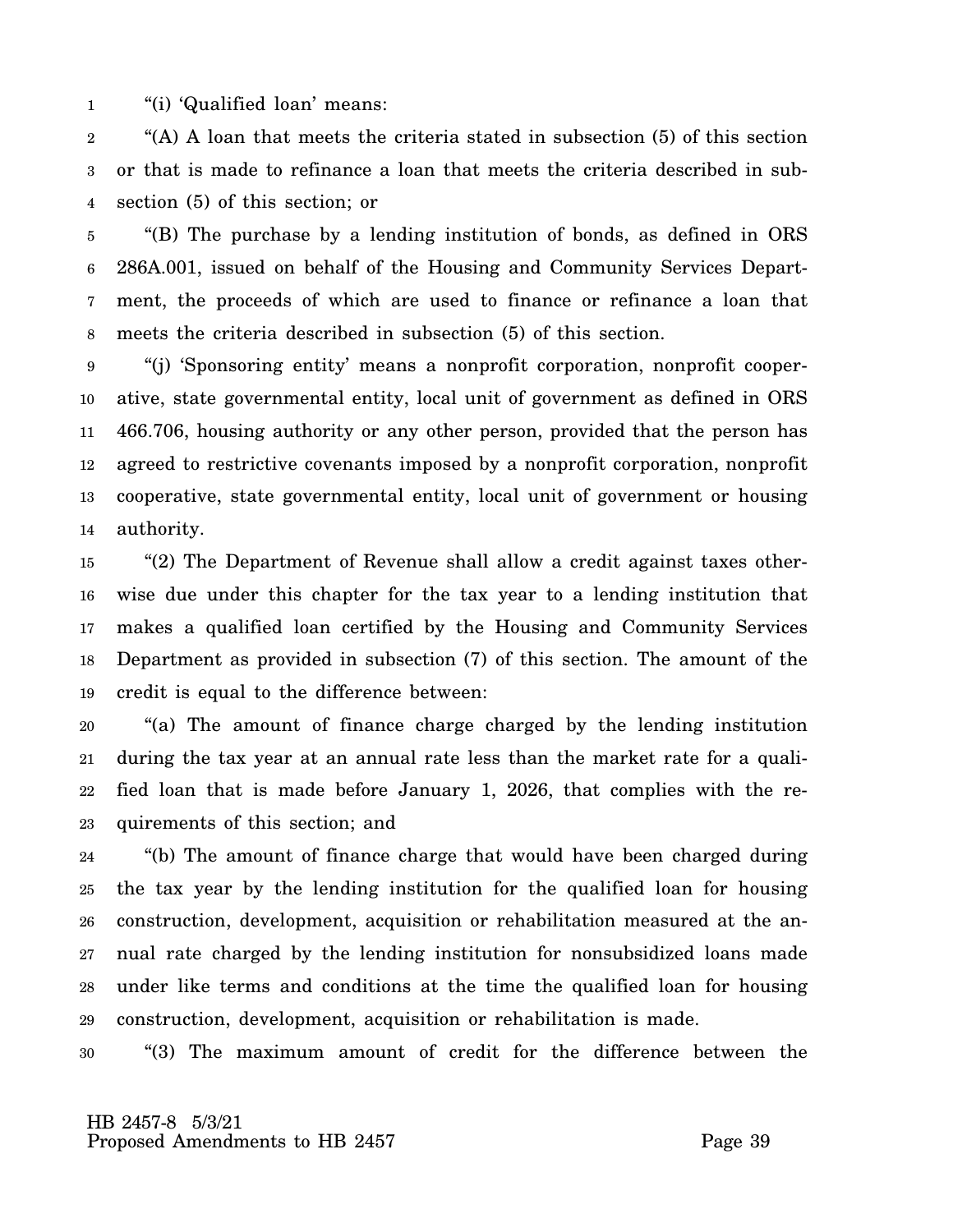"(i) 'Qualified loan' means:

"(A) A loan that meets the criteria stated in subsection (5) of this section or that is made to refinance a loan that meets the criteria described in subsection (5) of this section; or

"(B) The purchase by a lending institution of bonds, as defined in ORS 286A.001, issued on behalf of the Housing and Community Services Department, the proceeds of which are used to finance or refinance a loan that meets the criteria described in subsection (5) of this section.

"(j) 'Sponsoring entity' means a nonprofit corporation, nonprofit cooperative, state governmental entity, local unit of government as defined in ORS 466.706, housing authority or any other person, provided that the person has agreed to restrictive covenants imposed by a nonprofit corporation, nonprofit cooperative, state governmental entity, local unit of government or housing authority.

"(2) The Department of Revenue shall allow a credit against taxes otherwise due under this chapter for the tax year to a lending institution that makes a qualified loan certified by the Housing and Community Services Department as provided in subsection (7) of this section. The amount of the credit is equal to the difference between:

"(a) The amount of finance charge charged by the lending institution during the tax year at an annual rate less than the market rate for a qualified loan that is made before January 1, 2026, that complies with the requirements of this section; and

"(b) The amount of finance charge that would have been charged during the tax year by the lending institution for the qualified loan for housing construction, development, acquisition or rehabilitation measured at the annual rate charged by the lending institution for nonsubsidized loans made under like terms and conditions at the time the qualified loan for housing construction, development, acquisition or rehabilitation is made.

"(3) The maximum amount of credit for the difference between the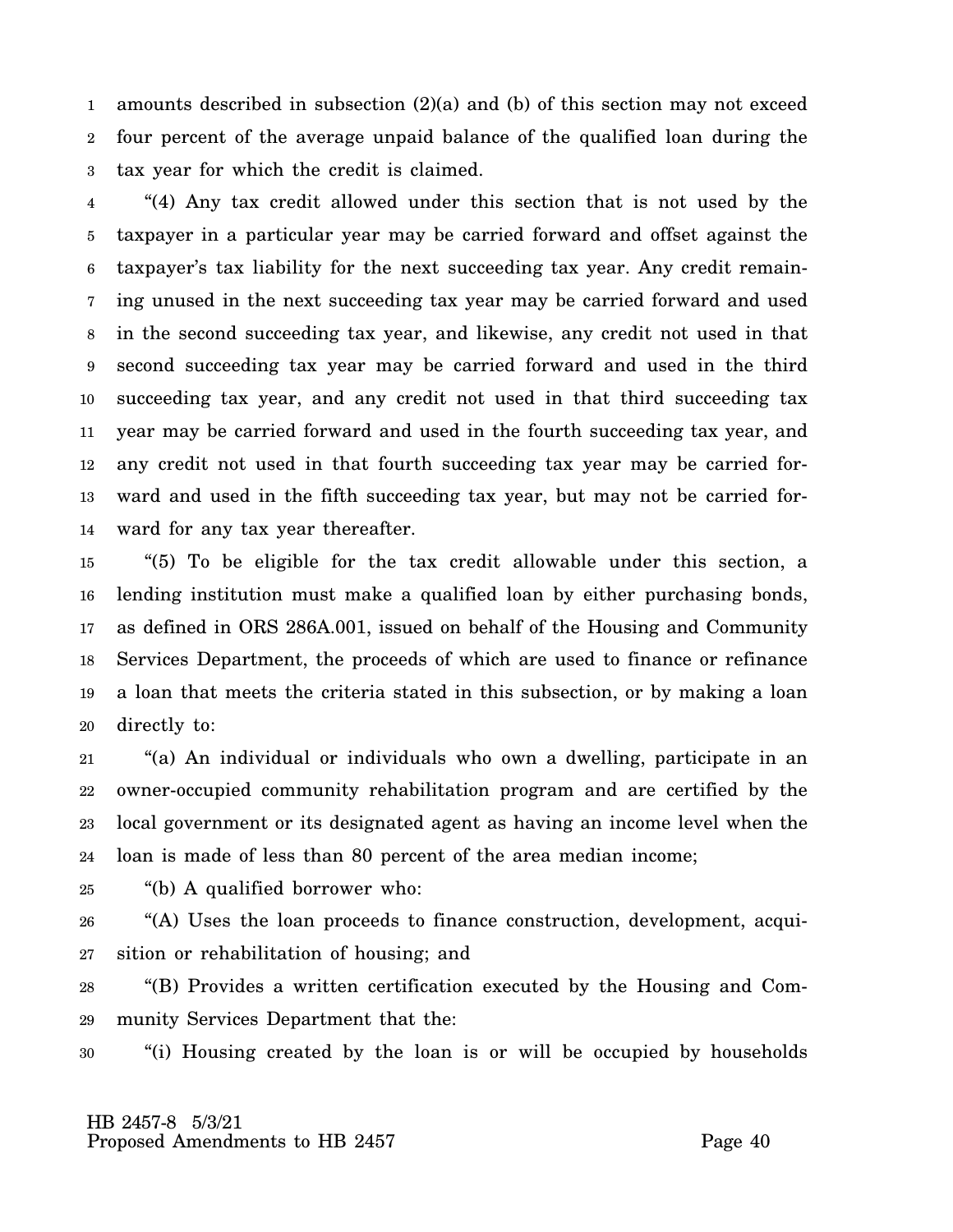amounts described in subsection (2)(a) and (b) of this section may not exceed four percent of the average unpaid balance of the qualified loan during the tax year for which the credit is claimed.

"(4) Any tax credit allowed under this section that is not used by the taxpayer in a particular year may be carried forward and offset against the taxpayer's tax liability for the next succeeding tax year. Any credit remaining unused in the next succeeding tax year may be carried forward and used in the second succeeding tax year, and likewise, any credit not used in that second succeeding tax year may be carried forward and used in the third succeeding tax year, and any credit not used in that third succeeding tax year may be carried forward and used in the fourth succeeding tax year, and any credit not used in that fourth succeeding tax year may be carried forward and used in the fifth succeeding tax year, but may not be carried forward for any tax year thereafter.

"(5) To be eligible for the tax credit allowable under this section, a lending institution must make a qualified loan by either purchasing bonds, as defined in ORS 286A.001, issued on behalf of the Housing and Community Services Department, the proceeds of which are used to finance or refinance a loan that meets the criteria stated in this subsection, or by making a loan directly to:

"(a) An individual or individuals who own a dwelling, participate in an owner-occupied community rehabilitation program and are certified by the local government or its designated agent as having an income level when the loan is made of less than 80 percent of the area median income;

"(b) A qualified borrower who:

"(A) Uses the loan proceeds to finance construction, development, acquisition or rehabilitation of housing; and

"(B) Provides a written certification executed by the Housing and Community Services Department that the:

"(i) Housing created by the loan is or will be occupied by households

HB 2457-8 5/3/21
Proposed Amendments to HB 2457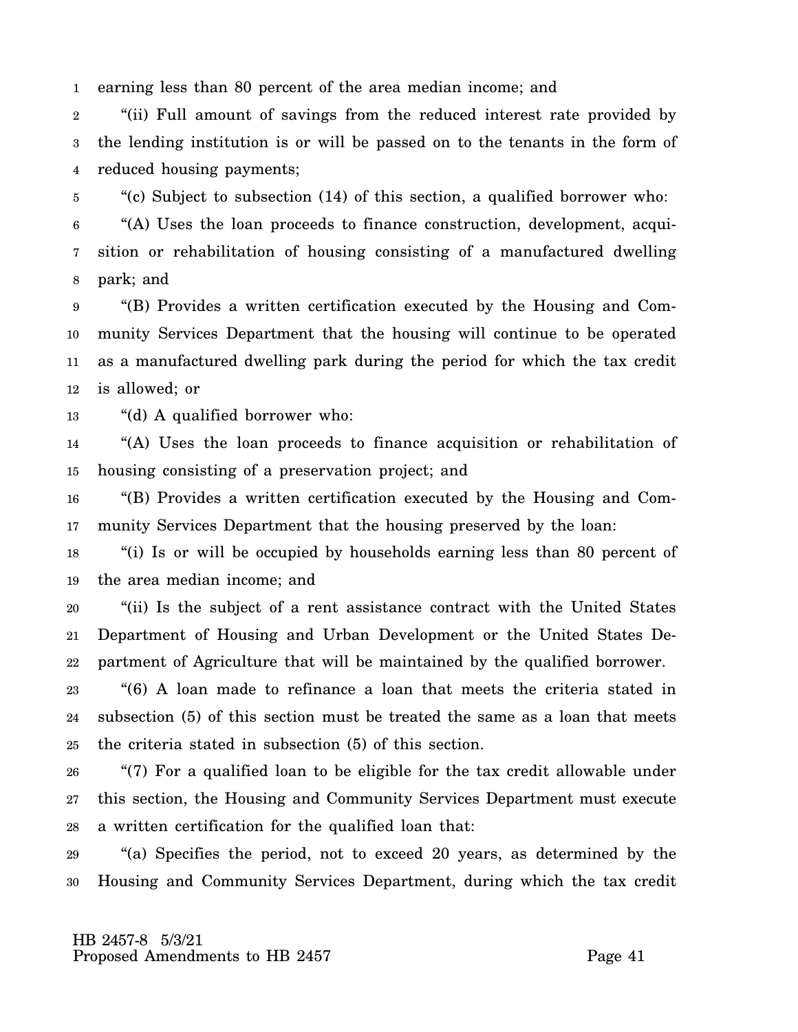earning less than 80 percent of the area median income; and

"(ii) Full amount of savings from the reduced interest rate provided by the lending institution is or will be passed on to the tenants in the form of reduced housing payments;

"(c) Subject to subsection (14) of this section, a qualified borrower who:

"(A) Uses the loan proceeds to finance construction, development, acquisition or rehabilitation of housing consisting of a manufactured dwelling park; and

"(B) Provides a written certification executed by the Housing and Community Services Department that the housing will continue to be operated as a manufactured dwelling park during the period for which the tax credit is allowed; or

"(d) A qualified borrower who:

"(A) Uses the loan proceeds to finance acquisition or rehabilitation of housing consisting of a preservation project; and

"(B) Provides a written certification executed by the Housing and Community Services Department that the housing preserved by the loan:

"(i) Is or will be occupied by households earning less than 80 percent of the area median income; and

"(ii) Is the subject of a rent assistance contract with the United States Department of Housing and Urban Development or the United States Department of Agriculture that will be maintained by the qualified borrower.

"(6) A loan made to refinance a loan that meets the criteria stated in subsection (5) of this section must be treated the same as a loan that meets the criteria stated in subsection (5) of this section.

"(7) For a qualified loan to be eligible for the tax credit allowable under this section, the Housing and Community Services Department must execute a written certification for the qualified loan that:

"(a) Specifies the period, not to exceed 20 years, as determined by the Housing and Community Services Department, during which the tax credit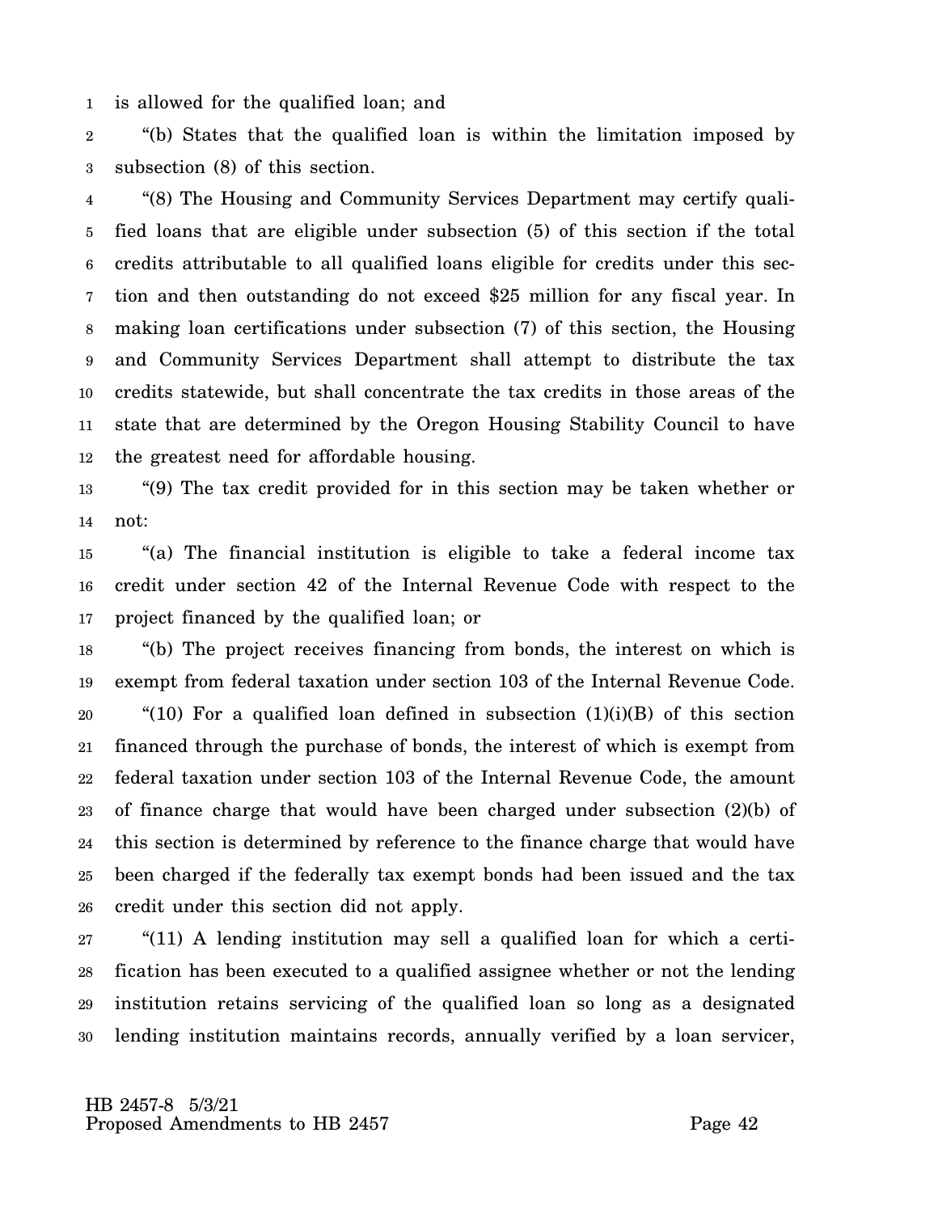is allowed for the qualified loan; and

"(b) States that the qualified loan is within the limitation imposed by subsection (8) of this section.

"(8) The Housing and Community Services Department may certify qualified loans that are eligible under subsection (5) of this section if the total credits attributable to all qualified loans eligible for credits under this section and then outstanding do not exceed $25 million for any fiscal year. In making loan certifications under subsection (7) of this section, the Housing and Community Services Department shall attempt to distribute the tax credits statewide, but shall concentrate the tax credits in those areas of the state that are determined by the Oregon Housing Stability Council to have the greatest need for affordable housing.

"(9) The tax credit provided for in this section may be taken whether or not:

"(a) The financial institution is eligible to take a federal income tax credit under section 42 of the Internal Revenue Code with respect to the project financed by the qualified loan; or

"(b) The project receives financing from bonds, the interest on which is exempt from federal taxation under section 103 of the Internal Revenue Code.

"(10) For a qualified loan defined in subsection (1)(i)(B) of this section financed through the purchase of bonds, the interest of which is exempt from federal taxation under section 103 of the Internal Revenue Code, the amount of finance charge that would have been charged under subsection (2)(b) of this section is determined by reference to the finance charge that would have been charged if the federally tax exempt bonds had been issued and the tax credit under this section did not apply.

"(11) A lending institution may sell a qualified loan for which a certification has been executed to a qualified assignee whether or not the lending institution retains servicing of the qualified loan so long as a designated lending institution maintains records, annually verified by a loan servicer,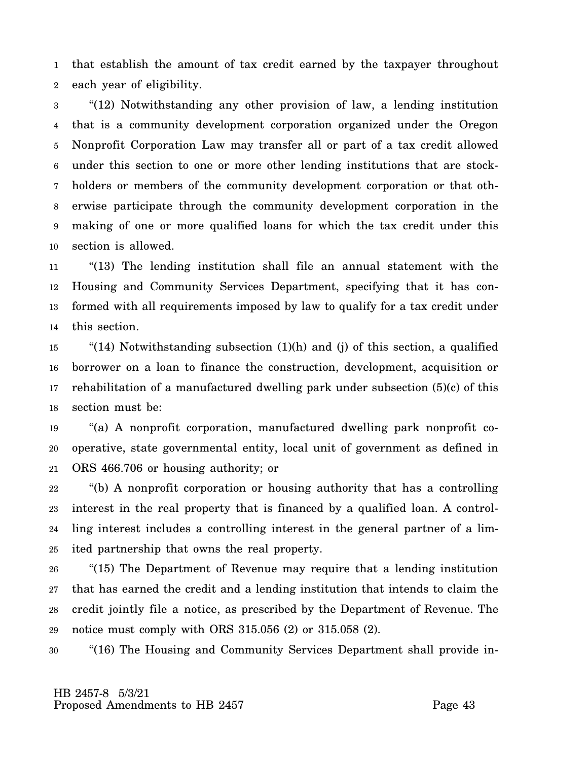that establish the amount of tax credit earned by the taxpayer throughout each year of eligibility.

"(12) Notwithstanding any other provision of law, a lending institution that is a community development corporation organized under the Oregon Nonprofit Corporation Law may transfer all or part of a tax credit allowed under this section to one or more other lending institutions that are stockholders or members of the community development corporation or that otherwise participate through the community development corporation in the making of one or more qualified loans for which the tax credit under this section is allowed.

"(13) The lending institution shall file an annual statement with the Housing and Community Services Department, specifying that it has conformed with all requirements imposed by law to qualify for a tax credit under this section.

"(14) Notwithstanding subsection (1)(h) and (j) of this section, a qualified borrower on a loan to finance the construction, development, acquisition or rehabilitation of a manufactured dwelling park under subsection (5)(c) of this section must be:

"(a) A nonprofit corporation, manufactured dwelling park nonprofit cooperative, state governmental entity, local unit of government as defined in ORS 466.706 or housing authority; or

"(b) A nonprofit corporation or housing authority that has a controlling interest in the real property that is financed by a qualified loan. A controlling interest includes a controlling interest in the general partner of a limited partnership that owns the real property.

"(15) The Department of Revenue may require that a lending institution that has earned the credit and a lending institution that intends to claim the credit jointly file a notice, as prescribed by the Department of Revenue. The notice must comply with ORS 315.056 (2) or 315.058 (2).

"(16) The Housing and Community Services Department shall provide in-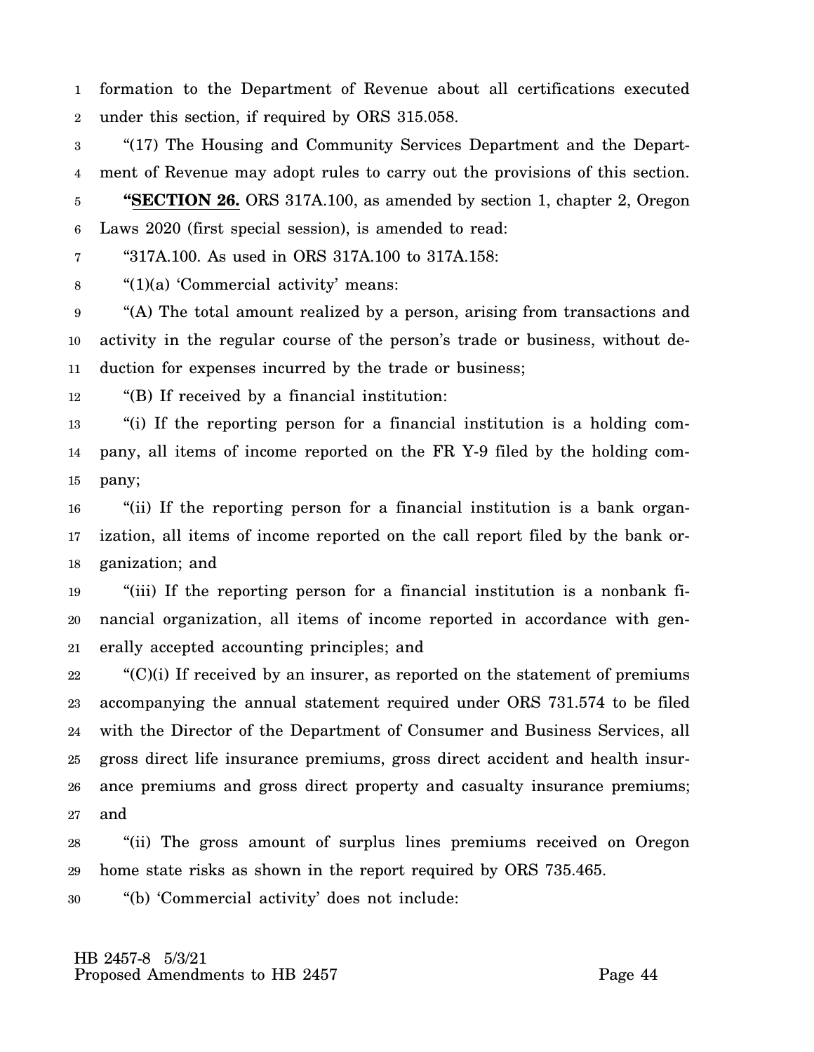formation to the Department of Revenue about all certifications executed under this section, if required by ORS 315.058.

"(17) The Housing and Community Services Department and the Department of Revenue may adopt rules to carry out the provisions of this section.

"**SECTION 26.** ORS 317A.100, as amended by section 1, chapter 2, Oregon Laws 2020 (first special session), is amended to read:

"317A.100. As used in ORS 317A.100 to 317A.158:

"(1)(a) 'Commercial activity' means:

"(A) The total amount realized by a person, arising from transactions and activity in the regular course of the person's trade or business, without deduction for expenses incurred by the trade or business;

"(B) If received by a financial institution:

"(i) If the reporting person for a financial institution is a holding company, all items of income reported on the FR Y-9 filed by the holding company;

"(ii) If the reporting person for a financial institution is a bank organization, all items of income reported on the call report filed by the bank organization; and

"(iii) If the reporting person for a financial institution is a nonbank financial organization, all items of income reported in accordance with generally accepted accounting principles; and

"(C)(i) If received by an insurer, as reported on the statement of premiums accompanying the annual statement required under ORS 731.574 to be filed with the Director of the Department of Consumer and Business Services, all gross direct life insurance premiums, gross direct accident and health insurance premiums and gross direct property and casualty insurance premiums; and

"(ii) The gross amount of surplus lines premiums received on Oregon home state risks as shown in the report required by ORS 735.465.

"(b) 'Commercial activity' does not include:

HB 2457-8 5/3/21
Proposed Amendments to HB 2457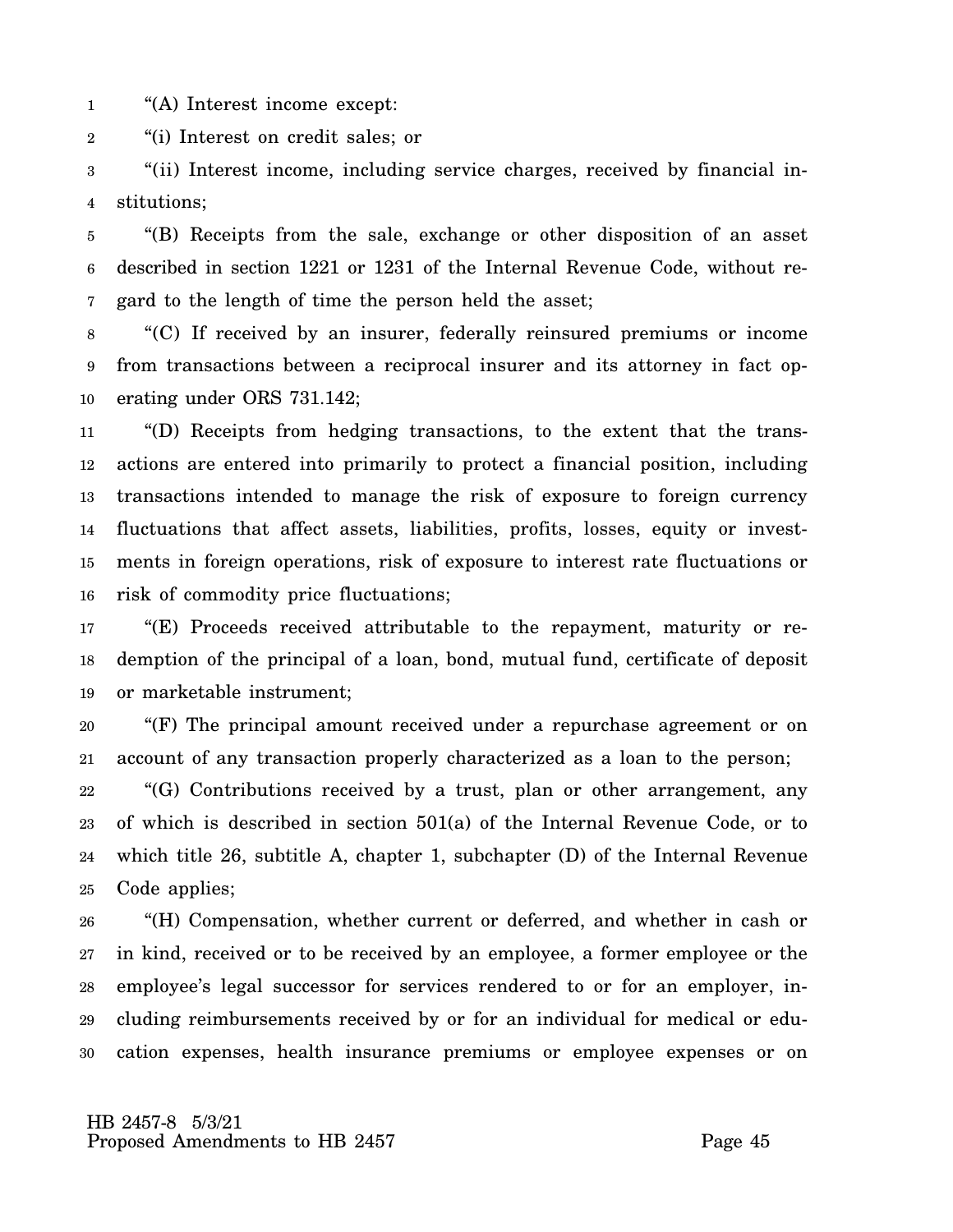"(A) Interest income except:

"(i) Interest on credit sales; or

"(ii) Interest income, including service charges, received by financial institutions;

"(B) Receipts from the sale, exchange or other disposition of an asset described in section 1221 or 1231 of the Internal Revenue Code, without regard to the length of time the person held the asset;

"(C) If received by an insurer, federally reinsured premiums or income from transactions between a reciprocal insurer and its attorney in fact operating under ORS 731.142;

"(D) Receipts from hedging transactions, to the extent that the transactions are entered into primarily to protect a financial position, including transactions intended to manage the risk of exposure to foreign currency fluctuations that affect assets, liabilities, profits, losses, equity or investments in foreign operations, risk of exposure to interest rate fluctuations or risk of commodity price fluctuations;

"(E) Proceeds received attributable to the repayment, maturity or redemption of the principal of a loan, bond, mutual fund, certificate of deposit or marketable instrument;

"(F) The principal amount received under a repurchase agreement or on account of any transaction properly characterized as a loan to the person;

"(G) Contributions received by a trust, plan or other arrangement, any of which is described in section 501(a) of the Internal Revenue Code, or to which title 26, subtitle A, chapter 1, subchapter (D) of the Internal Revenue Code applies;

"(H) Compensation, whether current or deferred, and whether in cash or in kind, received or to be received by an employee, a former employee or the employee's legal successor for services rendered to or for an employer, including reimbursements received by or for an individual for medical or education expenses, health insurance premiums or employee expenses or on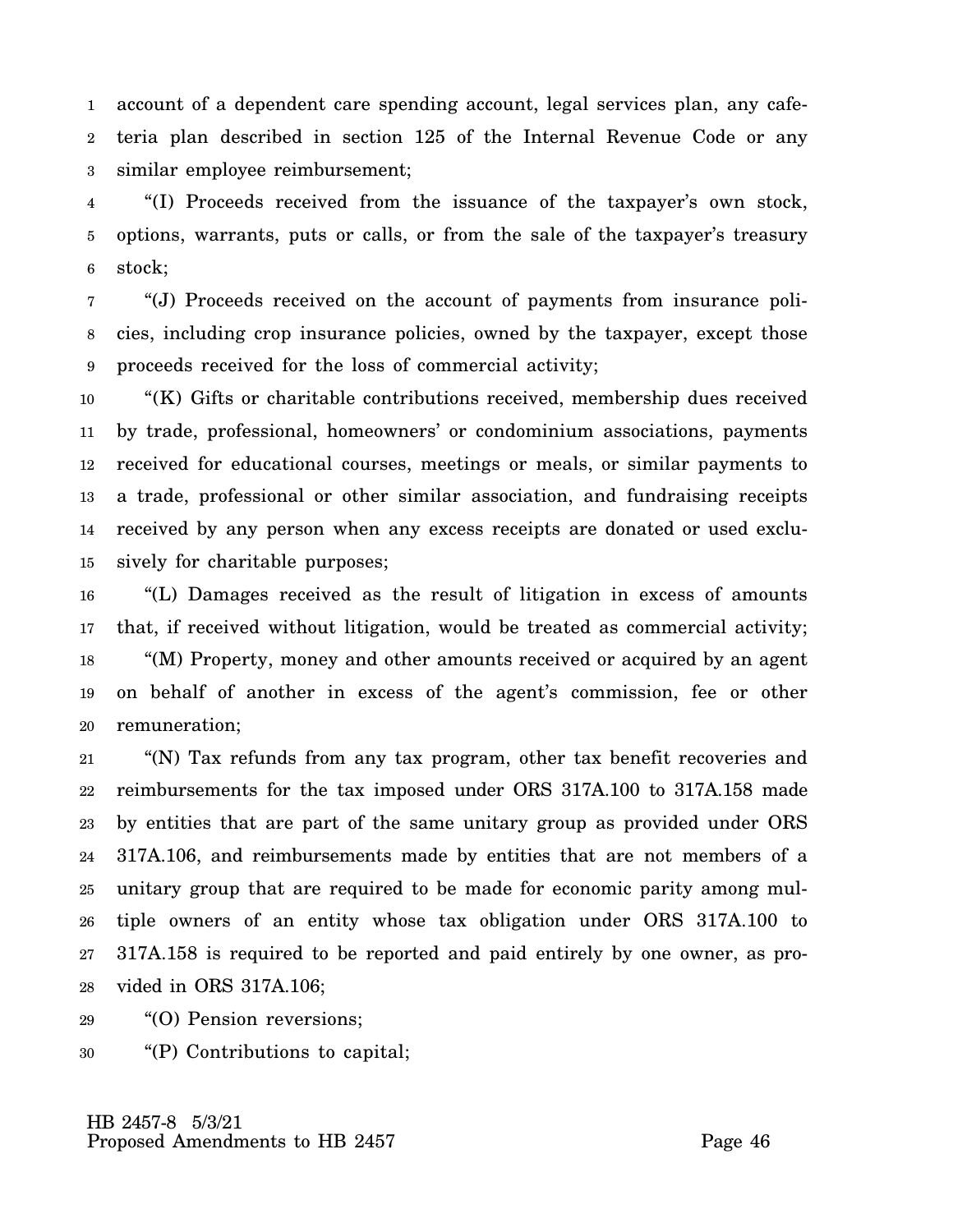account of a dependent care spending account, legal services plan, any cafeteria plan described in section 125 of the Internal Revenue Code or any similar employee reimbursement;

"(I) Proceeds received from the issuance of the taxpayer's own stock, options, warrants, puts or calls, or from the sale of the taxpayer's treasury stock;

"(J) Proceeds received on the account of payments from insurance policies, including crop insurance policies, owned by the taxpayer, except those proceeds received for the loss of commercial activity;

"(K) Gifts or charitable contributions received, membership dues received by trade, professional, homeowners' or condominium associations, payments received for educational courses, meetings or meals, or similar payments to a trade, professional or other similar association, and fundraising receipts received by any person when any excess receipts are donated or used exclusively for charitable purposes;

"(L) Damages received as the result of litigation in excess of amounts that, if received without litigation, would be treated as commercial activity;

"(M) Property, money and other amounts received or acquired by an agent on behalf of another in excess of the agent's commission, fee or other remuneration;

"(N) Tax refunds from any tax program, other tax benefit recoveries and reimbursements for the tax imposed under ORS 317A.100 to 317A.158 made by entities that are part of the same unitary group as provided under ORS 317A.106, and reimbursements made by entities that are not members of a unitary group that are required to be made for economic parity among multiple owners of an entity whose tax obligation under ORS 317A.100 to 317A.158 is required to be reported and paid entirely by one owner, as provided in ORS 317A.106;

"(O) Pension reversions;

"(P) Contributions to capital;

HB 2457-8 5/3/21
Proposed Amendments to HB 2457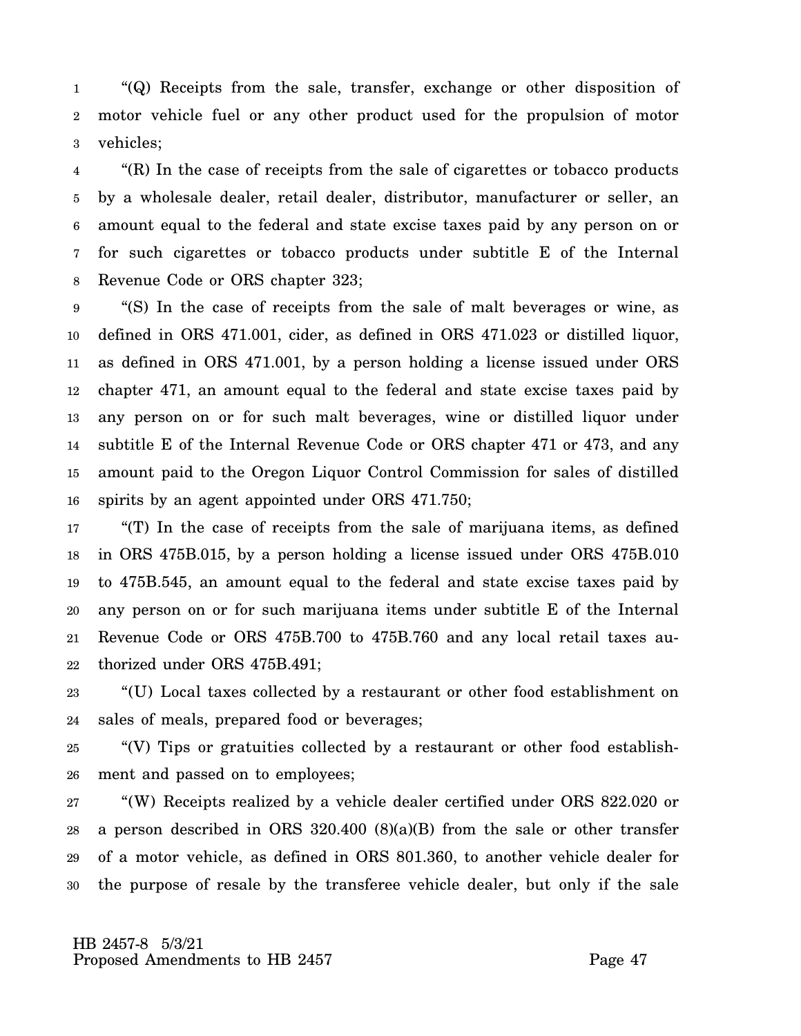"(Q) Receipts from the sale, transfer, exchange or other disposition of motor vehicle fuel or any other product used for the propulsion of motor vehicles;

"(R) In the case of receipts from the sale of cigarettes or tobacco products by a wholesale dealer, retail dealer, distributor, manufacturer or seller, an amount equal to the federal and state excise taxes paid by any person on or for such cigarettes or tobacco products under subtitle E of the Internal Revenue Code or ORS chapter 323;

"(S) In the case of receipts from the sale of malt beverages or wine, as defined in ORS 471.001, cider, as defined in ORS 471.023 or distilled liquor, as defined in ORS 471.001, by a person holding a license issued under ORS chapter 471, an amount equal to the federal and state excise taxes paid by any person on or for such malt beverages, wine or distilled liquor under subtitle E of the Internal Revenue Code or ORS chapter 471 or 473, and any amount paid to the Oregon Liquor Control Commission for sales of distilled spirits by an agent appointed under ORS 471.750;

"(T) In the case of receipts from the sale of marijuana items, as defined in ORS 475B.015, by a person holding a license issued under ORS 475B.010 to 475B.545, an amount equal to the federal and state excise taxes paid by any person on or for such marijuana items under subtitle E of the Internal Revenue Code or ORS 475B.700 to 475B.760 and any local retail taxes authorized under ORS 475B.491;

"(U) Local taxes collected by a restaurant or other food establishment on sales of meals, prepared food or beverages;

"(V) Tips or gratuities collected by a restaurant or other food establishment and passed on to employees;

"(W) Receipts realized by a vehicle dealer certified under ORS 822.020 or a person described in ORS 320.400 (8)(a)(B) from the sale or other transfer of a motor vehicle, as defined in ORS 801.360, to another vehicle dealer for the purpose of resale by the transferee vehicle dealer, but only if the sale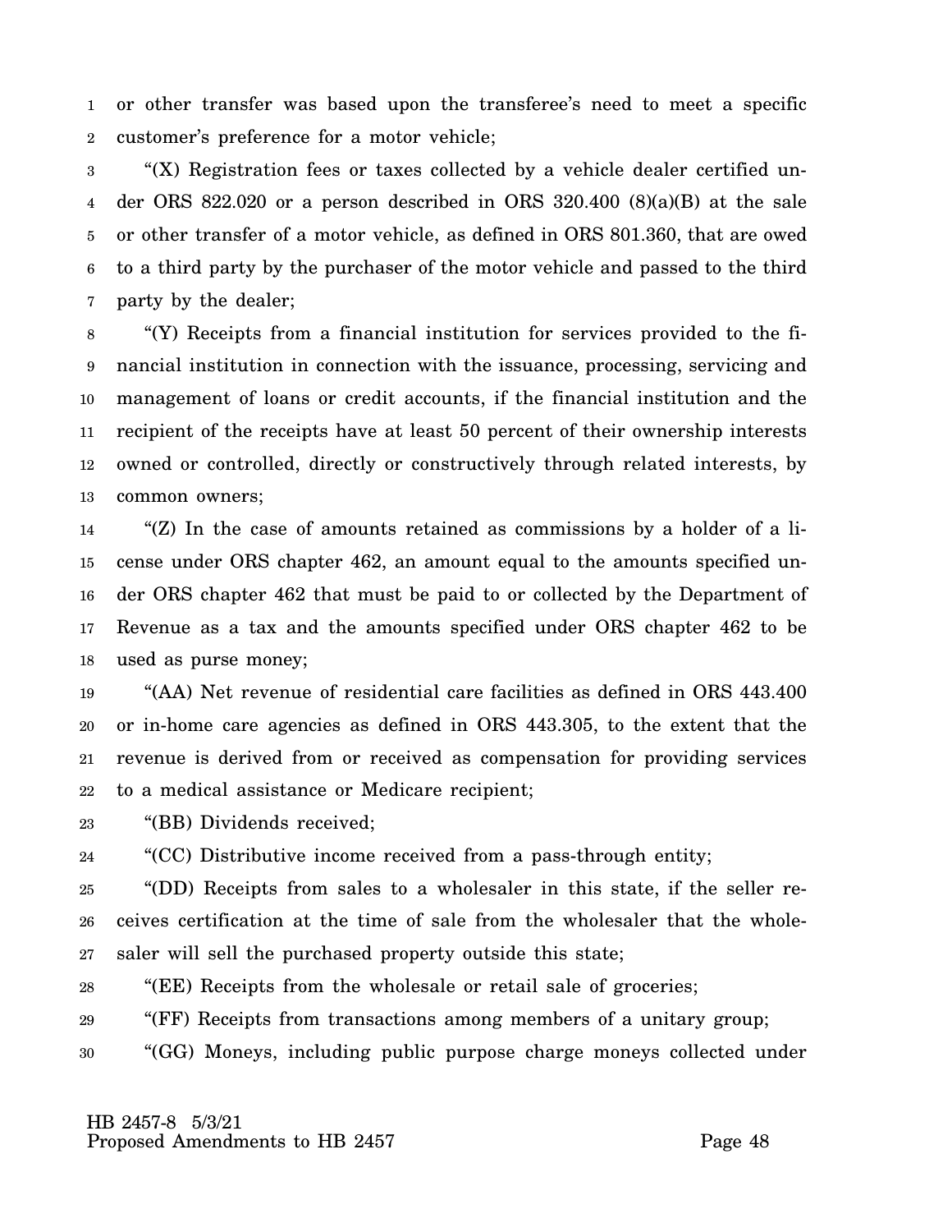or other transfer was based upon the transferee's need to meet a specific customer's preference for a motor vehicle;

"(X) Registration fees or taxes collected by a vehicle dealer certified under ORS 822.020 or a person described in ORS 320.400 (8)(a)(B) at the sale or other transfer of a motor vehicle, as defined in ORS 801.360, that are owed to a third party by the purchaser of the motor vehicle and passed to the third party by the dealer;

"(Y) Receipts from a financial institution for services provided to the financial institution in connection with the issuance, processing, servicing and management of loans or credit accounts, if the financial institution and the recipient of the receipts have at least 50 percent of their ownership interests owned or controlled, directly or constructively through related interests, by common owners;

"(Z) In the case of amounts retained as commissions by a holder of a license under ORS chapter 462, an amount equal to the amounts specified under ORS chapter 462 that must be paid to or collected by the Department of Revenue as a tax and the amounts specified under ORS chapter 462 to be used as purse money;

"(AA) Net revenue of residential care facilities as defined in ORS 443.400 or in-home care agencies as defined in ORS 443.305, to the extent that the revenue is derived from or received as compensation for providing services to a medical assistance or Medicare recipient;

"(BB) Dividends received;

"(CC) Distributive income received from a pass-through entity;

"(DD) Receipts from sales to a wholesaler in this state, if the seller receives certification at the time of sale from the wholesaler that the wholesaler will sell the purchased property outside this state;

"(EE) Receipts from the wholesale or retail sale of groceries;

"(FF) Receipts from transactions among members of a unitary group;

"(GG) Moneys, including public purpose charge moneys collected under

HB 2457-8 5/3/21
Proposed Amendments to HB 2457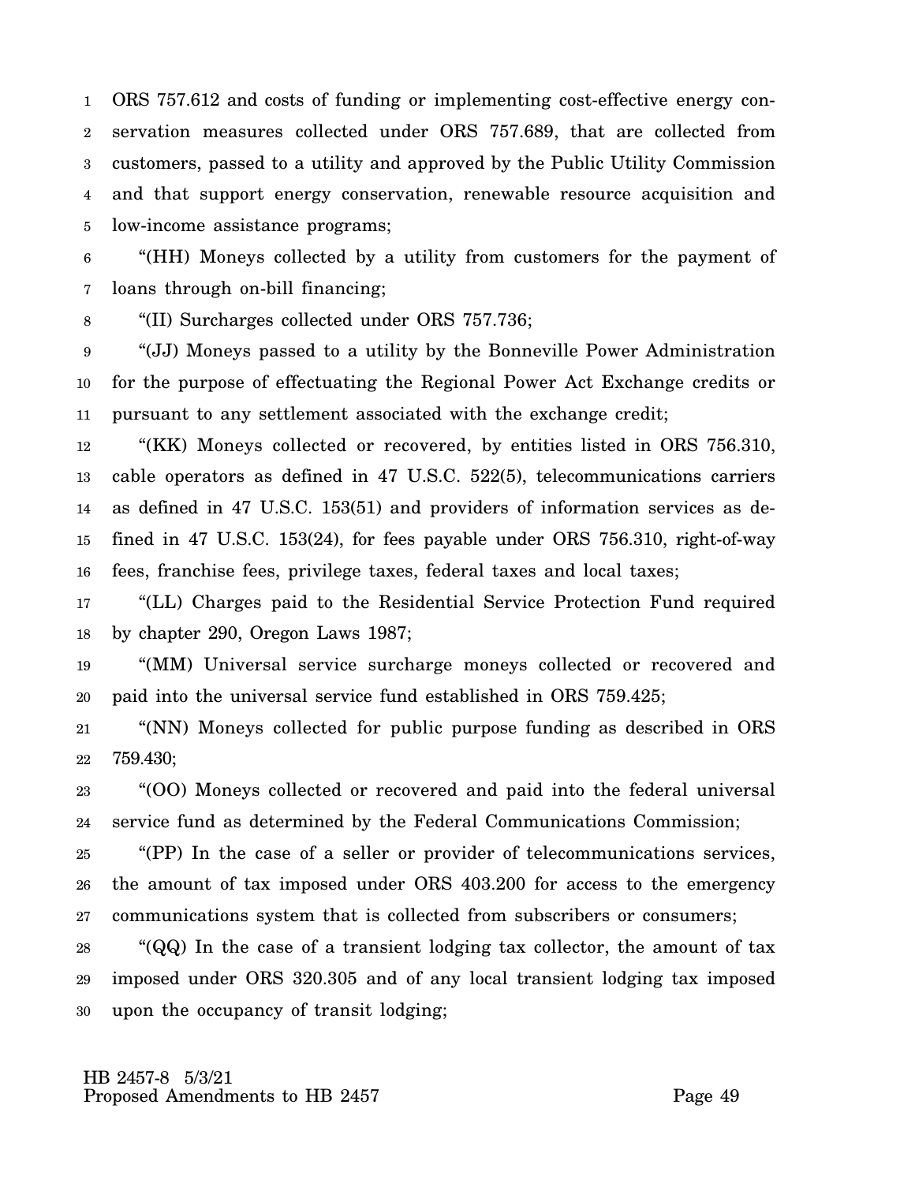ORS 757.612 and costs of funding or implementing cost-effective energy conservation measures collected under ORS 757.689, that are collected from customers, passed to a utility and approved by the Public Utility Commission and that support energy conservation, renewable resource acquisition and low-income assistance programs;

"(HH) Moneys collected by a utility from customers for the payment of loans through on-bill financing;

"(II) Surcharges collected under ORS 757.736;

"(JJ) Moneys passed to a utility by the Bonneville Power Administration for the purpose of effectuating the Regional Power Act Exchange credits or pursuant to any settlement associated with the exchange credit;

"(KK) Moneys collected or recovered, by entities listed in ORS 756.310, cable operators as defined in 47 U.S.C. 522(5), telecommunications carriers as defined in 47 U.S.C. 153(51) and providers of information services as defined in 47 U.S.C. 153(24), for fees payable under ORS 756.310, right-of-way fees, franchise fees, privilege taxes, federal taxes and local taxes;

"(LL) Charges paid to the Residential Service Protection Fund required by chapter 290, Oregon Laws 1987;

"(MM) Universal service surcharge moneys collected or recovered and paid into the universal service fund established in ORS 759.425;

"(NN) Moneys collected for public purpose funding as described in ORS 759.430;

"(OO) Moneys collected or recovered and paid into the federal universal service fund as determined by the Federal Communications Commission;

"(PP) In the case of a seller or provider of telecommunications services, the amount of tax imposed under ORS 403.200 for access to the emergency communications system that is collected from subscribers or consumers;

"(QQ) In the case of a transient lodging tax collector, the amount of tax imposed under ORS 320.305 and of any local transient lodging tax imposed upon the occupancy of transit lodging;

HB 2457-8 5/3/21
Proposed Amendments to HB 2457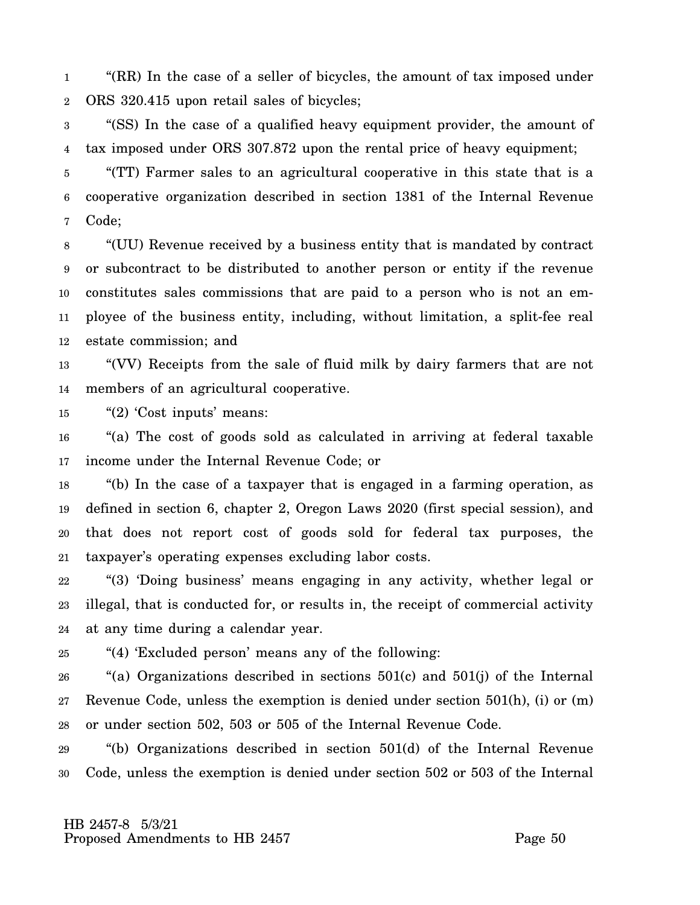"(RR) In the case of a seller of bicycles, the amount of tax imposed under ORS 320.415 upon retail sales of bicycles;

"(SS) In the case of a qualified heavy equipment provider, the amount of tax imposed under ORS 307.872 upon the rental price of heavy equipment;

"(TT) Farmer sales to an agricultural cooperative in this state that is a cooperative organization described in section 1381 of the Internal Revenue Code;

"(UU) Revenue received by a business entity that is mandated by contract or subcontract to be distributed to another person or entity if the revenue constitutes sales commissions that are paid to a person who is not an employee of the business entity, including, without limitation, a split-fee real estate commission; and

"(VV) Receipts from the sale of fluid milk by dairy farmers that are not members of an agricultural cooperative.

"(2) 'Cost inputs' means:

"(a) The cost of goods sold as calculated in arriving at federal taxable income under the Internal Revenue Code; or

"(b) In the case of a taxpayer that is engaged in a farming operation, as defined in section 6, chapter 2, Oregon Laws 2020 (first special session), and that does not report cost of goods sold for federal tax purposes, the taxpayer's operating expenses excluding labor costs.

"(3) 'Doing business' means engaging in any activity, whether legal or illegal, that is conducted for, or results in, the receipt of commercial activity at any time during a calendar year.

"(4) 'Excluded person' means any of the following:

"(a) Organizations described in sections 501(c) and 501(j) of the Internal Revenue Code, unless the exemption is denied under section 501(h), (i) or (m) or under section 502, 503 or 505 of the Internal Revenue Code.

"(b) Organizations described in section 501(d) of the Internal Revenue Code, unless the exemption is denied under section 502 or 503 of the Internal

HB 2457-8 5/3/21
Proposed Amendments to HB 2457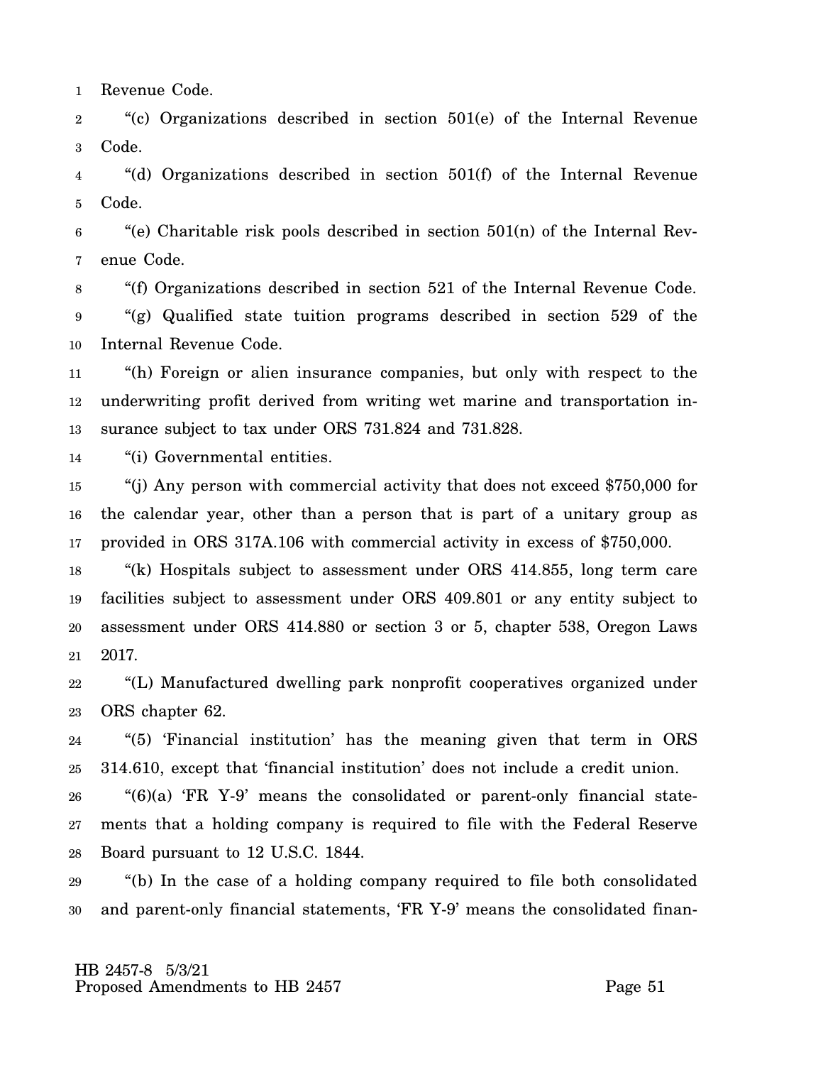Revenue Code.

"(c) Organizations described in section 501(e) of the Internal Revenue Code.

"(d) Organizations described in section 501(f) of the Internal Revenue Code.

"(e) Charitable risk pools described in section 501(n) of the Internal Revenue Code.

"(f) Organizations described in section 521 of the Internal Revenue Code.

"(g) Qualified state tuition programs described in section 529 of the Internal Revenue Code.

"(h) Foreign or alien insurance companies, but only with respect to the underwriting profit derived from writing wet marine and transportation insurance subject to tax under ORS 731.824 and 731.828.

"(i) Governmental entities.

"(j) Any person with commercial activity that does not exceed $750,000 for the calendar year, other than a person that is part of a unitary group as provided in ORS 317A.106 with commercial activity in excess of $750,000.

"(k) Hospitals subject to assessment under ORS 414.855, long term care facilities subject to assessment under ORS 409.801 or any entity subject to assessment under ORS 414.880 or section 3 or 5, chapter 538, Oregon Laws 2017.

"(L) Manufactured dwelling park nonprofit cooperatives organized under ORS chapter 62.

"(5) 'Financial institution' has the meaning given that term in ORS 314.610, except that 'financial institution' does not include a credit union.

"(6)(a) 'FR Y-9' means the consolidated or parent-only financial statements that a holding company is required to file with the Federal Reserve Board pursuant to 12 U.S.C. 1844.

"(b) In the case of a holding company required to file both consolidated and parent-only financial statements, 'FR Y-9' means the consolidated finan-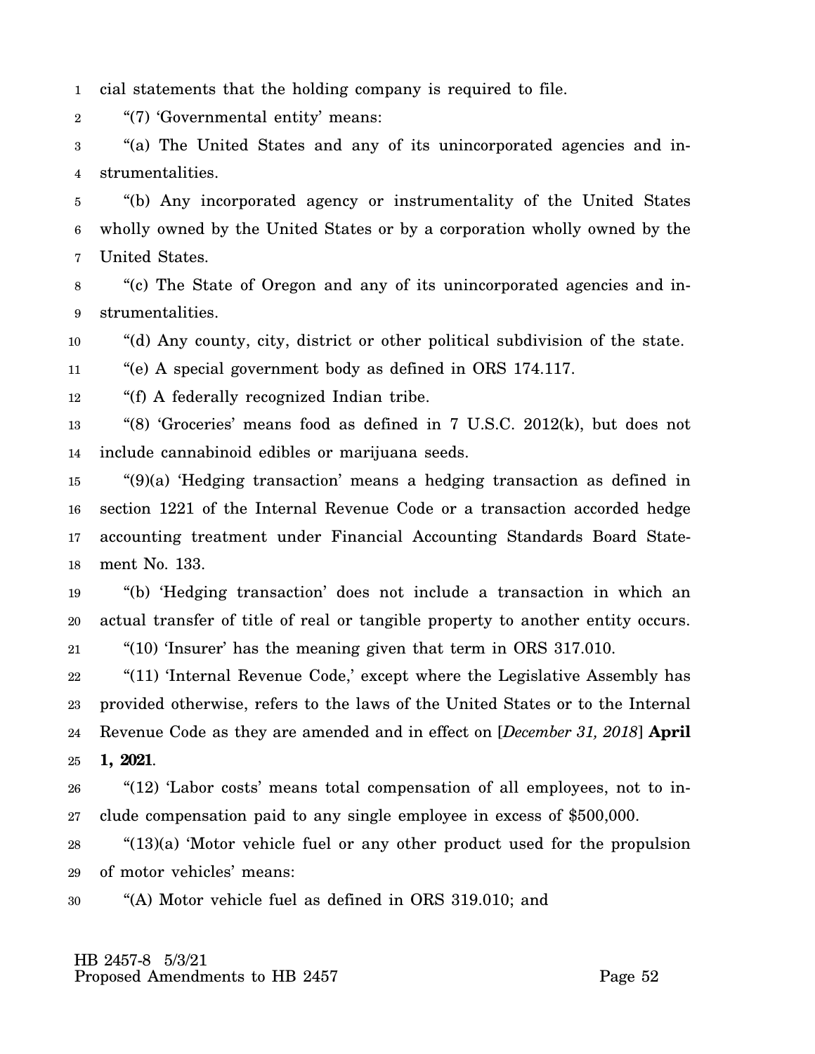cial statements that the holding company is required to file.

"(7) 'Governmental entity' means:

"(a) The United States and any of its unincorporated agencies and instrumentalities.

"(b) Any incorporated agency or instrumentality of the United States wholly owned by the United States or by a corporation wholly owned by the United States.

"(c) The State of Oregon and any of its unincorporated agencies and instrumentalities.

"(d) Any county, city, district or other political subdivision of the state.

"(e) A special government body as defined in ORS 174.117.

"(f) A federally recognized Indian tribe.

"(8) 'Groceries' means food as defined in 7 U.S.C. 2012(k), but does not include cannabinoid edibles or marijuana seeds.

"(9)(a) 'Hedging transaction' means a hedging transaction as defined in section 1221 of the Internal Revenue Code or a transaction accorded hedge accounting treatment under Financial Accounting Standards Board Statement No. 133.

"(b) 'Hedging transaction' does not include a transaction in which an actual transfer of title of real or tangible property to another entity occurs.

"(10) 'Insurer' has the meaning given that term in ORS 317.010.

"(11) 'Internal Revenue Code,' except where the Legislative Assembly has provided otherwise, refers to the laws of the United States or to the Internal Revenue Code as they are amended and in effect on [*December 31, 2018*] **April 1, 2021**.

"(12) 'Labor costs' means total compensation of all employees, not to include compensation paid to any single employee in excess of $500,000.

"(13)(a) 'Motor vehicle fuel or any other product used for the propulsion of motor vehicles' means:

"(A) Motor vehicle fuel as defined in ORS 319.010; and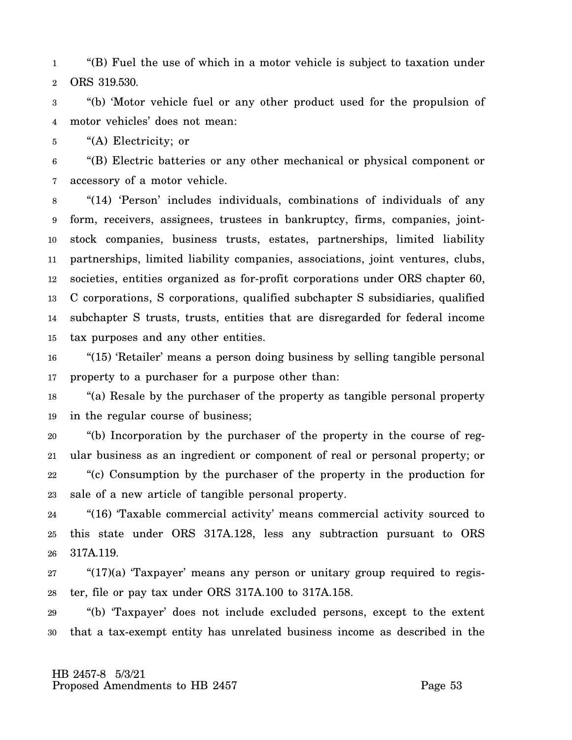"(B) Fuel the use of which in a motor vehicle is subject to taxation under ORS 319.530.

"(b) 'Motor vehicle fuel or any other product used for the propulsion of motor vehicles' does not mean:

"(A) Electricity; or

"(B) Electric batteries or any other mechanical or physical component or accessory of a motor vehicle.

"(14) 'Person' includes individuals, combinations of individuals of any form, receivers, assignees, trustees in bankruptcy, firms, companies, joint-stock companies, business trusts, estates, partnerships, limited liability partnerships, limited liability companies, associations, joint ventures, clubs, societies, entities organized as for-profit corporations under ORS chapter 60, C corporations, S corporations, qualified subchapter S subsidiaries, qualified subchapter S trusts, trusts, entities that are disregarded for federal income tax purposes and any other entities.

"(15) 'Retailer' means a person doing business by selling tangible personal property to a purchaser for a purpose other than:

"(a) Resale by the purchaser of the property as tangible personal property in the regular course of business;

"(b) Incorporation by the purchaser of the property in the course of regular business as an ingredient or component of real or personal property; or

"(c) Consumption by the purchaser of the property in the production for sale of a new article of tangible personal property.

"(16) 'Taxable commercial activity' means commercial activity sourced to this state under ORS 317A.128, less any subtraction pursuant to ORS 317A.119.

"(17)(a) 'Taxpayer' means any person or unitary group required to register, file or pay tax under ORS 317A.100 to 317A.158.

"(b) 'Taxpayer' does not include excluded persons, except to the extent that a tax-exempt entity has unrelated business income as described in the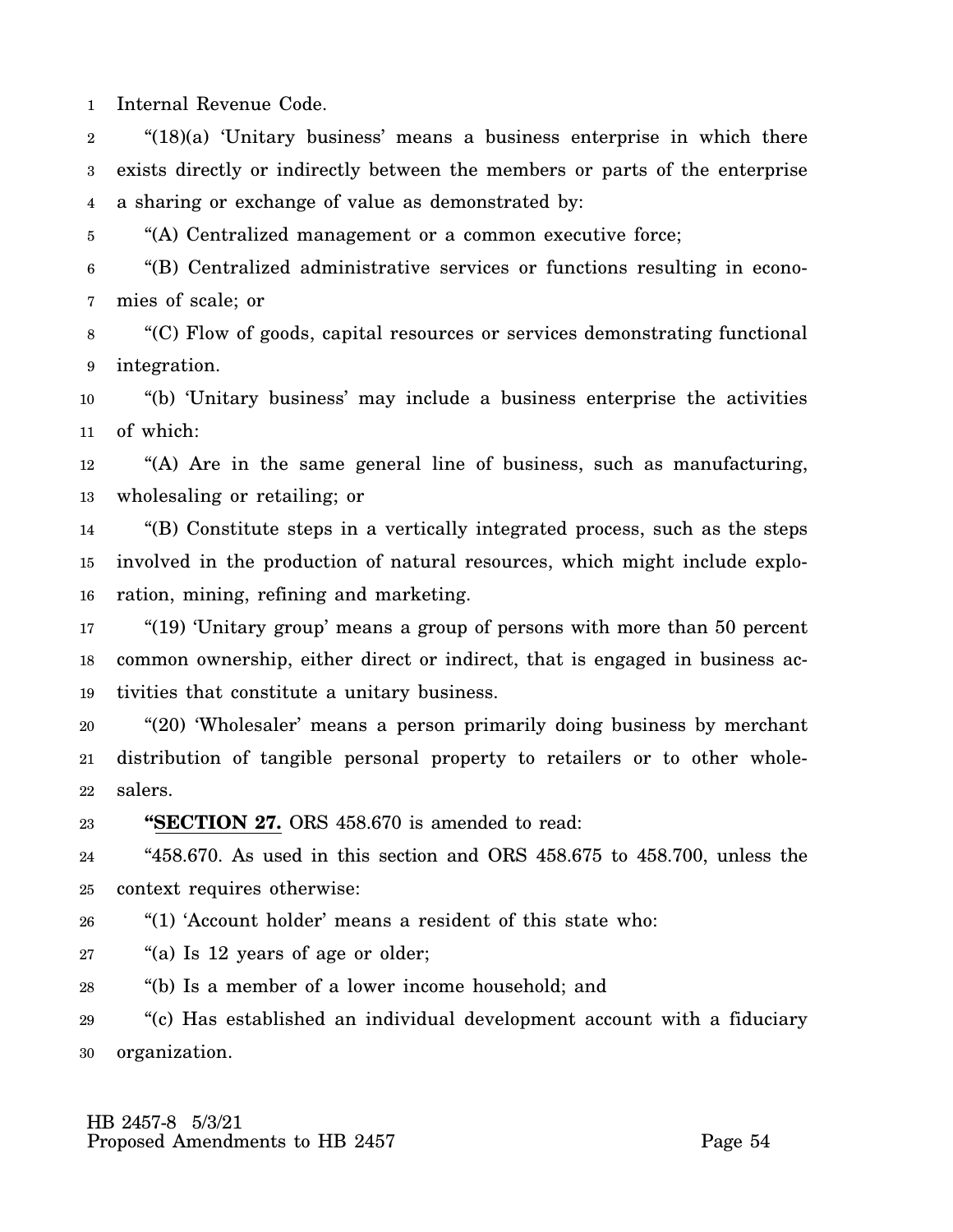Internal Revenue Code.

"(18)(a) 'Unitary business' means a business enterprise in which there exists directly or indirectly between the members or parts of the enterprise a sharing or exchange of value as demonstrated by:

"(A) Centralized management or a common executive force;

"(B) Centralized administrative services or functions resulting in economies of scale; or

"(C) Flow of goods, capital resources or services demonstrating functional integration.

"(b) 'Unitary business' may include a business enterprise the activities of which:

"(A) Are in the same general line of business, such as manufacturing, wholesaling or retailing; or

"(B) Constitute steps in a vertically integrated process, such as the steps involved in the production of natural resources, which might include exploration, mining, refining and marketing.

"(19) 'Unitary group' means a group of persons with more than 50 percent common ownership, either direct or indirect, that is engaged in business activities that constitute a unitary business.

"(20) 'Wholesaler' means a person primarily doing business by merchant distribution of tangible personal property to retailers or to other wholesalers.

**"SECTION 27.** ORS 458.670 is amended to read:

"458.670. As used in this section and ORS 458.675 to 458.700, unless the context requires otherwise:

"(1) 'Account holder' means a resident of this state who:

"(a) Is 12 years of age or older;

"(b) Is a member of a lower income household; and

"(c) Has established an individual development account with a fiduciary organization.

HB 2457-8 5/3/21
Proposed Amendments to HB 2457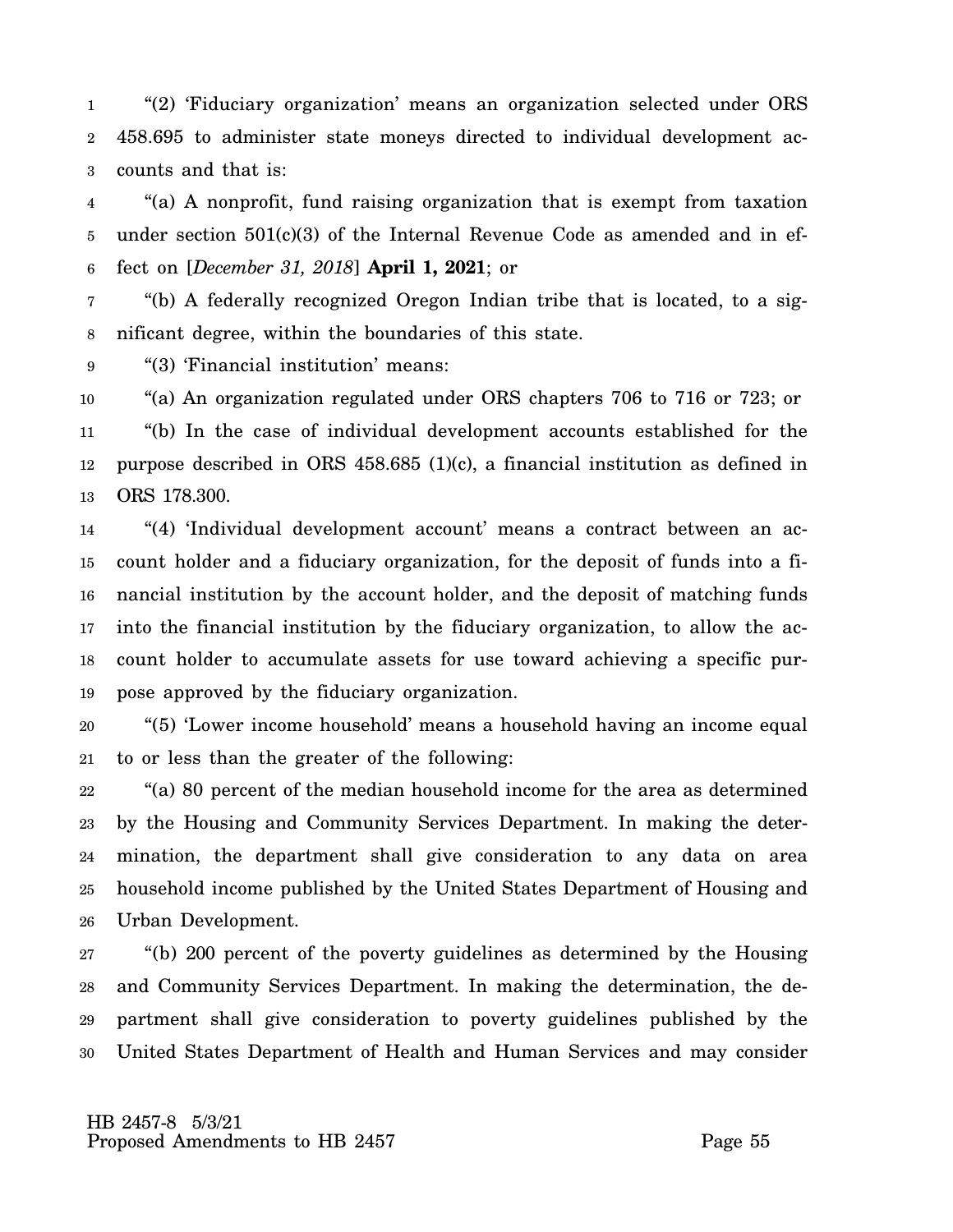"(2) 'Fiduciary organization' means an organization selected under ORS 458.695 to administer state moneys directed to individual development accounts and that is:

"(a) A nonprofit, fund raising organization that is exempt from taxation under section 501(c)(3) of the Internal Revenue Code as amended and in effect on [*December 31, 2018*] **April 1, 2021**; or

"(b) A federally recognized Oregon Indian tribe that is located, to a significant degree, within the boundaries of this state.

"(3) 'Financial institution' means:

"(a) An organization regulated under ORS chapters 706 to 716 or 723; or

"(b) In the case of individual development accounts established for the purpose described in ORS 458.685 (1)(c), a financial institution as defined in ORS 178.300.

"(4) 'Individual development account' means a contract between an account holder and a fiduciary organization, for the deposit of funds into a financial institution by the account holder, and the deposit of matching funds into the financial institution by the fiduciary organization, to allow the account holder to accumulate assets for use toward achieving a specific purpose approved by the fiduciary organization.

"(5) 'Lower income household' means a household having an income equal to or less than the greater of the following:

"(a) 80 percent of the median household income for the area as determined by the Housing and Community Services Department. In making the determination, the department shall give consideration to any data on area household income published by the United States Department of Housing and Urban Development.

"(b) 200 percent of the poverty guidelines as determined by the Housing and Community Services Department. In making the determination, the department shall give consideration to poverty guidelines published by the United States Department of Health and Human Services and may consider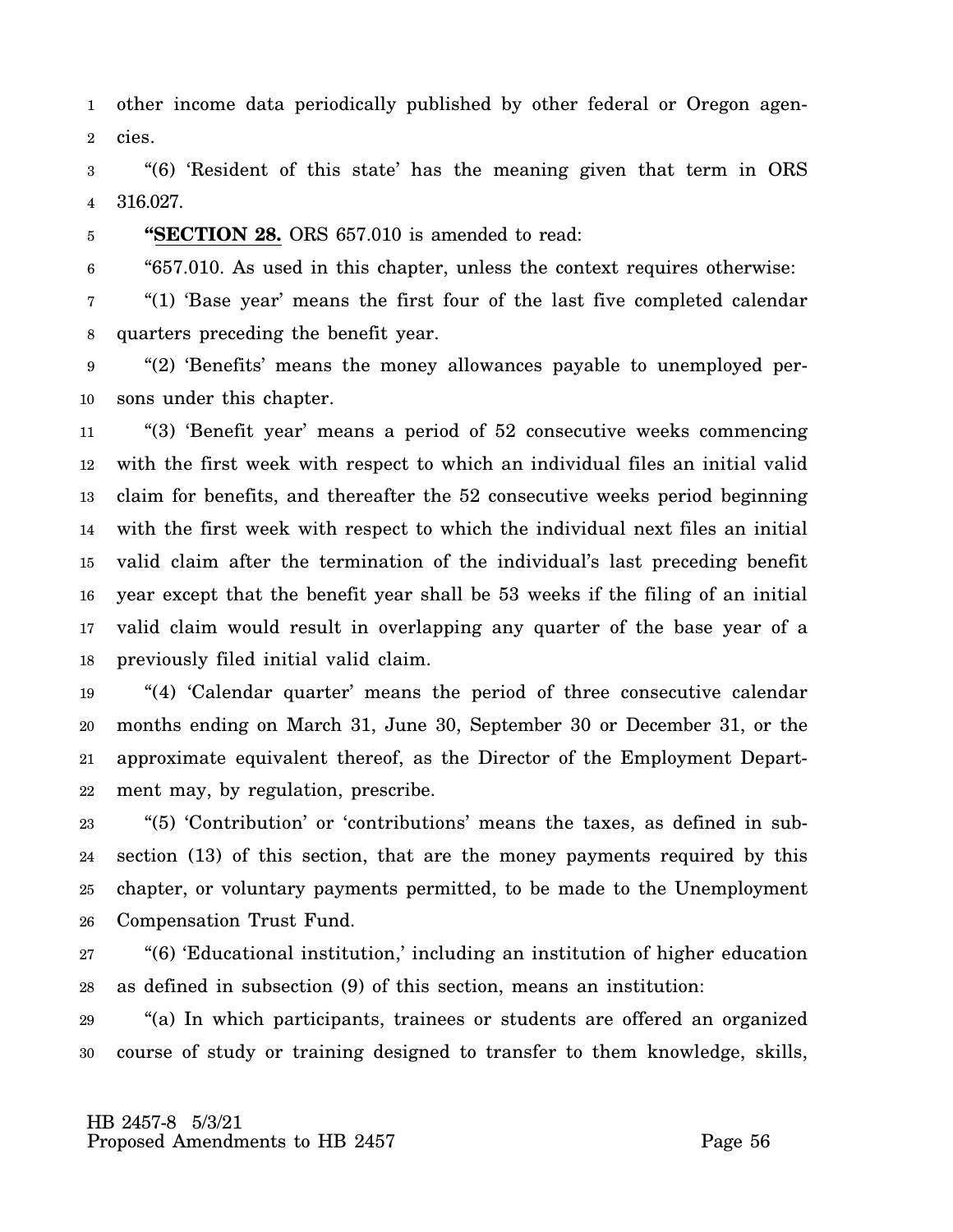other income data periodically published by other federal or Oregon agencies.

"(6) 'Resident of this state' has the meaning given that term in ORS 316.027.

"**SECTION 28.** ORS 657.010 is amended to read:

"657.010. As used in this chapter, unless the context requires otherwise:

"(1) 'Base year' means the first four of the last five completed calendar quarters preceding the benefit year.

"(2) 'Benefits' means the money allowances payable to unemployed persons under this chapter.

"(3) 'Benefit year' means a period of 52 consecutive weeks commencing with the first week with respect to which an individual files an initial valid claim for benefits, and thereafter the 52 consecutive weeks period beginning with the first week with respect to which the individual next files an initial valid claim after the termination of the individual's last preceding benefit year except that the benefit year shall be 53 weeks if the filing of an initial valid claim would result in overlapping any quarter of the base year of a previously filed initial valid claim.

"(4) 'Calendar quarter' means the period of three consecutive calendar months ending on March 31, June 30, September 30 or December 31, or the approximate equivalent thereof, as the Director of the Employment Department may, by regulation, prescribe.

"(5) 'Contribution' or 'contributions' means the taxes, as defined in subsection (13) of this section, that are the money payments required by this chapter, or voluntary payments permitted, to be made to the Unemployment Compensation Trust Fund.

"(6) 'Educational institution,' including an institution of higher education as defined in subsection (9) of this section, means an institution:

"(a) In which participants, trainees or students are offered an organized course of study or training designed to transfer to them knowledge, skills,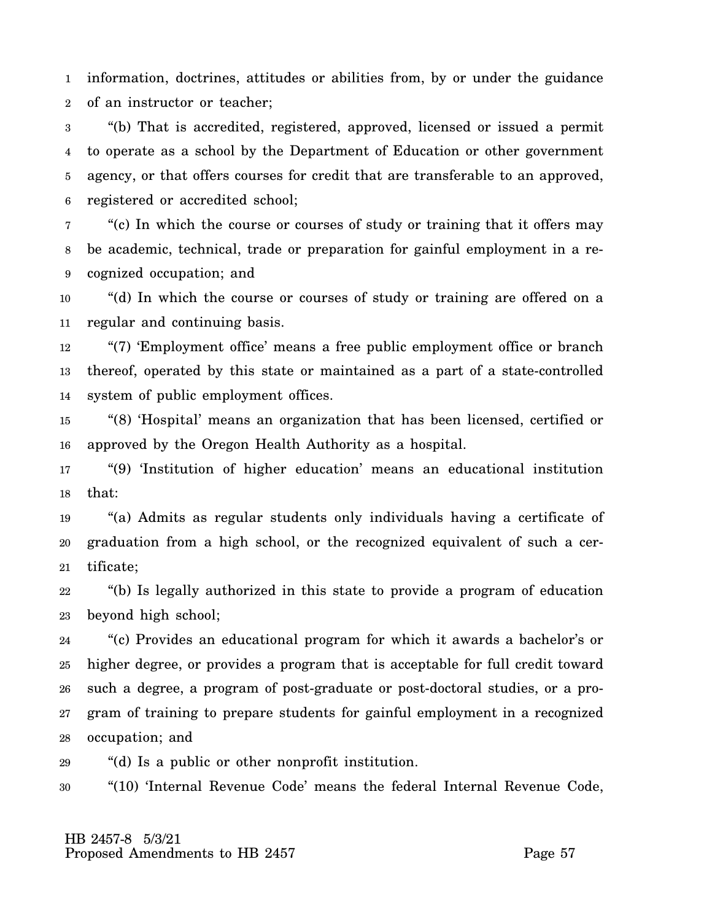information, doctrines, attitudes or abilities from, by or under the guidance of an instructor or teacher;

"(b) That is accredited, registered, approved, licensed or issued a permit to operate as a school by the Department of Education or other government agency, or that offers courses for credit that are transferable to an approved, registered or accredited school;

"(c) In which the course or courses of study or training that it offers may be academic, technical, trade or preparation for gainful employment in a recognized occupation; and

"(d) In which the course or courses of study or training are offered on a regular and continuing basis.

"(7) 'Employment office' means a free public employment office or branch thereof, operated by this state or maintained as a part of a state-controlled system of public employment offices.

"(8) 'Hospital' means an organization that has been licensed, certified or approved by the Oregon Health Authority as a hospital.

"(9) 'Institution of higher education' means an educational institution that:

"(a) Admits as regular students only individuals having a certificate of graduation from a high school, or the recognized equivalent of such a certificate;

"(b) Is legally authorized in this state to provide a program of education beyond high school;

"(c) Provides an educational program for which it awards a bachelor's or higher degree, or provides a program that is acceptable for full credit toward such a degree, a program of post-graduate or post-doctoral studies, or a program of training to prepare students for gainful employment in a recognized occupation; and

"(d) Is a public or other nonprofit institution.

"(10) 'Internal Revenue Code' means the federal Internal Revenue Code,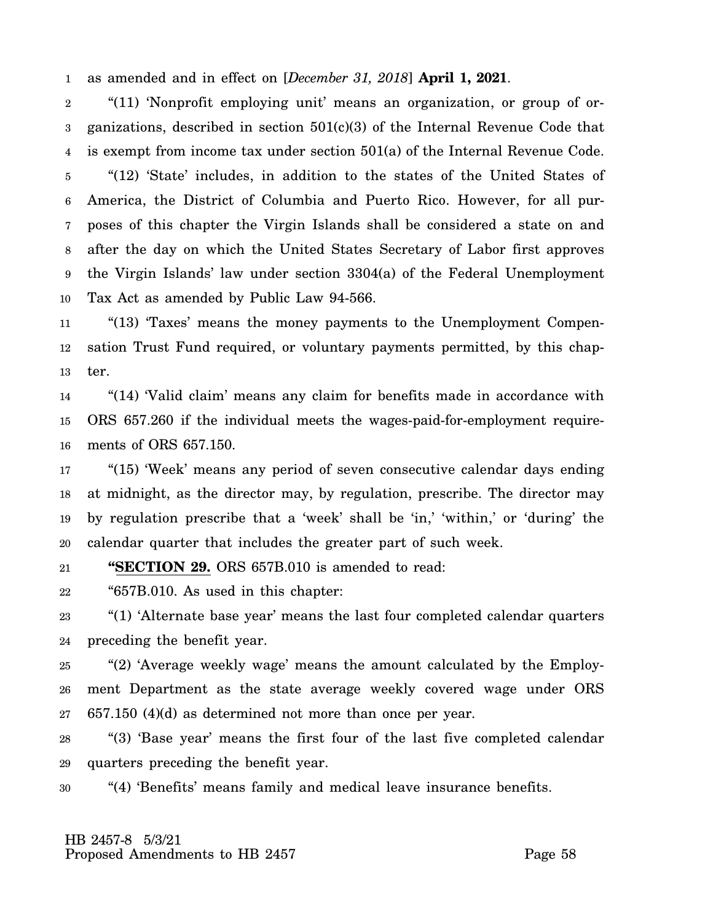as amended and in effect on [*December 31, 2018*] **April 1, 2021**.

"(11) 'Nonprofit employing unit' means an organization, or group of organizations, described in section 501(c)(3) of the Internal Revenue Code that is exempt from income tax under section 501(a) of the Internal Revenue Code.

"(12) 'State' includes, in addition to the states of the United States of America, the District of Columbia and Puerto Rico. However, for all purposes of this chapter the Virgin Islands shall be considered a state on and after the day on which the United States Secretary of Labor first approves the Virgin Islands' law under section 3304(a) of the Federal Unemployment Tax Act as amended by Public Law 94-566.

"(13) 'Taxes' means the money payments to the Unemployment Compensation Trust Fund required, or voluntary payments permitted, by this chapter.

"(14) 'Valid claim' means any claim for benefits made in accordance with ORS 657.260 if the individual meets the wages-paid-for-employment requirements of ORS 657.150.

"(15) 'Week' means any period of seven consecutive calendar days ending at midnight, as the director may, by regulation, prescribe. The director may by regulation prescribe that a 'week' shall be 'in,' 'within,' or 'during' the calendar quarter that includes the greater part of such week.

**"SECTION 29.** ORS 657B.010 is amended to read:

"657B.010. As used in this chapter:

"(1) 'Alternate base year' means the last four completed calendar quarters preceding the benefit year.

"(2) 'Average weekly wage' means the amount calculated by the Employment Department as the state average weekly covered wage under ORS 657.150 (4)(d) as determined not more than once per year.

"(3) 'Base year' means the first four of the last five completed calendar quarters preceding the benefit year.

"(4) 'Benefits' means family and medical leave insurance benefits.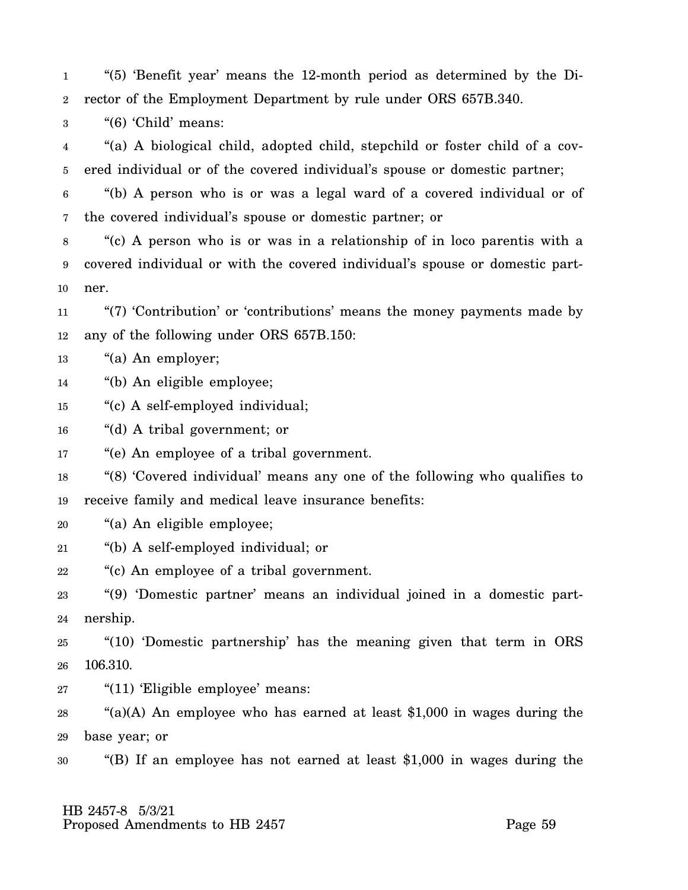"(5) 'Benefit year' means the 12-month period as determined by the Director of the Employment Department by rule under ORS 657B.340.

"(6) 'Child' means:

"(a) A biological child, adopted child, stepchild or foster child of a covered individual or of the covered individual's spouse or domestic partner;

"(b) A person who is or was a legal ward of a covered individual or of the covered individual's spouse or domestic partner; or

"(c) A person who is or was in a relationship of in loco parentis with a covered individual or with the covered individual's spouse or domestic partner.

"(7) 'Contribution' or 'contributions' means the money payments made by any of the following under ORS 657B.150:

"(a) An employer;

"(b) An eligible employee;

"(c) A self-employed individual;

"(d) A tribal government; or

"(e) An employee of a tribal government.

"(8) 'Covered individual' means any one of the following who qualifies to receive family and medical leave insurance benefits:

"(a) An eligible employee;

"(b) A self-employed individual; or

"(c) An employee of a tribal government.

"(9) 'Domestic partner' means an individual joined in a domestic partnership.

"(10) 'Domestic partnership' has the meaning given that term in ORS 106.310.

"(11) 'Eligible employee' means:

"(a)(A) An employee who has earned at least $1,000 in wages during the base year; or

"(B) If an employee has not earned at least $1,000 in wages during the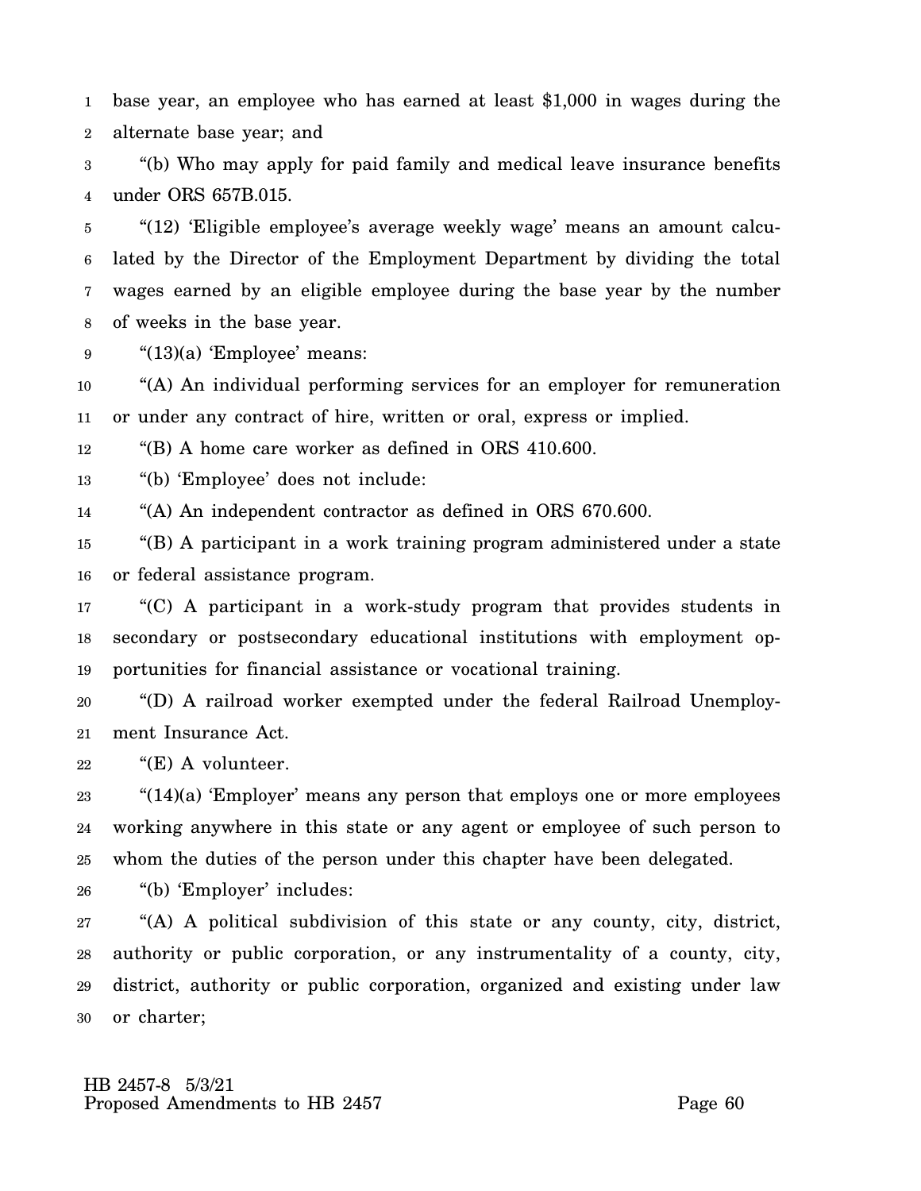base year, an employee who has earned at least $1,000 in wages during the alternate base year; and

"(b) Who may apply for paid family and medical leave insurance benefits under ORS 657B.015.

"(12) 'Eligible employee's average weekly wage' means an amount calculated by the Director of the Employment Department by dividing the total wages earned by an eligible employee during the base year by the number of weeks in the base year.

"(13)(a) 'Employee' means:

"(A) An individual performing services for an employer for remuneration or under any contract of hire, written or oral, express or implied.

"(B) A home care worker as defined in ORS 410.600.

"(b) 'Employee' does not include:

"(A) An independent contractor as defined in ORS 670.600.

"(B) A participant in a work training program administered under a state or federal assistance program.

"(C) A participant in a work-study program that provides students in secondary or postsecondary educational institutions with employment opportunities for financial assistance or vocational training.

"(D) A railroad worker exempted under the federal Railroad Unemployment Insurance Act.

"(E) A volunteer.

"(14)(a) 'Employer' means any person that employs one or more employees working anywhere in this state or any agent or employee of such person to whom the duties of the person under this chapter have been delegated.

"(b) 'Employer' includes:

"(A) A political subdivision of this state or any county, city, district, authority or public corporation, or any instrumentality of a county, city, district, authority or public corporation, organized and existing under law or charter;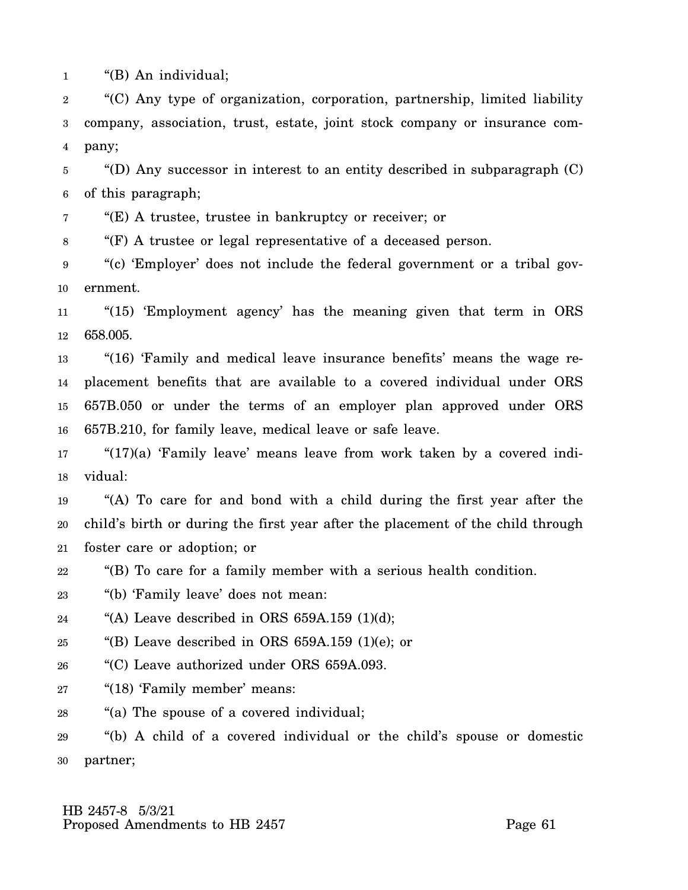"(B) An individual;

"(C) Any type of organization, corporation, partnership, limited liability company, association, trust, estate, joint stock company or insurance company;

"(D) Any successor in interest to an entity described in subparagraph (C) of this paragraph;

"(E) A trustee, trustee in bankruptcy or receiver; or

"(F) A trustee or legal representative of a deceased person.

"(c) 'Employer' does not include the federal government or a tribal government.

"(15) 'Employment agency' has the meaning given that term in ORS 658.005.

"(16) 'Family and medical leave insurance benefits' means the wage replacement benefits that are available to a covered individual under ORS 657B.050 or under the terms of an employer plan approved under ORS 657B.210, for family leave, medical leave or safe leave.

"(17)(a) 'Family leave' means leave from work taken by a covered individual:

"(A) To care for and bond with a child during the first year after the child's birth or during the first year after the placement of the child through foster care or adoption; or

"(B) To care for a family member with a serious health condition.

"(b) 'Family leave' does not mean:

"(A) Leave described in ORS 659A.159 (1)(d);

"(B) Leave described in ORS 659A.159 (1)(e); or

"(C) Leave authorized under ORS 659A.093.

"(18) 'Family member' means:

"(a) The spouse of a covered individual;

"(b) A child of a covered individual or the child's spouse or domestic partner;

HB 2457-8 5/3/21
Proposed Amendments to HB 2457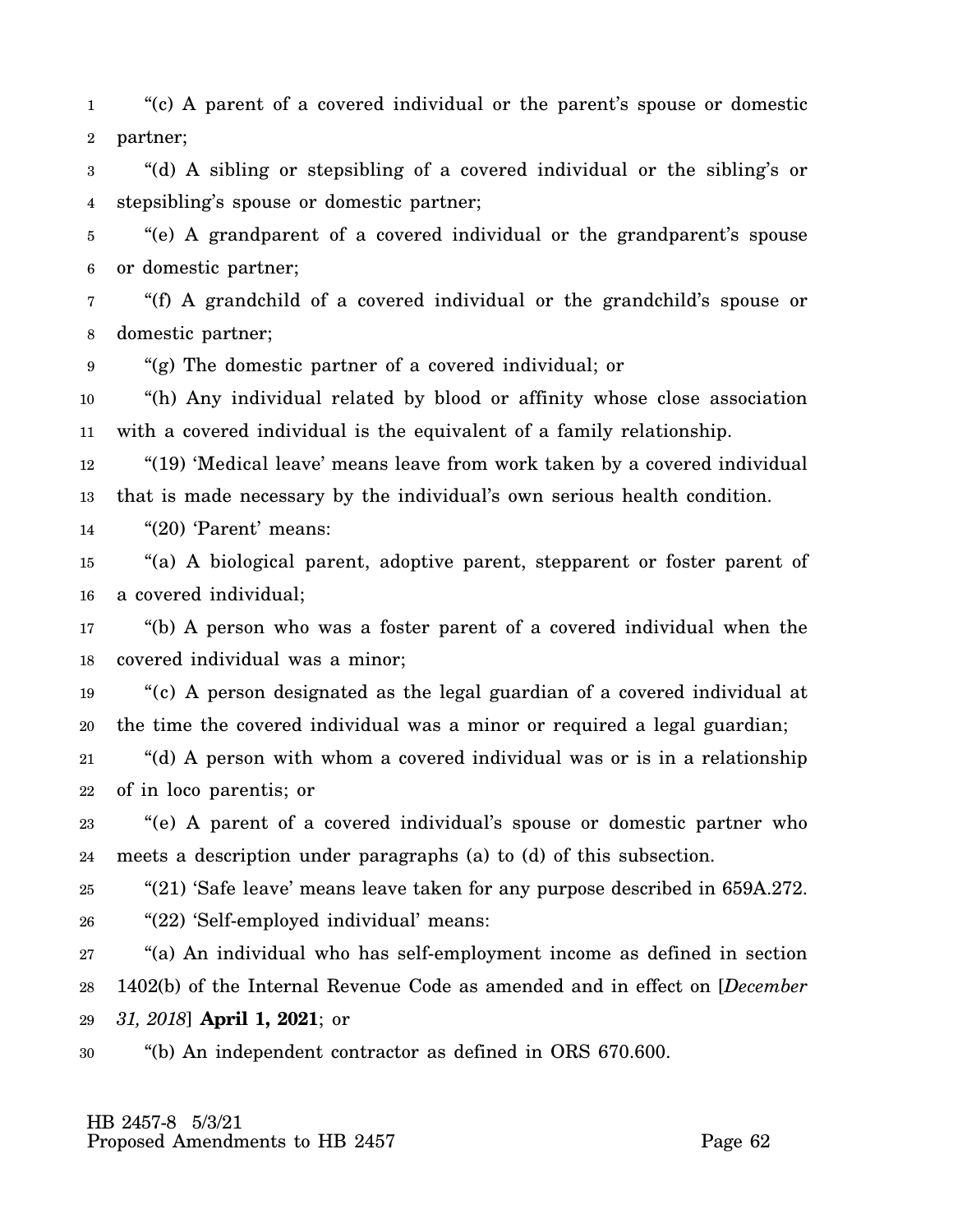"(c) A parent of a covered individual or the parent's spouse or domestic partner;

"(d) A sibling or stepsibling of a covered individual or the sibling's or stepsibling's spouse or domestic partner;

"(e) A grandparent of a covered individual or the grandparent's spouse or domestic partner;

"(f) A grandchild of a covered individual or the grandchild's spouse or domestic partner;

"(g) The domestic partner of a covered individual; or

"(h) Any individual related by blood or affinity whose close association with a covered individual is the equivalent of a family relationship.

"(19) 'Medical leave' means leave from work taken by a covered individual that is made necessary by the individual's own serious health condition.

"(20) 'Parent' means:

"(a) A biological parent, adoptive parent, stepparent or foster parent of a covered individual;

"(b) A person who was a foster parent of a covered individual when the covered individual was a minor;

"(c) A person designated as the legal guardian of a covered individual at the time the covered individual was a minor or required a legal guardian;

"(d) A person with whom a covered individual was or is in a relationship of in loco parentis; or

"(e) A parent of a covered individual's spouse or domestic partner who meets a description under paragraphs (a) to (d) of this subsection.

"(21) 'Safe leave' means leave taken for any purpose described in 659A.272.

"(22) 'Self-employed individual' means:

"(a) An individual who has self-employment income as defined in section 1402(b) of the Internal Revenue Code as amended and in effect on [*December 31, 2018*] **April 1, 2021**; or

"(b) An independent contractor as defined in ORS 670.600.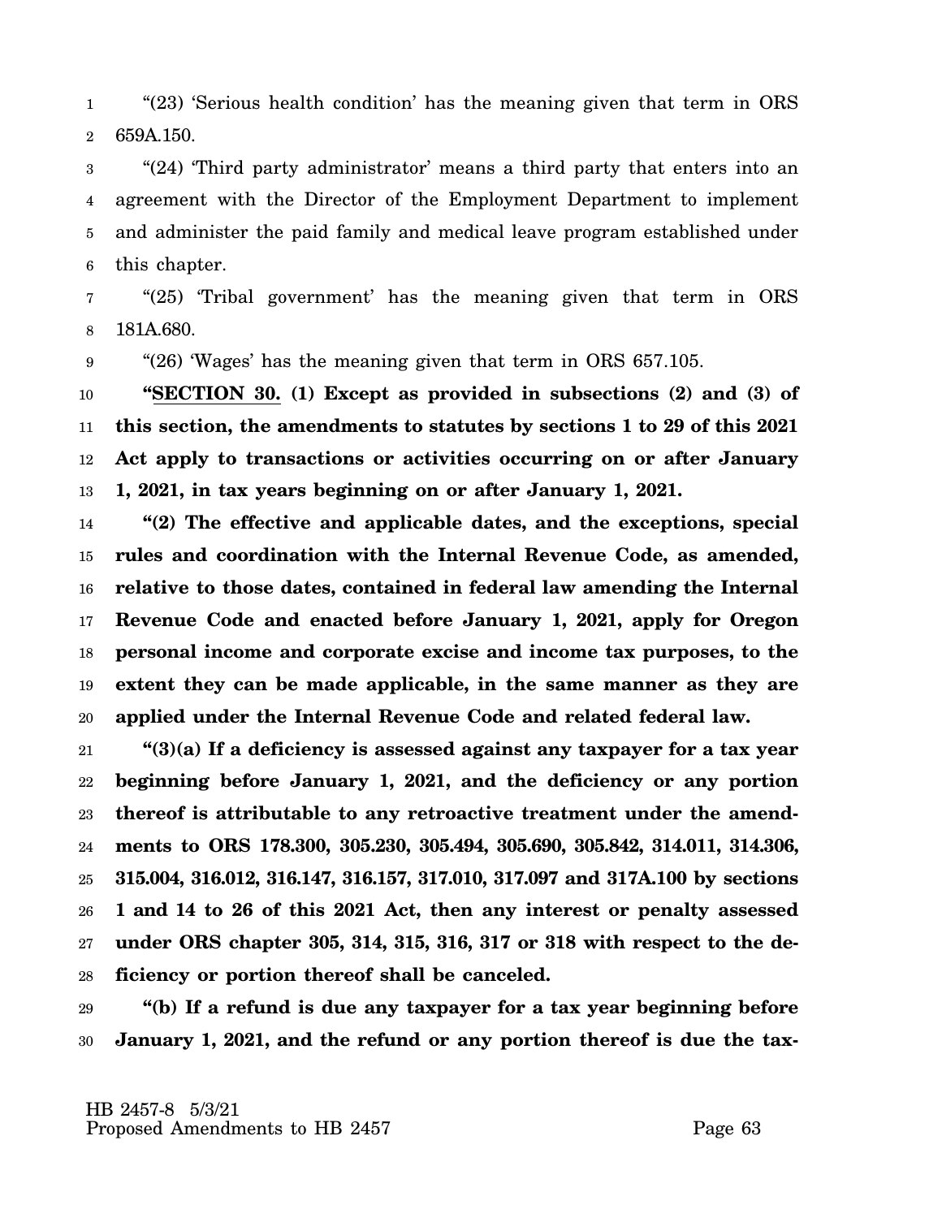"(23) 'Serious health condition' has the meaning given that term in ORS 659A.150.

"(24) 'Third party administrator' means a third party that enters into an agreement with the Director of the Employment Department to implement and administer the paid family and medical leave program established under this chapter.

"(25) 'Tribal government' has the meaning given that term in ORS 181A.680.

"(26) 'Wages' has the meaning given that term in ORS 657.105.

**"SECTION 30. (1) Except as provided in subsections (2) and (3) of this section, the amendments to statutes by sections 1 to 29 of this 2021 Act apply to transactions or activities occurring on or after January 1, 2021, in tax years beginning on or after January 1, 2021.**

**"(2) The effective and applicable dates, and the exceptions, special rules and coordination with the Internal Revenue Code, as amended, relative to those dates, contained in federal law amending the Internal Revenue Code and enacted before January 1, 2021, apply for Oregon personal income and corporate excise and income tax purposes, to the extent they can be made applicable, in the same manner as they are applied under the Internal Revenue Code and related federal law.**

**"(3)(a) If a deficiency is assessed against any taxpayer for a tax year beginning before January 1, 2021, and the deficiency or any portion thereof is attributable to any retroactive treatment under the amendments to ORS 178.300, 305.230, 305.494, 305.690, 305.842, 314.011, 314.306, 315.004, 316.012, 316.147, 316.157, 317.010, 317.097 and 317A.100 by sections 1 and 14 to 26 of this 2021 Act, then any interest or penalty assessed under ORS chapter 305, 314, 315, 316, 317 or 318 with respect to the deficiency or portion thereof shall be canceled.**

**"(b) If a refund is due any taxpayer for a tax year beginning before January 1, 2021, and the refund or any portion thereof is due the tax-**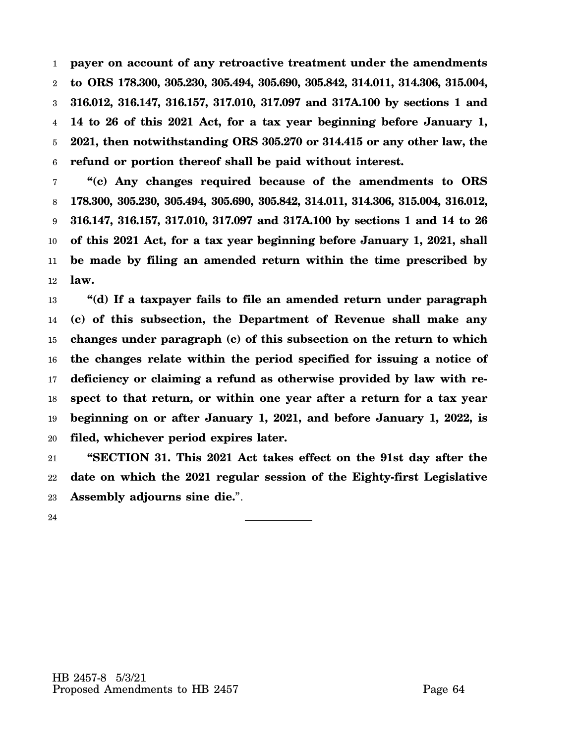**payer on account of any retroactive treatment under the amendments to ORS 178.300, 305.230, 305.494, 305.690, 305.842, 314.011, 314.306, 315.004, 316.012, 316.147, 316.157, 317.010, 317.097 and 317A.100 by sections 1 and 14 to 26 of this 2021 Act, for a tax year beginning before January 1, 2021, then notwithstanding ORS 305.270 or 314.415 or any other law, the refund or portion thereof shall be paid without interest.**

**"(c) Any changes required because of the amendments to ORS 178.300, 305.230, 305.494, 305.690, 305.842, 314.011, 314.306, 315.004, 316.012, 316.147, 316.157, 317.010, 317.097 and 317A.100 by sections 1 and 14 to 26 of this 2021 Act, for a tax year beginning before January 1, 2021, shall be made by filing an amended return within the time prescribed by law.**

**"(d) If a taxpayer fails to file an amended return under paragraph (c) of this subsection, the Department of Revenue shall make any changes under paragraph (c) of this subsection on the return to which the changes relate within the period specified for issuing a notice of deficiency or claiming a refund as otherwise provided by law with respect to that return, or within one year after a return for a tax year beginning on or after January 1, 2021, and before January 1, 2022, is filed, whichever period expires later.**

**"SECTION 31. This 2021 Act takes effect on the 91st day after the date on which the 2021 regular session of the Eighty-first Legislative Assembly adjourns sine die."**.

HB 2457-8 5/3/21
Proposed Amendments to HB 2457